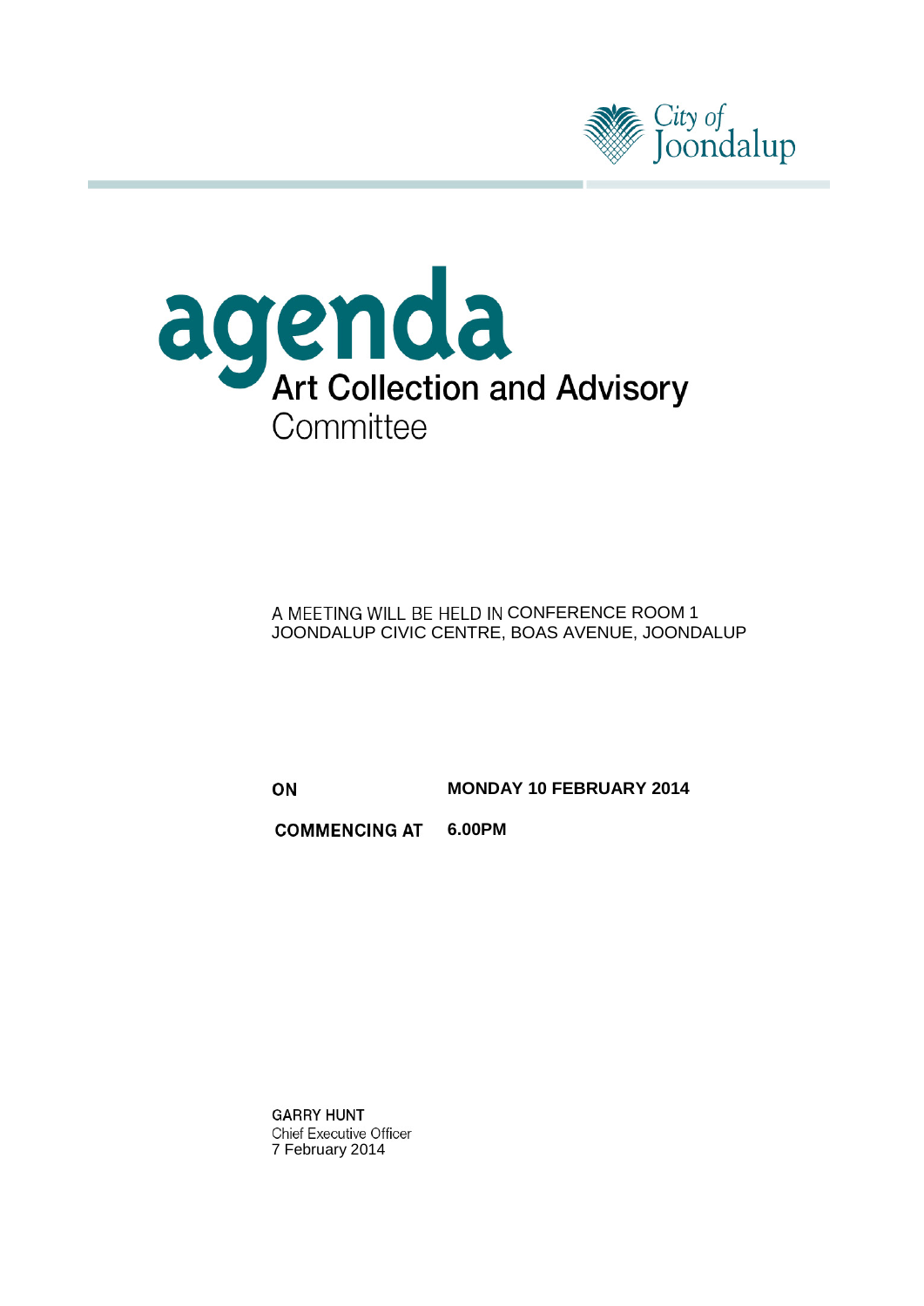City of Joondalup

# agenda

## Art Collection and Advisory Committee

A MEETING WILL BE HELD IN CONFERENCE ROOM 1
JOONDALUP CIVIC CENTRE, BOAS AVENUE, JOONDALUP

**ON** **MONDAY 10 FEBRUARY 2014**

**COMMENCING AT** **6.00PM**

**GARRY HUNT**
Chief Executive Officer
7 February 2014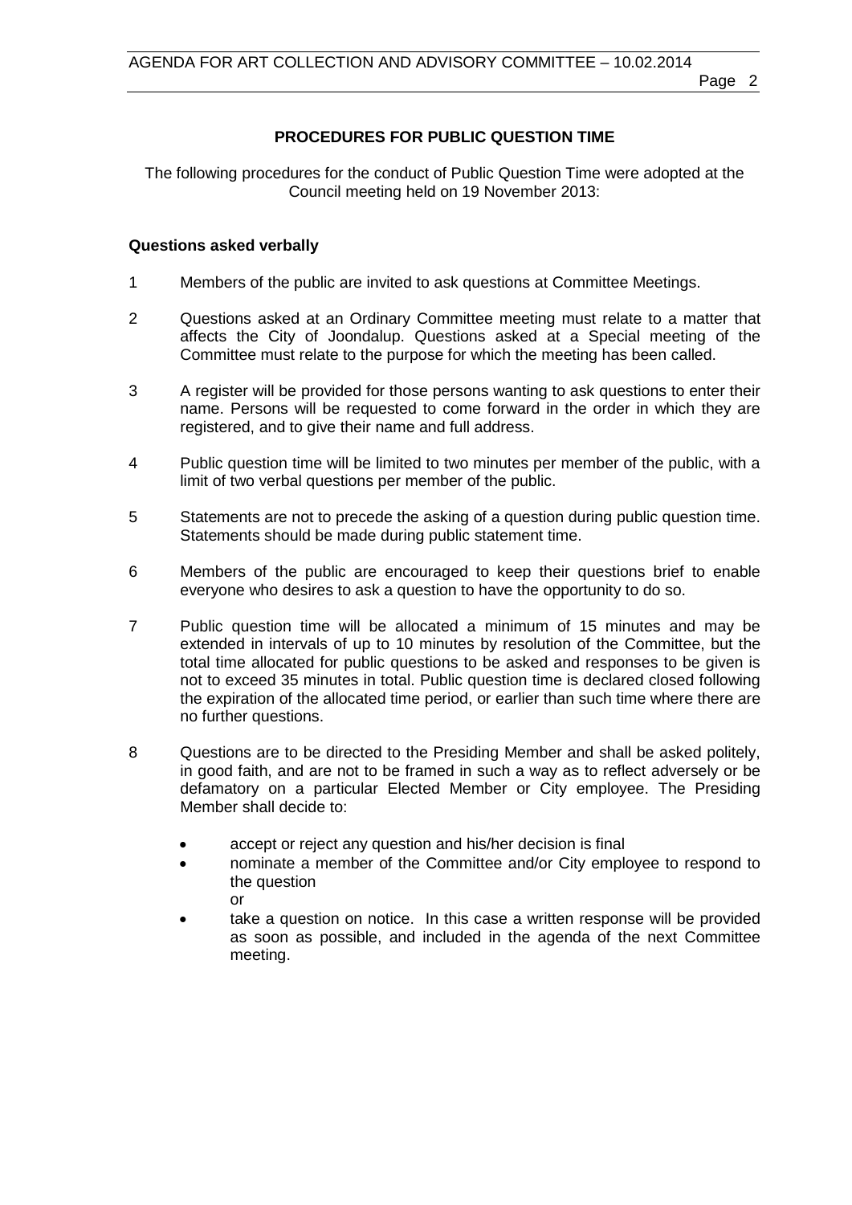## PROCEDURES FOR PUBLIC QUESTION TIME

The following procedures for the conduct of Public Question Time were adopted at the Council meeting held on 19 November 2013:

### Questions asked verbally

1. Members of the public are invited to ask questions at Committee Meetings.

2. Questions asked at an Ordinary Committee meeting must relate to a matter that affects the City of Joondalup. Questions asked at a Special meeting of the Committee must relate to the purpose for which the meeting has been called.

3. A register will be provided for those persons wanting to ask questions to enter their name. Persons will be requested to come forward in the order in which they are registered, and to give their name and full address.

4. Public question time will be limited to two minutes per member of the public, with a limit of two verbal questions per member of the public.

5. Statements are not to precede the asking of a question during public question time. Statements should be made during public statement time.

6. Members of the public are encouraged to keep their questions brief to enable everyone who desires to ask a question to have the opportunity to do so.

7. Public question time will be allocated a minimum of 15 minutes and may be extended in intervals of up to 10 minutes by resolution of the Committee, but the total time allocated for public questions to be asked and responses to be given is not to exceed 35 minutes in total. Public question time is declared closed following the expiration of the allocated time period, or earlier than such time where there are no further questions.

8. Questions are to be directed to the Presiding Member and shall be asked politely, in good faith, and are not to be framed in such a way as to reflect adversely or be defamatory on a particular Elected Member or City employee. The Presiding Member shall decide to:

   - accept or reject any question and his/her decision is final
   - nominate a member of the Committee and/or City employee to respond to the question
     or
   - take a question on notice. In this case a written response will be provided as soon as possible, and included in the agenda of the next Committee meeting.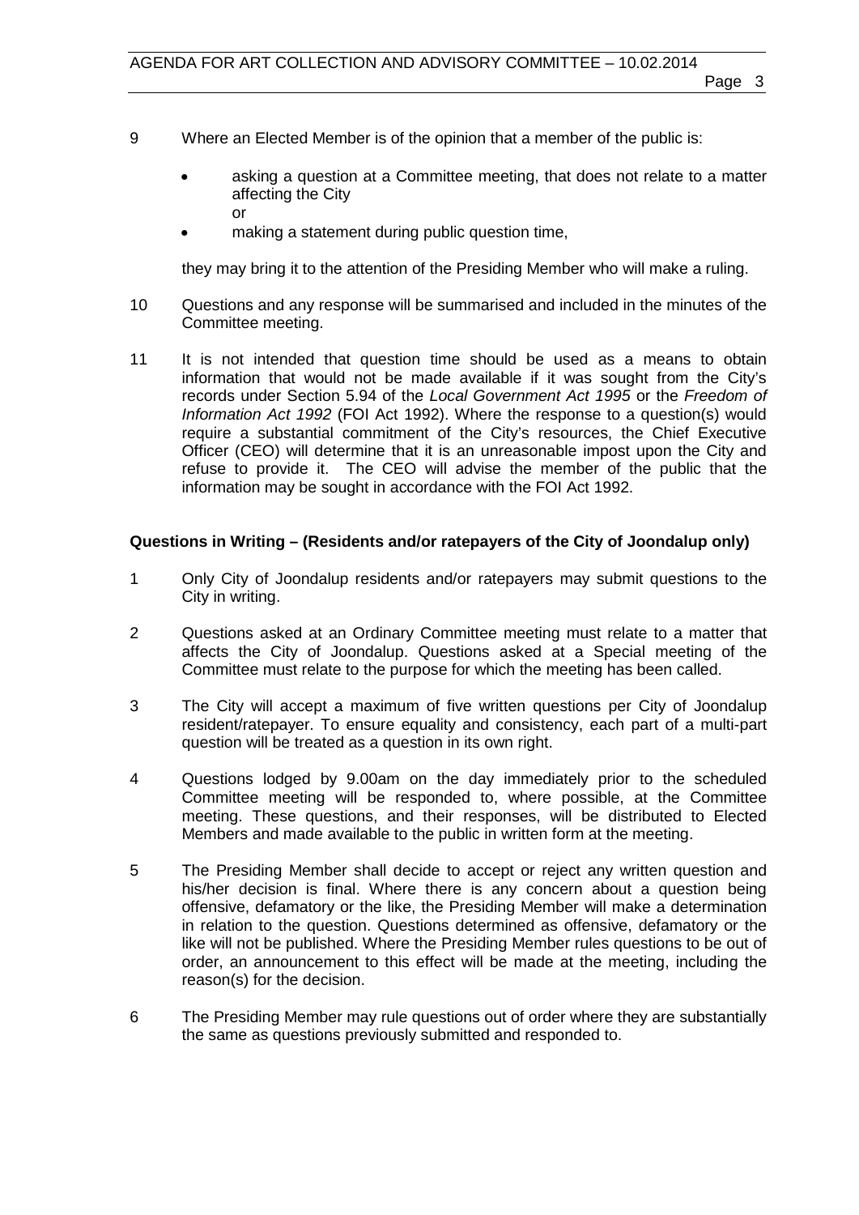9 Where an Elected Member is of the opinion that a member of the public is:

   - asking a question at a Committee meeting, that does not relate to a matter affecting the City
     or
   - making a statement during public question time,

   they may bring it to the attention of the Presiding Member who will make a ruling.

10 Questions and any response will be summarised and included in the minutes of the Committee meeting.

11 It is not intended that question time should be used as a means to obtain information that would not be made available if it was sought from the City's records under Section 5.94 of the *Local Government Act 1995* or the *Freedom of Information Act 1992* (FOI Act 1992). Where the response to a question(s) would require a substantial commitment of the City's resources, the Chief Executive Officer (CEO) will determine that it is an unreasonable impost upon the City and refuse to provide it. The CEO will advise the member of the public that the information may be sought in accordance with the FOI Act 1992.

**Questions in Writing – (Residents and/or ratepayers of the City of Joondalup only)**

1 Only City of Joondalup residents and/or ratepayers may submit questions to the City in writing.

2 Questions asked at an Ordinary Committee meeting must relate to a matter that affects the City of Joondalup. Questions asked at a Special meeting of the Committee must relate to the purpose for which the meeting has been called.

3 The City will accept a maximum of five written questions per City of Joondalup resident/ratepayer. To ensure equality and consistency, each part of a multi-part question will be treated as a question in its own right.

4 Questions lodged by 9.00am on the day immediately prior to the scheduled Committee meeting will be responded to, where possible, at the Committee meeting. These questions, and their responses, will be distributed to Elected Members and made available to the public in written form at the meeting.

5 The Presiding Member shall decide to accept or reject any written question and his/her decision is final. Where there is any concern about a question being offensive, defamatory or the like, the Presiding Member will make a determination in relation to the question. Questions determined as offensive, defamatory or the like will not be published. Where the Presiding Member rules questions to be out of order, an announcement to this effect will be made at the meeting, including the reason(s) for the decision.

6 The Presiding Member may rule questions out of order where they are substantially the same as questions previously submitted and responded to.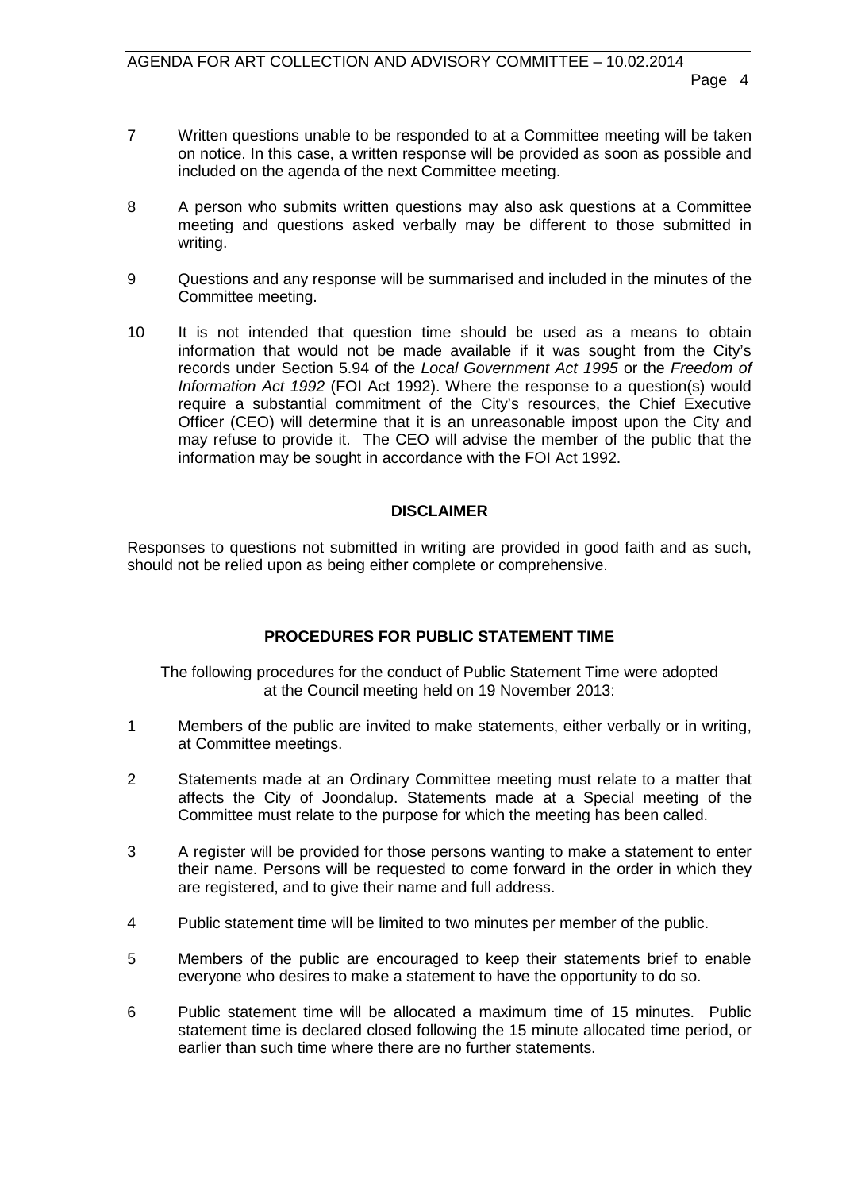7 Written questions unable to be responded to at a Committee meeting will be taken on notice. In this case, a written response will be provided as soon as possible and included on the agenda of the next Committee meeting.

8 A person who submits written questions may also ask questions at a Committee meeting and questions asked verbally may be different to those submitted in writing.

9 Questions and any response will be summarised and included in the minutes of the Committee meeting.

10 It is not intended that question time should be used as a means to obtain information that would not be made available if it was sought from the City's records under Section 5.94 of the *Local Government Act 1995* or the *Freedom of Information Act 1992* (FOI Act 1992). Where the response to a question(s) would require a substantial commitment of the City's resources, the Chief Executive Officer (CEO) will determine that it is an unreasonable impost upon the City and may refuse to provide it. The CEO will advise the member of the public that the information may be sought in accordance with the FOI Act 1992.

## DISCLAIMER

Responses to questions not submitted in writing are provided in good faith and as such, should not be relied upon as being either complete or comprehensive.

## PROCEDURES FOR PUBLIC STATEMENT TIME

The following procedures for the conduct of Public Statement Time were adopted at the Council meeting held on 19 November 2013:

1 Members of the public are invited to make statements, either verbally or in writing, at Committee meetings.

2 Statements made at an Ordinary Committee meeting must relate to a matter that affects the City of Joondalup. Statements made at a Special meeting of the Committee must relate to the purpose for which the meeting has been called.

3 A register will be provided for those persons wanting to make a statement to enter their name. Persons will be requested to come forward in the order in which they are registered, and to give their name and full address.

4 Public statement time will be limited to two minutes per member of the public.

5 Members of the public are encouraged to keep their statements brief to enable everyone who desires to make a statement to have the opportunity to do so.

6 Public statement time will be allocated a maximum time of 15 minutes. Public statement time is declared closed following the 15 minute allocated time period, or earlier than such time where there are no further statements.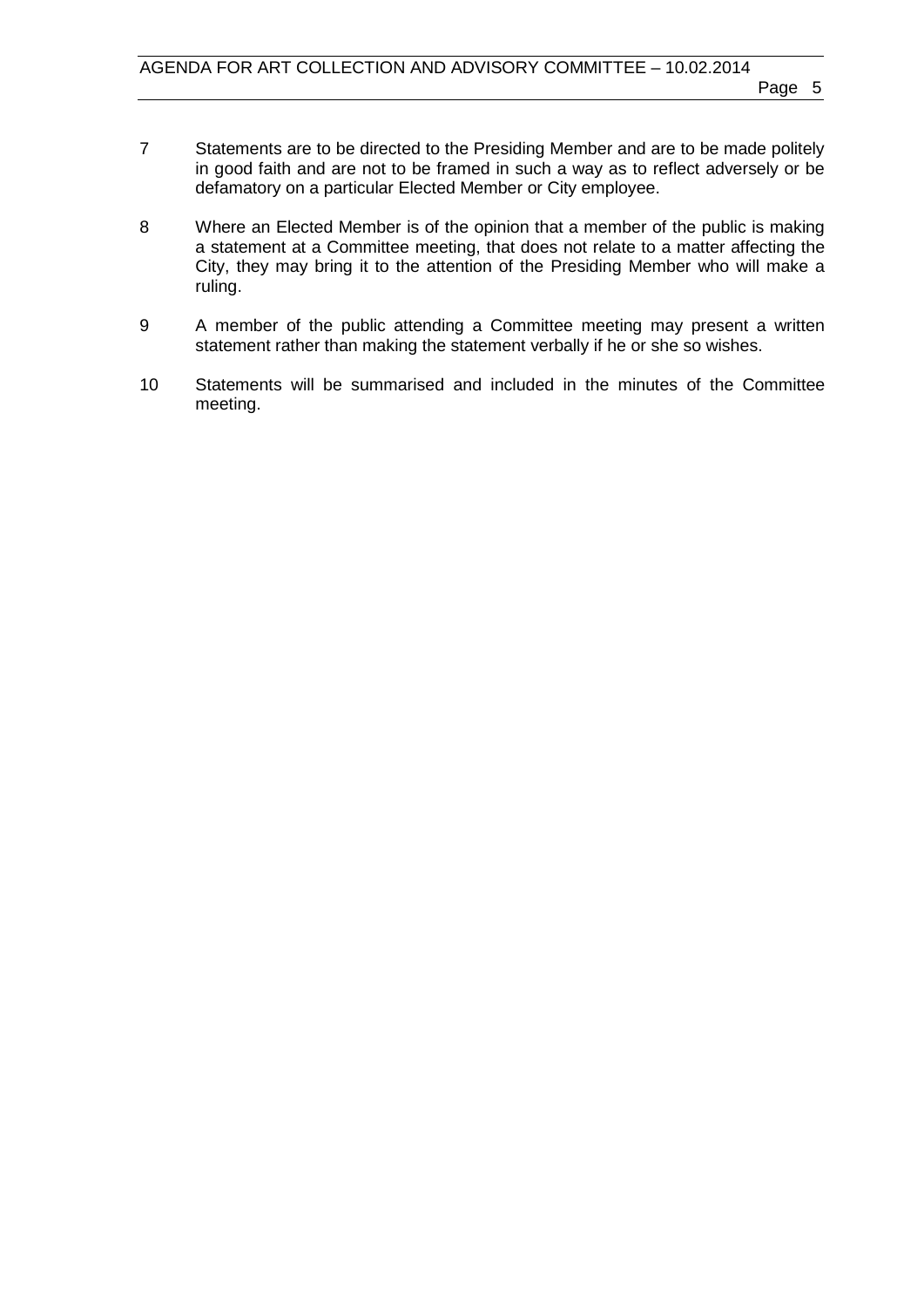7. Statements are to be directed to the Presiding Member and are to be made politely in good faith and are not to be framed in such a way as to reflect adversely or be defamatory on a particular Elected Member or City employee.

8. Where an Elected Member is of the opinion that a member of the public is making a statement at a Committee meeting, that does not relate to a matter affecting the City, they may bring it to the attention of the Presiding Member who will make a ruling.

9. A member of the public attending a Committee meeting may present a written statement rather than making the statement verbally if he or she so wishes.

10. Statements will be summarised and included in the minutes of the Committee meeting.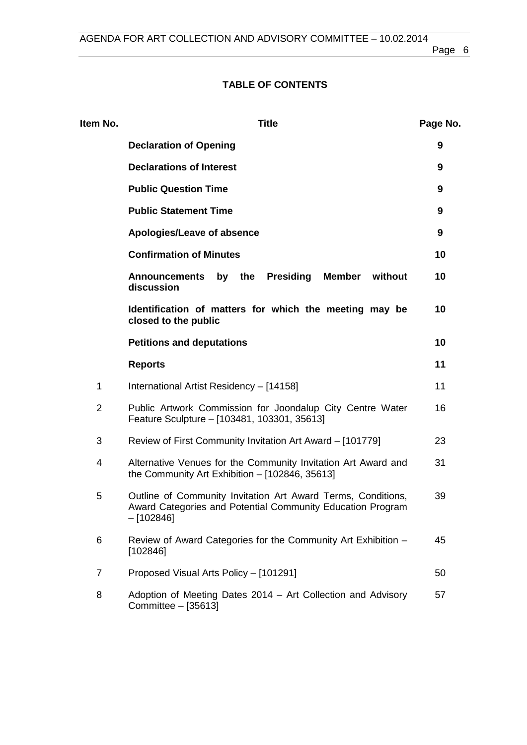# TABLE OF CONTENTS

| Item No. | Title | Page No. |
|---|---|---|
| | **Declaration of Opening** | **9** |
| | **Declarations of Interest** | **9** |
| | **Public Question Time** | **9** |
| | **Public Statement Time** | **9** |
| | **Apologies/Leave of absence** | **9** |
| | **Confirmation of Minutes** | **10** |
| | **Announcements by the Presiding Member without discussion** | **10** |
| | **Identification of matters for which the meeting may be closed to the public** | **10** |
| | **Petitions and deputations** | **10** |
| | **Reports** | **11** |
| 1 | International Artist Residency – [14158] | 11 |
| 2 | Public Artwork Commission for Joondalup City Centre Water Feature Sculpture – [103481, 103301, 35613] | 16 |
| 3 | Review of First Community Invitation Art Award – [101779] | 23 |
| 4 | Alternative Venues for the Community Invitation Art Award and the Community Art Exhibition – [102846, 35613] | 31 |
| 5 | Outline of Community Invitation Art Award Terms, Conditions, Award Categories and Potential Community Education Program – [102846] | 39 |
| 6 | Review of Award Categories for the Community Art Exhibition – [102846] | 45 |
| 7 | Proposed Visual Arts Policy – [101291] | 50 |
| 8 | Adoption of Meeting Dates 2014 – Art Collection and Advisory Committee – [35613] | 57 |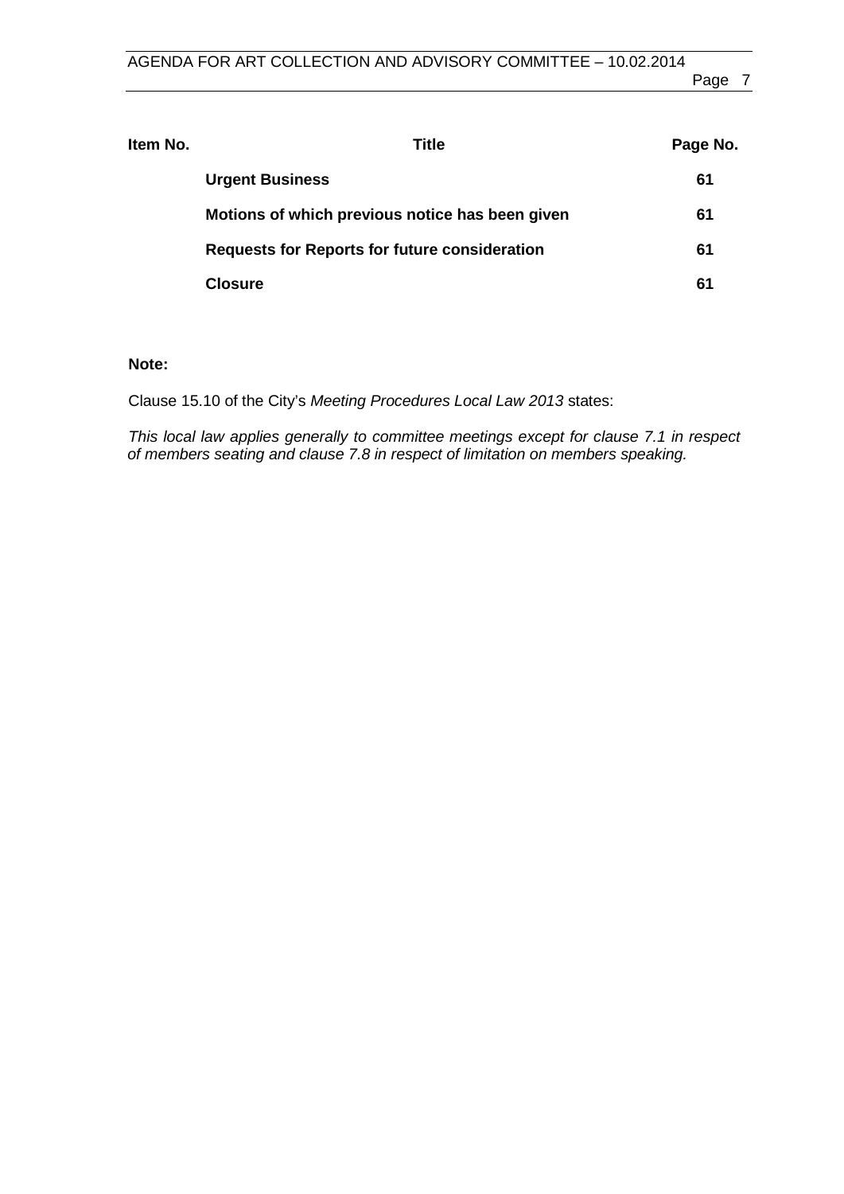| Item No. | Title | Page No. |
|---|---|---|
| | **Urgent Business** | **61** |
| | **Motions of which previous notice has been given** | **61** |
| | **Requests for Reports for future consideration** | **61** |
| | **Closure** | **61** |

**Note:**

Clause 15.10 of the City's *Meeting Procedures Local Law 2013* states:

*This local law applies generally to committee meetings except for clause 7.1 in respect of members seating and clause 7.8 in respect of limitation on members speaking.*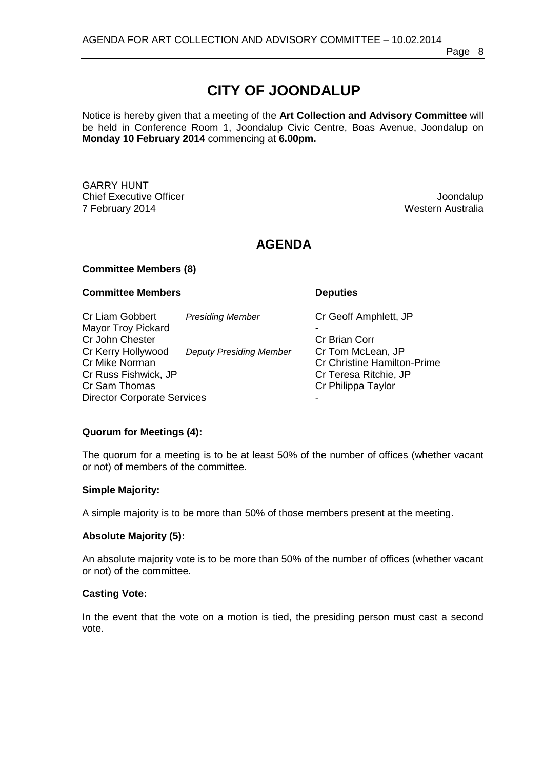# CITY OF JOONDALUP

Notice is hereby given that a meeting of the **Art Collection and Advisory Committee** will be held in Conference Room 1, Joondalup Civic Centre, Boas Avenue, Joondalup on **Monday 10 February 2014** commencing at **6.00pm.**

GARRY HUNT
Chief Executive Officer
7 February 2014

Joondalup
Western Australia

## AGENDA

**Committee Members (8)**

| **Committee Members** | | **Deputies** |
|---|---|---|
| Cr Liam Gobbert | *Presiding Member* | Cr Geoff Amphlett, JP |
| Mayor Troy Pickard | | - |
| Cr John Chester | | Cr Brian Corr |
| Cr Kerry Hollywood | *Deputy Presiding Member* | Cr Tom McLean, JP |
| Cr Mike Norman | | Cr Christine Hamilton-Prime |
| Cr Russ Fishwick, JP | | Cr Teresa Ritchie, JP |
| Cr Sam Thomas | | Cr Philippa Taylor |
| Director Corporate Services | | - |

**Quorum for Meetings (4):**

The quorum for a meeting is to be at least 50% of the number of offices (whether vacant or not) of members of the committee.

**Simple Majority:**

A simple majority is to be more than 50% of those members present at the meeting.

**Absolute Majority (5):**

An absolute majority vote is to be more than 50% of the number of offices (whether vacant or not) of the committee.

**Casting Vote:**

In the event that the vote on a motion is tied, the presiding person must cast a second vote.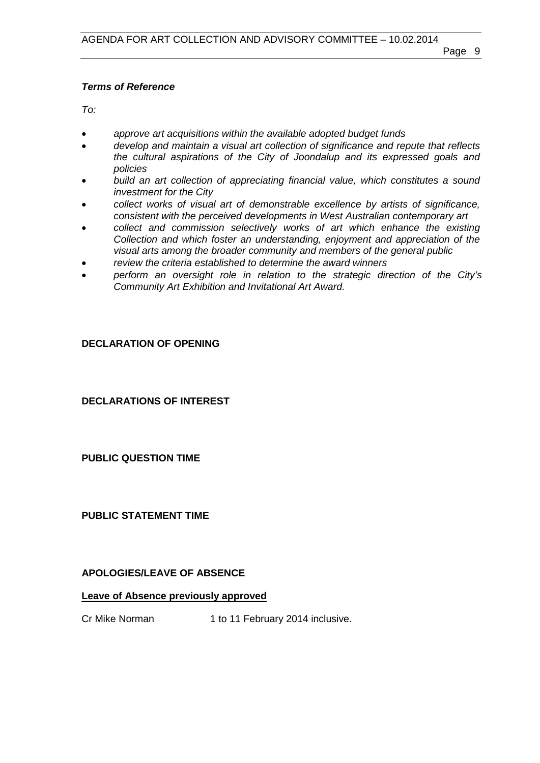***Terms of Reference***

*To:*

- *approve art acquisitions within the available adopted budget funds*
- *develop and maintain a visual art collection of significance and repute that reflects the cultural aspirations of the City of Joondalup and its expressed goals and policies*
- *build an art collection of appreciating financial value, which constitutes a sound investment for the City*
- *collect works of visual art of demonstrable excellence by artists of significance, consistent with the perceived developments in West Australian contemporary art*
- *collect and commission selectively works of art which enhance the existing Collection and which foster an understanding, enjoyment and appreciation of the visual arts among the broader community and members of the general public*
- *review the criteria established to determine the award winners*
- *perform an oversight role in relation to the strategic direction of the City's Community Art Exhibition and Invitational Art Award.*

**DECLARATION OF OPENING**

**DECLARATIONS OF INTEREST**

**PUBLIC QUESTION TIME**

**PUBLIC STATEMENT TIME**

**APOLOGIES/LEAVE OF ABSENCE**

**<u>Leave of Absence previously approved</u>**

Cr Mike Norman 1 to 11 February 2014 inclusive.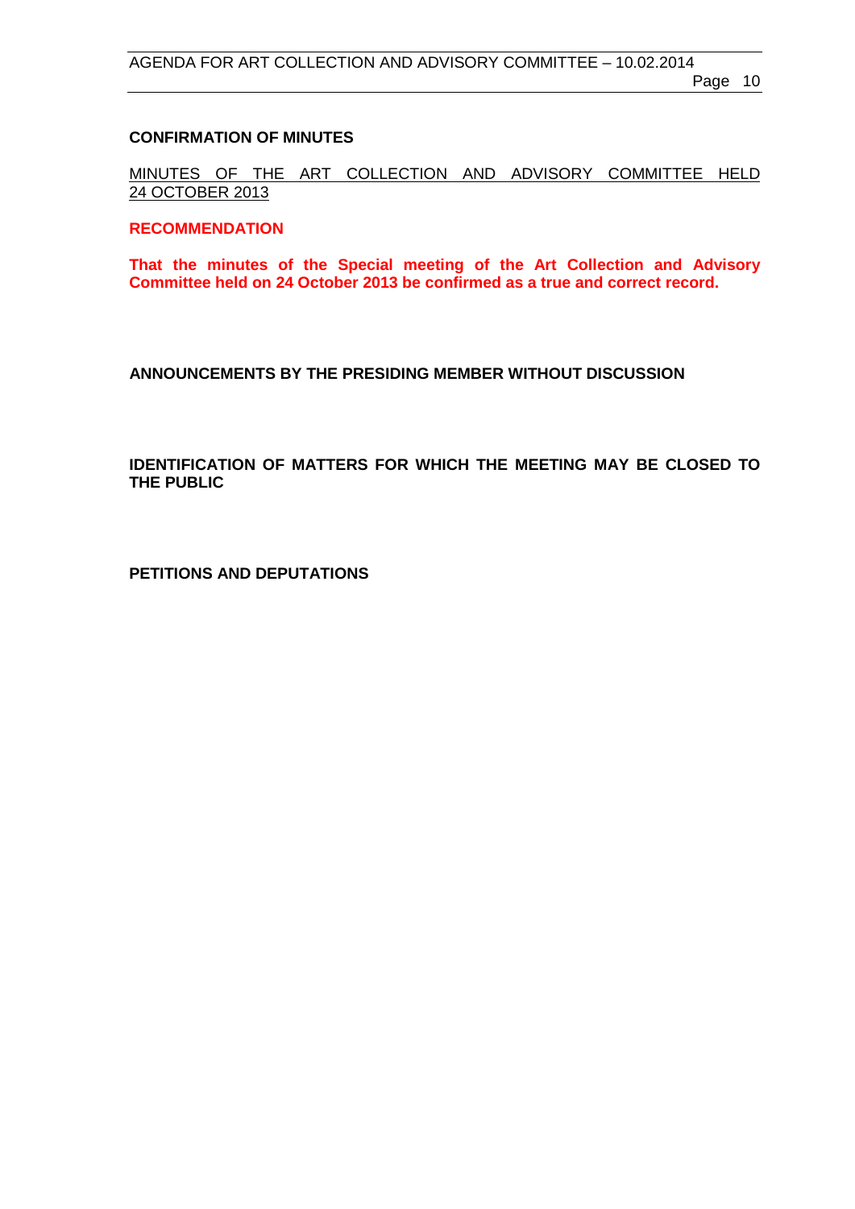## CONFIRMATION OF MINUTES

MINUTES OF THE ART COLLECTION AND ADVISORY COMMITTEE HELD 24 OCTOBER 2013

**RECOMMENDATION**

**That the minutes of the Special meeting of the Art Collection and Advisory Committee held on 24 October 2013 be confirmed as a true and correct record.**

## ANNOUNCEMENTS BY THE PRESIDING MEMBER WITHOUT DISCUSSION

## IDENTIFICATION OF MATTERS FOR WHICH THE MEETING MAY BE CLOSED TO THE PUBLIC

## PETITIONS AND DEPUTATIONS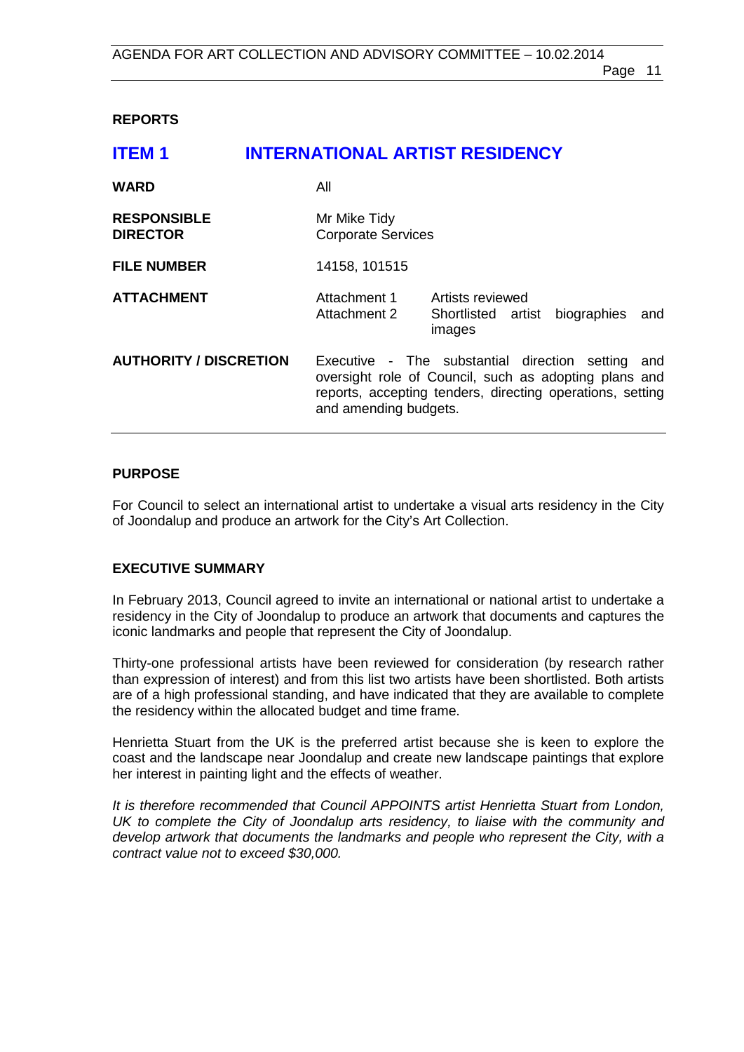## REPORTS

# ITEM 1 INTERNATIONAL ARTIST RESIDENCY

| | | |
|---|---|---|
| **WARD** | All | |
| **RESPONSIBLE DIRECTOR** | Mr Mike Tidy<br>Corporate Services | |
| **FILE NUMBER** | 14158, 101515 | |
| **ATTACHMENT** | Attachment 1<br>Attachment 2 | Artists reviewed<br>Shortlisted artist biographies and images |
| **AUTHORITY / DISCRETION** | Executive - The substantial direction setting and oversight role of Council, such as adopting plans and reports, accepting tenders, directing operations, setting and amending budgets. | |

### PURPOSE

For Council to select an international artist to undertake a visual arts residency in the City of Joondalup and produce an artwork for the City's Art Collection.

### EXECUTIVE SUMMARY

In February 2013, Council agreed to invite an international or national artist to undertake a residency in the City of Joondalup to produce an artwork that documents and captures the iconic landmarks and people that represent the City of Joondalup.

Thirty-one professional artists have been reviewed for consideration (by research rather than expression of interest) and from this list two artists have been shortlisted. Both artists are of a high professional standing, and have indicated that they are available to complete the residency within the allocated budget and time frame.

Henrietta Stuart from the UK is the preferred artist because she is keen to explore the coast and the landscape near Joondalup and create new landscape paintings that explore her interest in painting light and the effects of weather.

*It is therefore recommended that Council APPOINTS artist Henrietta Stuart from London, UK to complete the City of Joondalup arts residency, to liaise with the community and develop artwork that documents the landmarks and people who represent the City, with a contract value not to exceed $30,000.*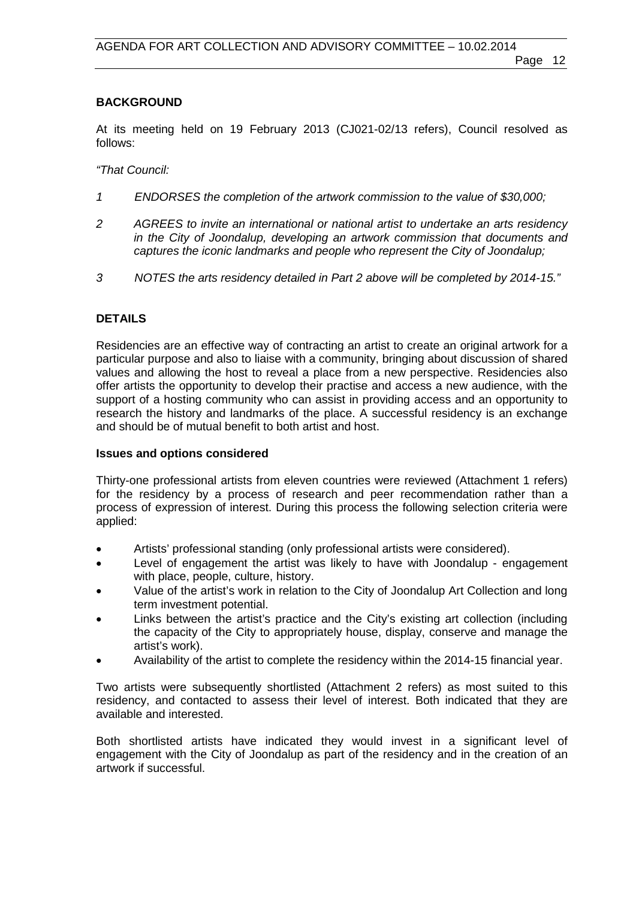## BACKGROUND

At its meeting held on 19 February 2013 (CJ021-02/13 refers), Council resolved as follows:

*"That Council:*

*1 ENDORSES the completion of the artwork commission to the value of $30,000;*

*2 AGREES to invite an international or national artist to undertake an arts residency in the City of Joondalup, developing an artwork commission that documents and captures the iconic landmarks and people who represent the City of Joondalup;*

*3 NOTES the arts residency detailed in Part 2 above will be completed by 2014-15."*

## DETAILS

Residencies are an effective way of contracting an artist to create an original artwork for a particular purpose and also to liaise with a community, bringing about discussion of shared values and allowing the host to reveal a place from a new perspective. Residencies also offer artists the opportunity to develop their practise and access a new audience, with the support of a hosting community who can assist in providing access and an opportunity to research the history and landmarks of the place. A successful residency is an exchange and should be of mutual benefit to both artist and host.

### Issues and options considered

Thirty-one professional artists from eleven countries were reviewed (Attachment 1 refers) for the residency by a process of research and peer recommendation rather than a process of expression of interest. During this process the following selection criteria were applied:

- Artists' professional standing (only professional artists were considered).
- Level of engagement the artist was likely to have with Joondalup - engagement with place, people, culture, history.
- Value of the artist's work in relation to the City of Joondalup Art Collection and long term investment potential.
- Links between the artist's practice and the City's existing art collection (including the capacity of the City to appropriately house, display, conserve and manage the artist's work).
- Availability of the artist to complete the residency within the 2014-15 financial year.

Two artists were subsequently shortlisted (Attachment 2 refers) as most suited to this residency, and contacted to assess their level of interest. Both indicated that they are available and interested.

Both shortlisted artists have indicated they would invest in a significant level of engagement with the City of Joondalup as part of the residency and in the creation of an artwork if successful.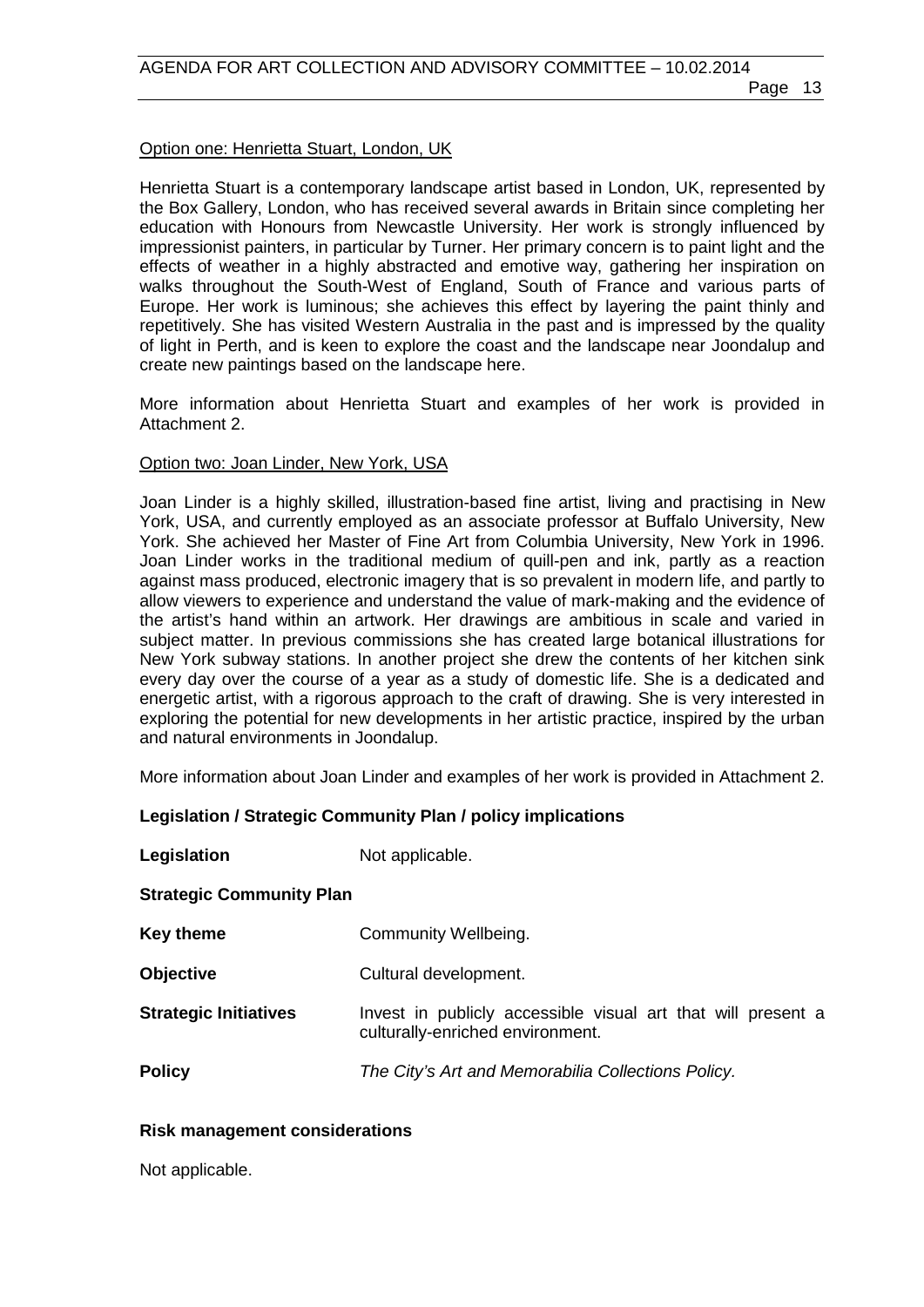<u>Option one: Henrietta Stuart, London, UK</u>

Henrietta Stuart is a contemporary landscape artist based in London, UK, represented by the Box Gallery, London, who has received several awards in Britain since completing her education with Honours from Newcastle University. Her work is strongly influenced by impressionist painters, in particular by Turner. Her primary concern is to paint light and the effects of weather in a highly abstracted and emotive way, gathering her inspiration on walks throughout the South-West of England, South of France and various parts of Europe. Her work is luminous; she achieves this effect by layering the paint thinly and repetitively. She has visited Western Australia in the past and is impressed by the quality of light in Perth, and is keen to explore the coast and the landscape near Joondalup and create new paintings based on the landscape here.

More information about Henrietta Stuart and examples of her work is provided in Attachment 2.

<u>Option two: Joan Linder, New York, USA</u>

Joan Linder is a highly skilled, illustration-based fine artist, living and practising in New York, USA, and currently employed as an associate professor at Buffalo University, New York. She achieved her Master of Fine Art from Columbia University, New York in 1996. Joan Linder works in the traditional medium of quill-pen and ink, partly as a reaction against mass produced, electronic imagery that is so prevalent in modern life, and partly to allow viewers to experience and understand the value of mark-making and the evidence of the artist's hand within an artwork. Her drawings are ambitious in scale and varied in subject matter. In previous commissions she has created large botanical illustrations for New York subway stations. In another project she drew the contents of her kitchen sink every day over the course of a year as a study of domestic life. She is a dedicated and energetic artist, with a rigorous approach to the craft of drawing. She is very interested in exploring the potential for new developments in her artistic practice, inspired by the urban and natural environments in Joondalup.

More information about Joan Linder and examples of her work is provided in Attachment 2.

**Legislation / Strategic Community Plan / policy implications**

**Legislation** Not applicable.

**Strategic Community Plan**

**Key theme** Community Wellbeing.

**Objective** Cultural development.

**Strategic Initiatives** Invest in publicly accessible visual art that will present a culturally-enriched environment.

**Policy** *The City's Art and Memorabilia Collections Policy.*

**Risk management considerations**

Not applicable.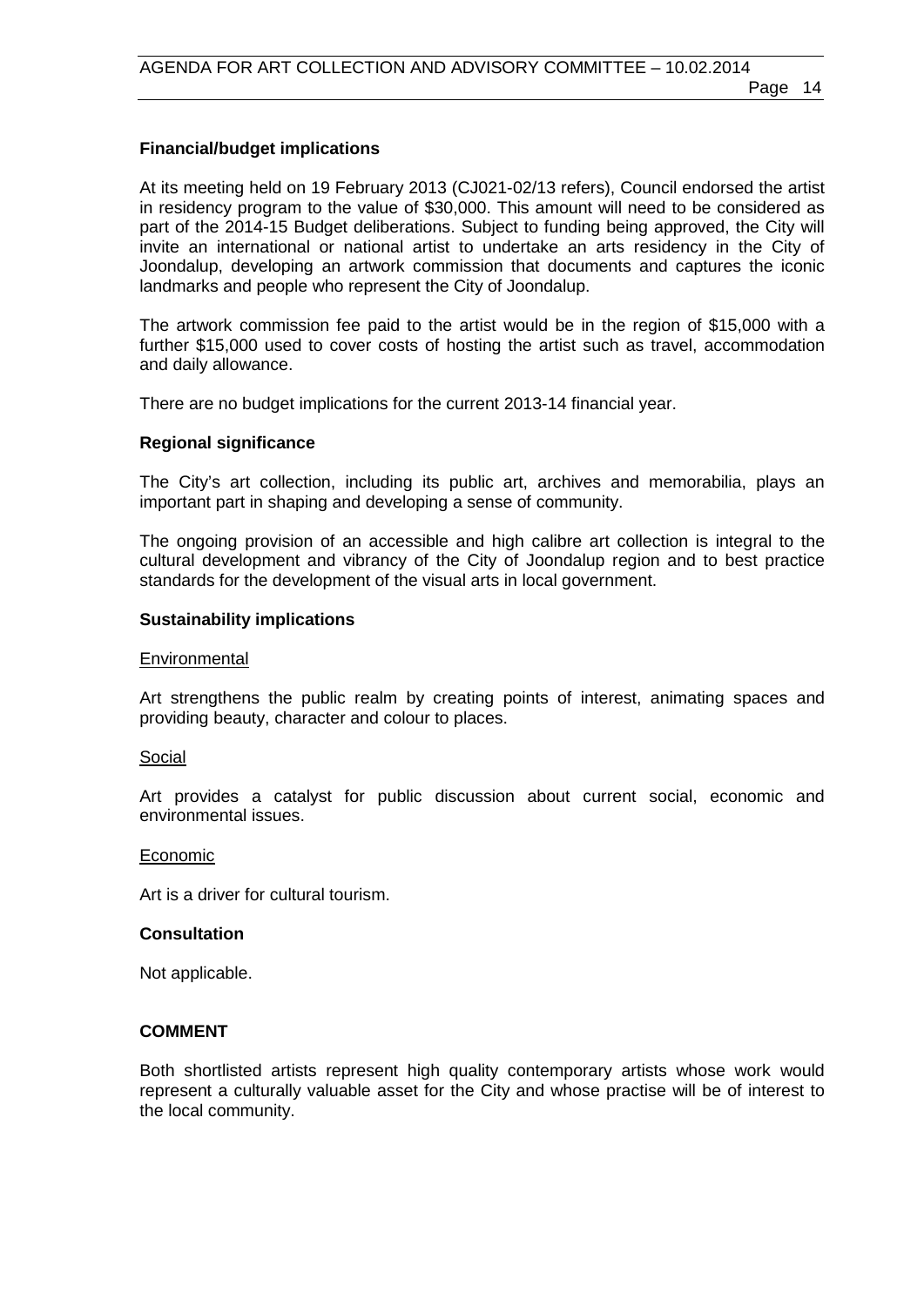**Financial/budget implications**

At its meeting held on 19 February 2013 (CJ021-02/13 refers), Council endorsed the artist in residency program to the value of $30,000. This amount will need to be considered as part of the 2014-15 Budget deliberations. Subject to funding being approved, the City will invite an international or national artist to undertake an arts residency in the City of Joondalup, developing an artwork commission that documents and captures the iconic landmarks and people who represent the City of Joondalup.

The artwork commission fee paid to the artist would be in the region of $15,000 with a further $15,000 used to cover costs of hosting the artist such as travel, accommodation and daily allowance.

There are no budget implications for the current 2013-14 financial year.

**Regional significance**

The City's art collection, including its public art, archives and memorabilia, plays an important part in shaping and developing a sense of community.

The ongoing provision of an accessible and high calibre art collection is integral to the cultural development and vibrancy of the City of Joondalup region and to best practice standards for the development of the visual arts in local government.

**Sustainability implications**

Environmental

Art strengthens the public realm by creating points of interest, animating spaces and providing beauty, character and colour to places.

Social

Art provides a catalyst for public discussion about current social, economic and environmental issues.

Economic

Art is a driver for cultural tourism.

**Consultation**

Not applicable.

**COMMENT**

Both shortlisted artists represent high quality contemporary artists whose work would represent a culturally valuable asset for the City and whose practise will be of interest to the local community.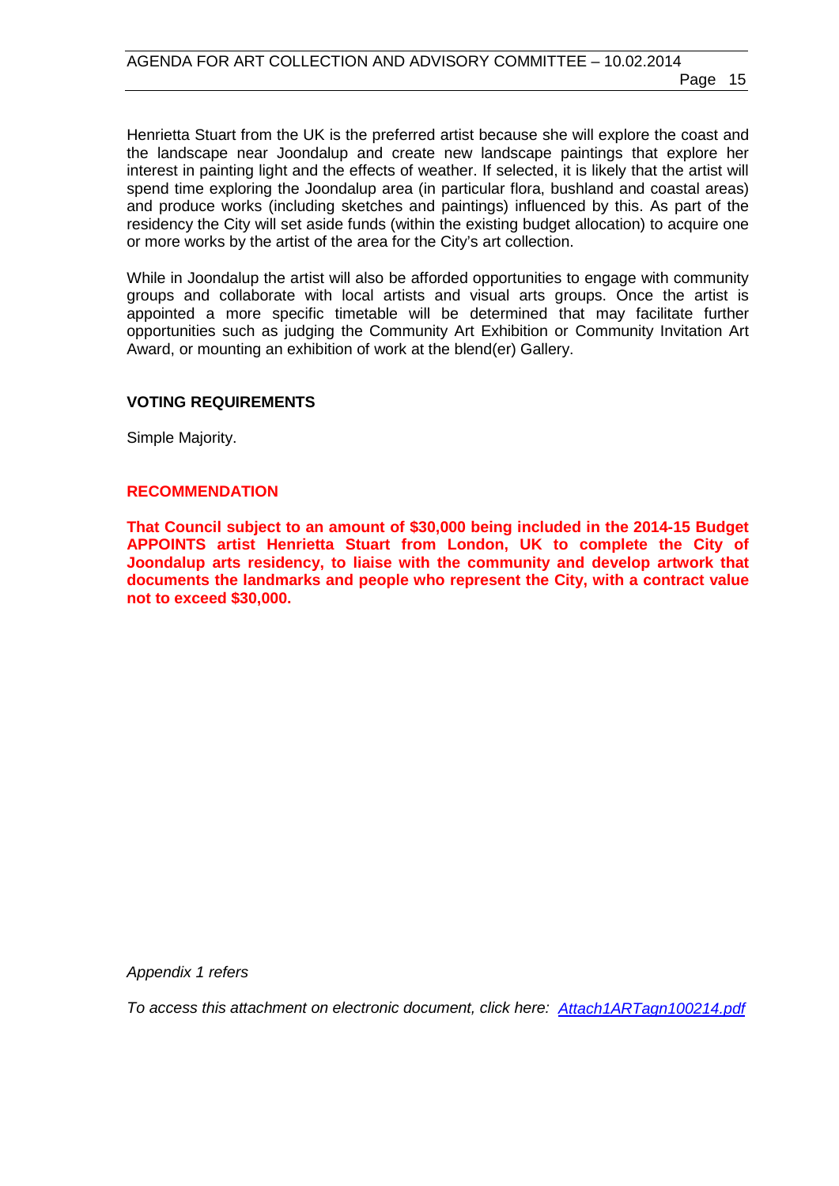Henrietta Stuart from the UK is the preferred artist because she will explore the coast and the landscape near Joondalup and create new landscape paintings that explore her interest in painting light and the effects of weather. If selected, it is likely that the artist will spend time exploring the Joondalup area (in particular flora, bushland and coastal areas) and produce works (including sketches and paintings) influenced by this. As part of the residency the City will set aside funds (within the existing budget allocation) to acquire one or more works by the artist of the area for the City's art collection.

While in Joondalup the artist will also be afforded opportunities to engage with community groups and collaborate with local artists and visual arts groups. Once the artist is appointed a more specific timetable will be determined that may facilitate further opportunities such as judging the Community Art Exhibition or Community Invitation Art Award, or mounting an exhibition of work at the blend(er) Gallery.

**VOTING REQUIREMENTS**

Simple Majority.

**RECOMMENDATION**

**That Council subject to an amount of $30,000 being included in the 2014-15 Budget APPOINTS artist Henrietta Stuart from London, UK to complete the City of Joondalup arts residency, to liaise with the community and develop artwork that documents the landmarks and people who represent the City, with a contract value not to exceed $30,000.**

*Appendix 1 refers*

*To access this attachment on electronic document, click here: Attach1ARTagn100214.pdf*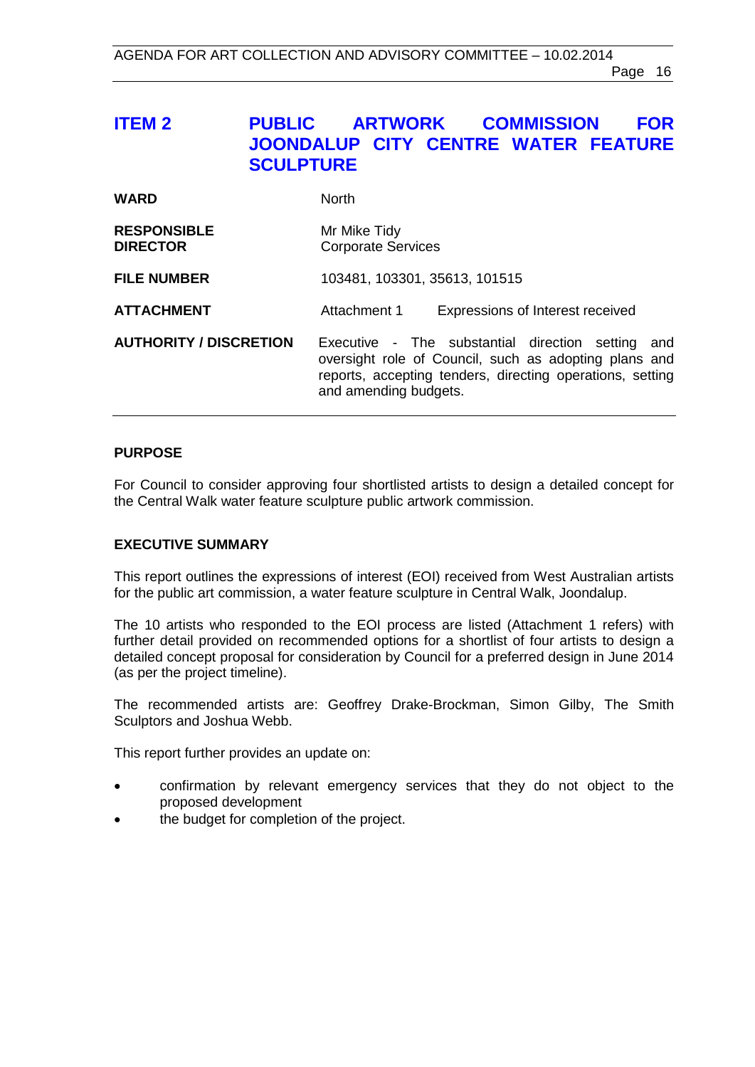# ITEM 2 PUBLIC ARTWORK COMMISSION FOR JOONDALUP CITY CENTRE WATER FEATURE SCULPTURE

| | |
|---|---|
| **WARD** | North |
| **RESPONSIBLE DIRECTOR** | Mr Mike Tidy<br>Corporate Services |
| **FILE NUMBER** | 103481, 103301, 35613, 101515 |
| **ATTACHMENT** | Attachment 1 Expressions of Interest received |
| **AUTHORITY / DISCRETION** | Executive - The substantial direction setting and oversight role of Council, such as adopting plans and reports, accepting tenders, directing operations, setting and amending budgets. |

## PURPOSE

For Council to consider approving four shortlisted artists to design a detailed concept for the Central Walk water feature sculpture public artwork commission.

## EXECUTIVE SUMMARY

This report outlines the expressions of interest (EOI) received from West Australian artists for the public art commission, a water feature sculpture in Central Walk, Joondalup.

The 10 artists who responded to the EOI process are listed (Attachment 1 refers) with further detail provided on recommended options for a shortlist of four artists to design a detailed concept proposal for consideration by Council for a preferred design in June 2014 (as per the project timeline).

The recommended artists are: Geoffrey Drake-Brockman, Simon Gilby, The Smith Sculptors and Joshua Webb.

This report further provides an update on:

- confirmation by relevant emergency services that they do not object to the proposed development
- the budget for completion of the project.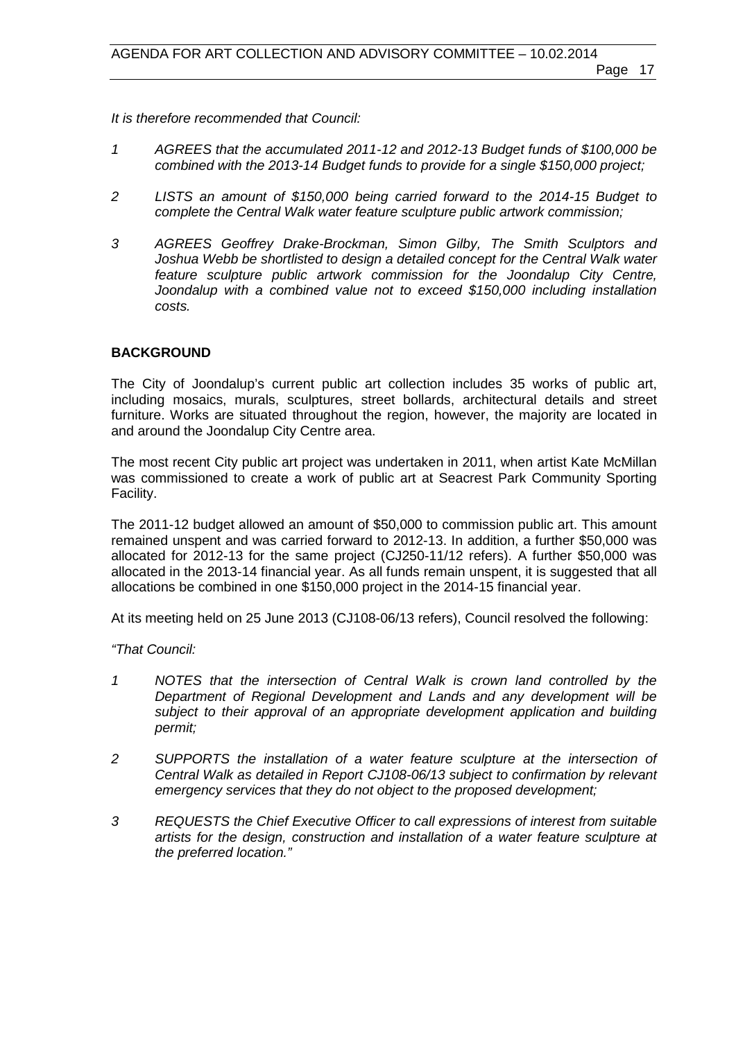*It is therefore recommended that Council:*

*1 AGREES that the accumulated 2011-12 and 2012-13 Budget funds of $100,000 be combined with the 2013-14 Budget funds to provide for a single $150,000 project;*

*2 LISTS an amount of $150,000 being carried forward to the 2014-15 Budget to complete the Central Walk water feature sculpture public artwork commission;*

*3 AGREES Geoffrey Drake-Brockman, Simon Gilby, The Smith Sculptors and Joshua Webb be shortlisted to design a detailed concept for the Central Walk water feature sculpture public artwork commission for the Joondalup City Centre, Joondalup with a combined value not to exceed $150,000 including installation costs.*

## BACKGROUND

The City of Joondalup's current public art collection includes 35 works of public art, including mosaics, murals, sculptures, street bollards, architectural details and street furniture. Works are situated throughout the region, however, the majority are located in and around the Joondalup City Centre area.

The most recent City public art project was undertaken in 2011, when artist Kate McMillan was commissioned to create a work of public art at Seacrest Park Community Sporting Facility.

The 2011-12 budget allowed an amount of $50,000 to commission public art. This amount remained unspent and was carried forward to 2012-13. In addition, a further $50,000 was allocated for 2012-13 for the same project (CJ250-11/12 refers). A further $50,000 was allocated in the 2013-14 financial year. As all funds remain unspent, it is suggested that all allocations be combined in one $150,000 project in the 2014-15 financial year.

At its meeting held on 25 June 2013 (CJ108-06/13 refers), Council resolved the following:

*"That Council:*

*1 NOTES that the intersection of Central Walk is crown land controlled by the Department of Regional Development and Lands and any development will be subject to their approval of an appropriate development application and building permit;*

*2 SUPPORTS the installation of a water feature sculpture at the intersection of Central Walk as detailed in Report CJ108-06/13 subject to confirmation by relevant emergency services that they do not object to the proposed development;*

*3 REQUESTS the Chief Executive Officer to call expressions of interest from suitable artists for the design, construction and installation of a water feature sculpture at the preferred location."*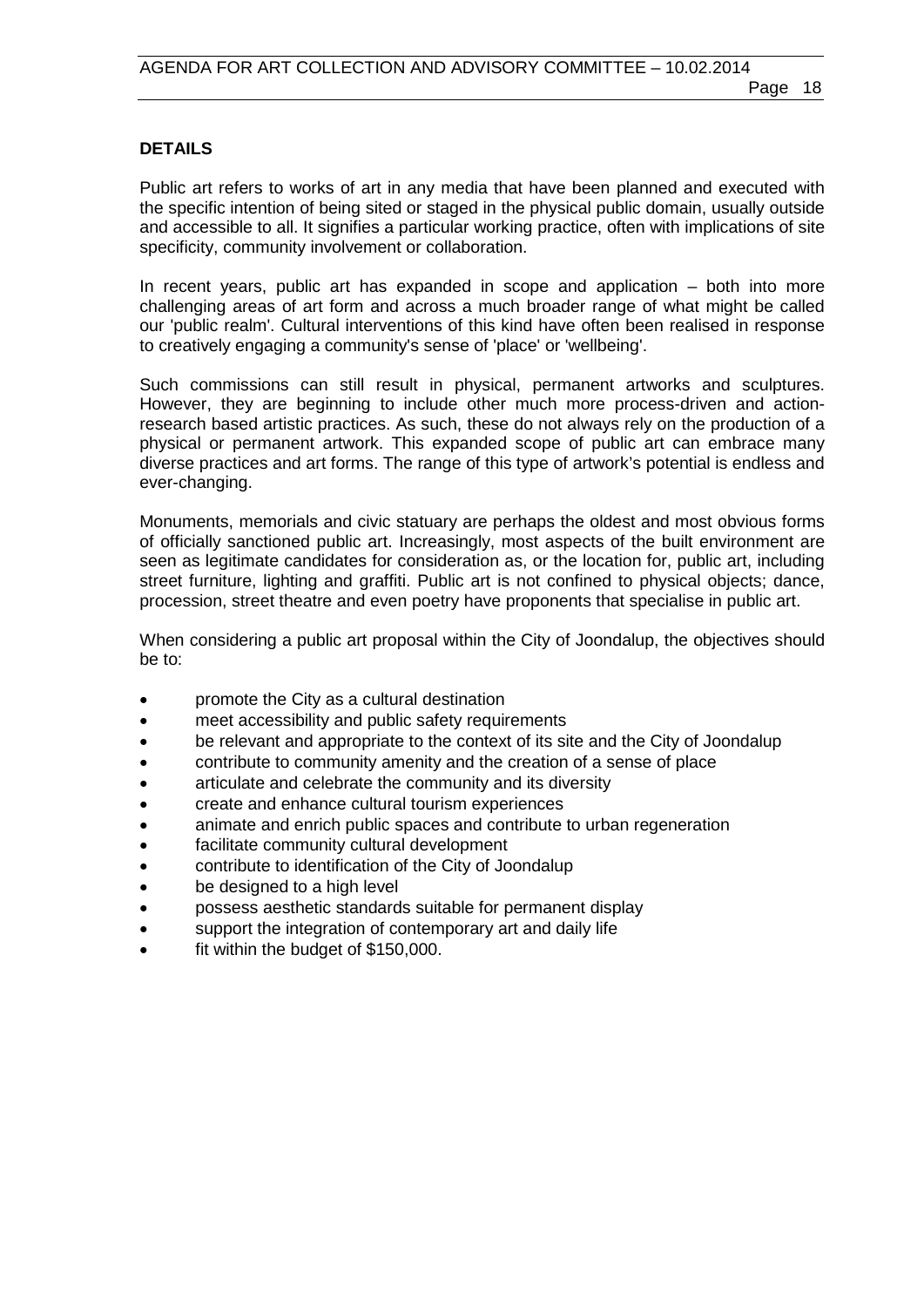**DETAILS**

Public art refers to works of art in any media that have been planned and executed with the specific intention of being sited or staged in the physical public domain, usually outside and accessible to all. It signifies a particular working practice, often with implications of site specificity, community involvement or collaboration.

In recent years, public art has expanded in scope and application – both into more challenging areas of art form and across a much broader range of what might be called our 'public realm'. Cultural interventions of this kind have often been realised in response to creatively engaging a community's sense of 'place' or 'wellbeing'.

Such commissions can still result in physical, permanent artworks and sculptures. However, they are beginning to include other much more process-driven and action-research based artistic practices. As such, these do not always rely on the production of a physical or permanent artwork. This expanded scope of public art can embrace many diverse practices and art forms. The range of this type of artwork's potential is endless and ever-changing.

Monuments, memorials and civic statuary are perhaps the oldest and most obvious forms of officially sanctioned public art. Increasingly, most aspects of the built environment are seen as legitimate candidates for consideration as, or the location for, public art, including street furniture, lighting and graffiti. Public art is not confined to physical objects; dance, procession, street theatre and even poetry have proponents that specialise in public art.

When considering a public art proposal within the City of Joondalup, the objectives should be to:

- promote the City as a cultural destination
- meet accessibility and public safety requirements
- be relevant and appropriate to the context of its site and the City of Joondalup
- contribute to community amenity and the creation of a sense of place
- articulate and celebrate the community and its diversity
- create and enhance cultural tourism experiences
- animate and enrich public spaces and contribute to urban regeneration
- facilitate community cultural development
- contribute to identification of the City of Joondalup
- be designed to a high level
- possess aesthetic standards suitable for permanent display
- support the integration of contemporary art and daily life
- fit within the budget of $150,000.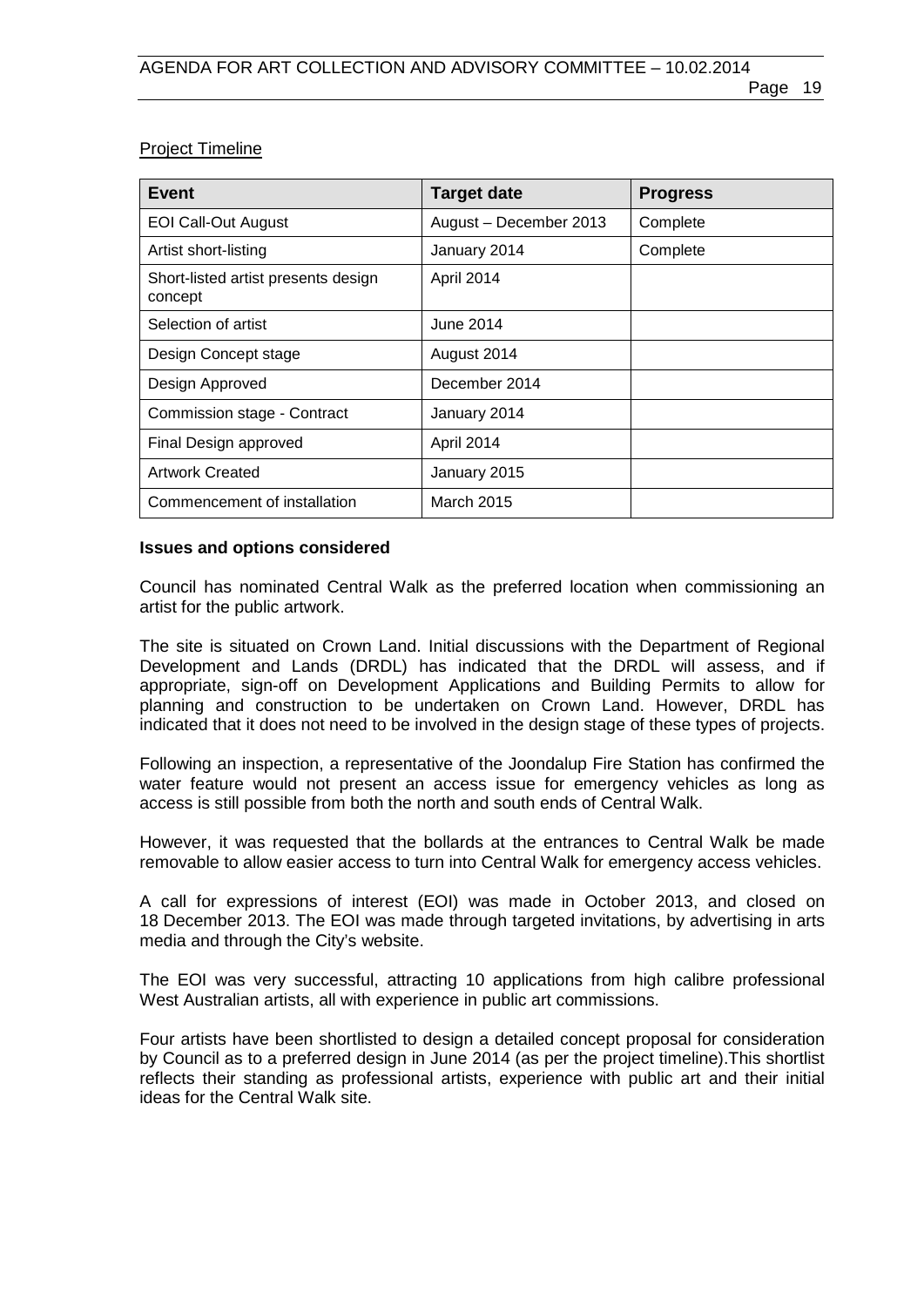Project Timeline

| Event | Target date | Progress |
| --- | --- | --- |
| EOI Call-Out August | August – December 2013 | Complete |
| Artist short-listing | January 2014 | Complete |
| Short-listed artist presents design concept | April 2014 | |
| Selection of artist | June 2014 | |
| Design Concept stage | August 2014 | |
| Design Approved | December 2014 | |
| Commission stage - Contract | January 2014 | |
| Final Design approved | April 2014 | |
| Artwork Created | January 2015 | |
| Commencement of installation | March 2015 | |

**Issues and options considered**

Council has nominated Central Walk as the preferred location when commissioning an artist for the public artwork.

The site is situated on Crown Land. Initial discussions with the Department of Regional Development and Lands (DRDL) has indicated that the DRDL will assess, and if appropriate, sign-off on Development Applications and Building Permits to allow for planning and construction to be undertaken on Crown Land. However, DRDL has indicated that it does not need to be involved in the design stage of these types of projects.

Following an inspection, a representative of the Joondalup Fire Station has confirmed the water feature would not present an access issue for emergency vehicles as long as access is still possible from both the north and south ends of Central Walk.

However, it was requested that the bollards at the entrances to Central Walk be made removable to allow easier access to turn into Central Walk for emergency access vehicles.

A call for expressions of interest (EOI) was made in October 2013, and closed on 18 December 2013. The EOI was made through targeted invitations, by advertising in arts media and through the City's website.

The EOI was very successful, attracting 10 applications from high calibre professional West Australian artists, all with experience in public art commissions.

Four artists have been shortlisted to design a detailed concept proposal for consideration by Council as to a preferred design in June 2014 (as per the project timeline).This shortlist reflects their standing as professional artists, experience with public art and their initial ideas for the Central Walk site.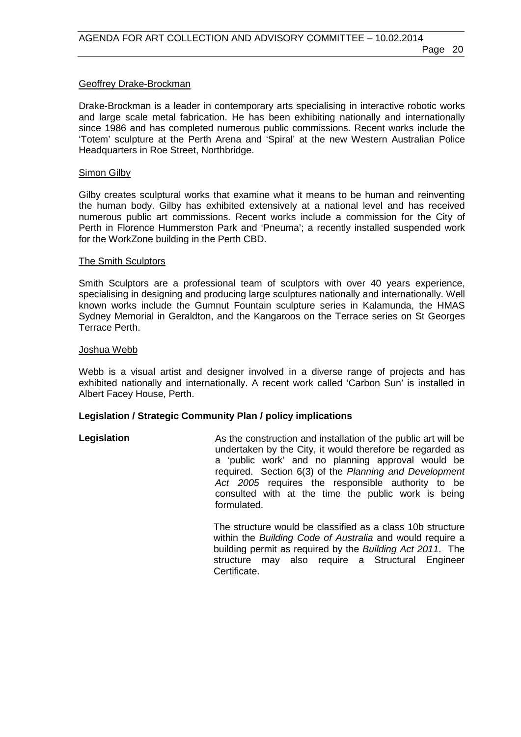Geoffrey Drake-Brockman

Drake-Brockman is a leader in contemporary arts specialising in interactive robotic works and large scale metal fabrication. He has been exhibiting nationally and internationally since 1986 and has completed numerous public commissions. Recent works include the 'Totem' sculpture at the Perth Arena and 'Spiral' at the new Western Australian Police Headquarters in Roe Street, Northbridge.

Simon Gilby

Gilby creates sculptural works that examine what it means to be human and reinventing the human body. Gilby has exhibited extensively at a national level and has received numerous public art commissions. Recent works include a commission for the City of Perth in Florence Hummerston Park and 'Pneuma'; a recently installed suspended work for the WorkZone building in the Perth CBD.

The Smith Sculptors

Smith Sculptors are a professional team of sculptors with over 40 years experience, specialising in designing and producing large sculptures nationally and internationally. Well known works include the Gumnut Fountain sculpture series in Kalamunda, the HMAS Sydney Memorial in Geraldton, and the Kangaroos on the Terrace series on St Georges Terrace Perth.

Joshua Webb

Webb is a visual artist and designer involved in a diverse range of projects and has exhibited nationally and internationally. A recent work called 'Carbon Sun' is installed in Albert Facey House, Perth.

**Legislation / Strategic Community Plan / policy implications**

**Legislation**

As the construction and installation of the public art will be undertaken by the City, it would therefore be regarded as a 'public work' and no planning approval would be required. Section 6(3) of the *Planning and Development Act 2005* requires the responsible authority to be consulted with at the time the public work is being formulated.

The structure would be classified as a class 10b structure within the *Building Code of Australia* and would require a building permit as required by the *Building Act 2011*. The structure may also require a Structural Engineer Certificate.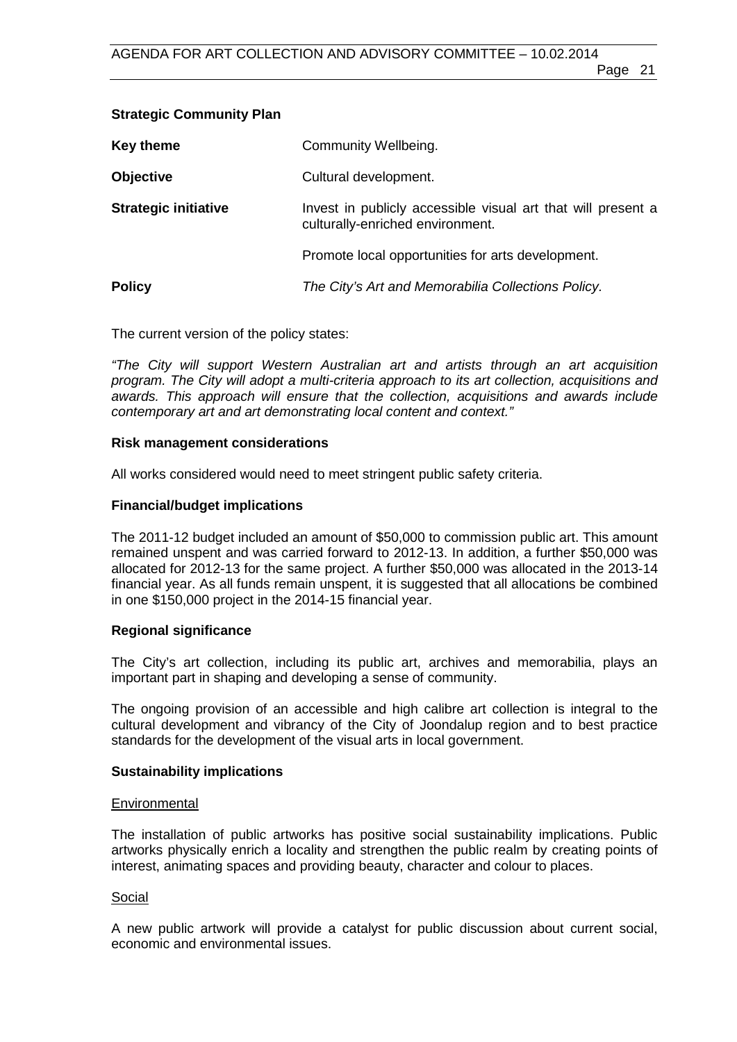**Strategic Community Plan**

| | |
|---|---|
| **Key theme** | Community Wellbeing. |
| **Objective** | Cultural development. |
| **Strategic initiative** | Invest in publicly accessible visual art that will present a culturally-enriched environment. |
| | Promote local opportunities for arts development. |
| **Policy** | *The City's Art and Memorabilia Collections Policy.* |

The current version of the policy states:

*"The City will support Western Australian art and artists through an art acquisition program. The City will adopt a multi-criteria approach to its art collection, acquisitions and awards. This approach will ensure that the collection, acquisitions and awards include contemporary art and art demonstrating local content and context."*

**Risk management considerations**

All works considered would need to meet stringent public safety criteria.

**Financial/budget implications**

The 2011-12 budget included an amount of $50,000 to commission public art. This amount remained unspent and was carried forward to 2012-13. In addition, a further $50,000 was allocated for 2012-13 for the same project. A further $50,000 was allocated in the 2013-14 financial year. As all funds remain unspent, it is suggested that all allocations be combined in one $150,000 project in the 2014-15 financial year.

**Regional significance**

The City's art collection, including its public art, archives and memorabilia, plays an important part in shaping and developing a sense of community.

The ongoing provision of an accessible and high calibre art collection is integral to the cultural development and vibrancy of the City of Joondalup region and to best practice standards for the development of the visual arts in local government.

**Sustainability implications**

Environmental

The installation of public artworks has positive social sustainability implications. Public artworks physically enrich a locality and strengthen the public realm by creating points of interest, animating spaces and providing beauty, character and colour to places.

Social

A new public artwork will provide a catalyst for public discussion about current social, economic and environmental issues.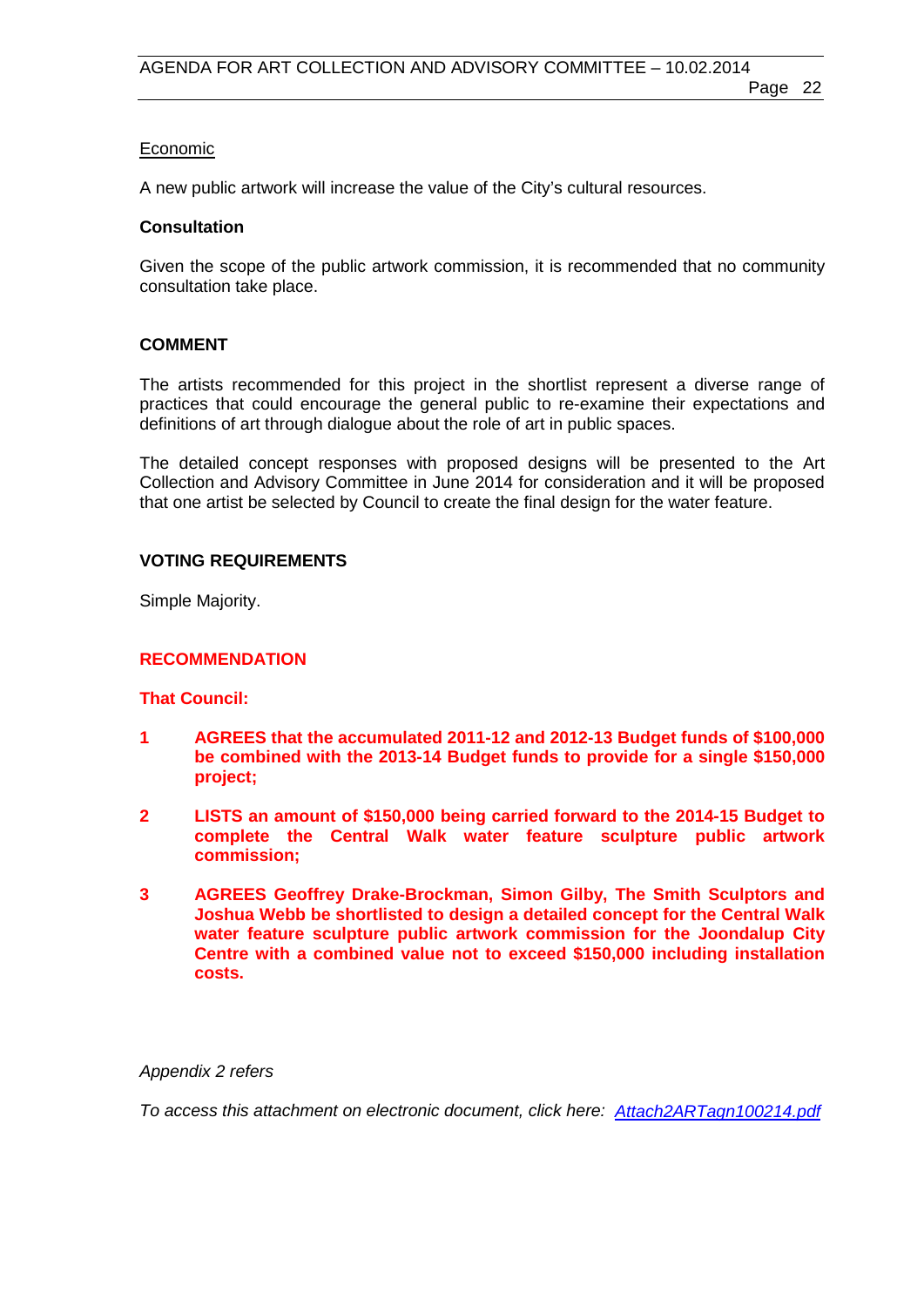Economic

A new public artwork will increase the value of the City's cultural resources.

**Consultation**

Given the scope of the public artwork commission, it is recommended that no community consultation take place.

## COMMENT

The artists recommended for this project in the shortlist represent a diverse range of practices that could encourage the general public to re-examine their expectations and definitions of art through dialogue about the role of art in public spaces.

The detailed concept responses with proposed designs will be presented to the Art Collection and Advisory Committee in June 2014 for consideration and it will be proposed that one artist be selected by Council to create the final design for the water feature.

## VOTING REQUIREMENTS

Simple Majority.

## RECOMMENDATION

**That Council:**

1. **AGREES that the accumulated 2011-12 and 2012-13 Budget funds of $100,000 be combined with the 2013-14 Budget funds to provide for a single $150,000 project;**
2. **LISTS an amount of $150,000 being carried forward to the 2014-15 Budget to complete the Central Walk water feature sculpture public artwork commission;**
3. **AGREES Geoffrey Drake-Brockman, Simon Gilby, The Smith Sculptors and Joshua Webb be shortlisted to design a detailed concept for the Central Walk water feature sculpture public artwork commission for the Joondalup City Centre with a combined value not to exceed $150,000 including installation costs.**

*Appendix 2 refers*

*To access this attachment on electronic document, click here: [Attach2ARTagn100214.pdf](Attach2ARTagn100214.pdf)*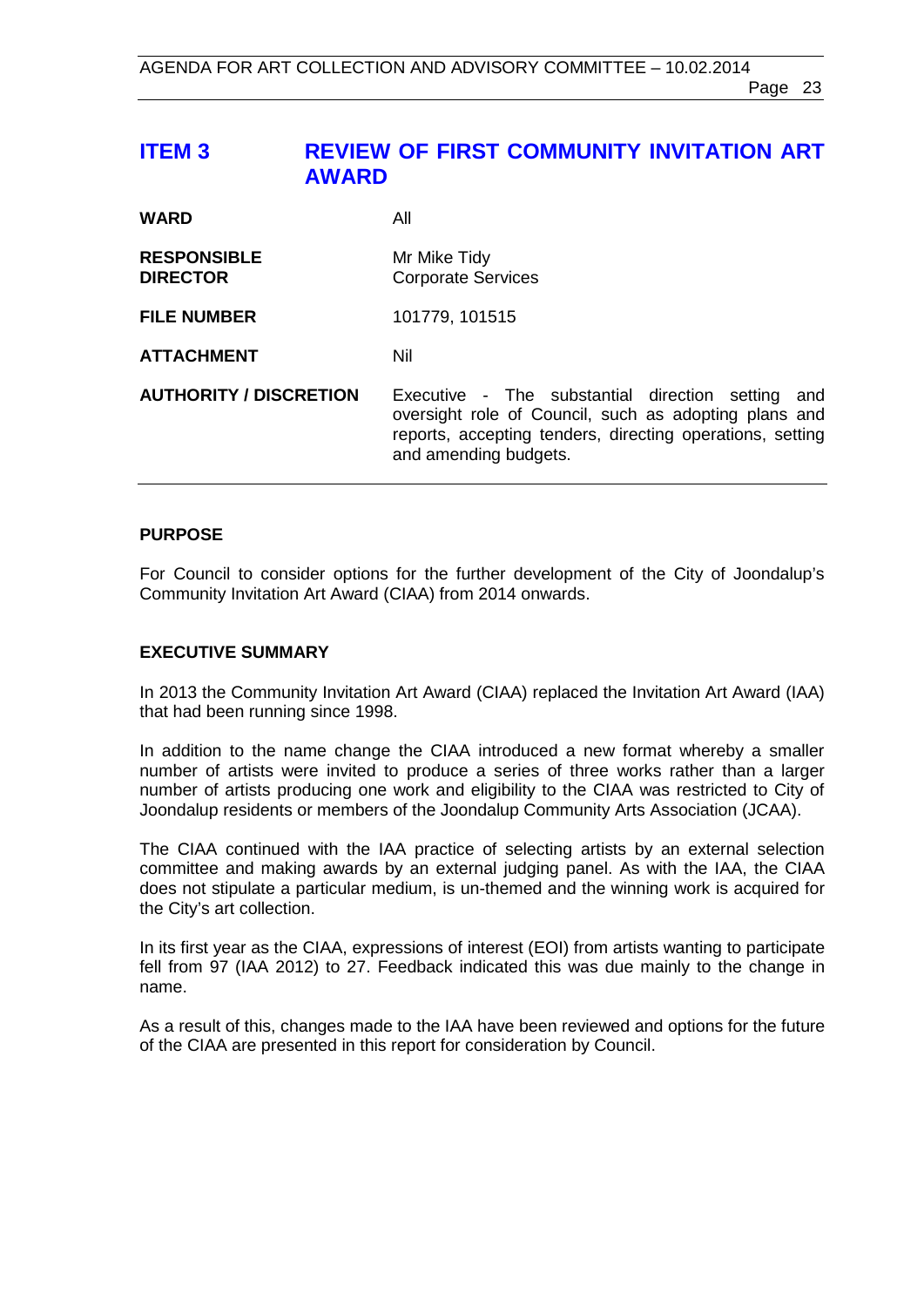## ITEM 3 REVIEW OF FIRST COMMUNITY INVITATION ART AWARD

| | |
|---|---|
| **WARD** | All |
| **RESPONSIBLE DIRECTOR** | Mr Mike Tidy<br>Corporate Services |
| **FILE NUMBER** | 101779, 101515 |
| **ATTACHMENT** | Nil |
| **AUTHORITY / DISCRETION** | Executive - The substantial direction setting and oversight role of Council, such as adopting plans and reports, accepting tenders, directing operations, setting and amending budgets. |

### PURPOSE

For Council to consider options for the further development of the City of Joondalup's Community Invitation Art Award (CIAA) from 2014 onwards.

### EXECUTIVE SUMMARY

In 2013 the Community Invitation Art Award (CIAA) replaced the Invitation Art Award (IAA) that had been running since 1998.

In addition to the name change the CIAA introduced a new format whereby a smaller number of artists were invited to produce a series of three works rather than a larger number of artists producing one work and eligibility to the CIAA was restricted to City of Joondalup residents or members of the Joondalup Community Arts Association (JCAA).

The CIAA continued with the IAA practice of selecting artists by an external selection committee and making awards by an external judging panel. As with the IAA, the CIAA does not stipulate a particular medium, is un-themed and the winning work is acquired for the City's art collection.

In its first year as the CIAA, expressions of interest (EOI) from artists wanting to participate fell from 97 (IAA 2012) to 27. Feedback indicated this was due mainly to the change in name.

As a result of this, changes made to the IAA have been reviewed and options for the future of the CIAA are presented in this report for consideration by Council.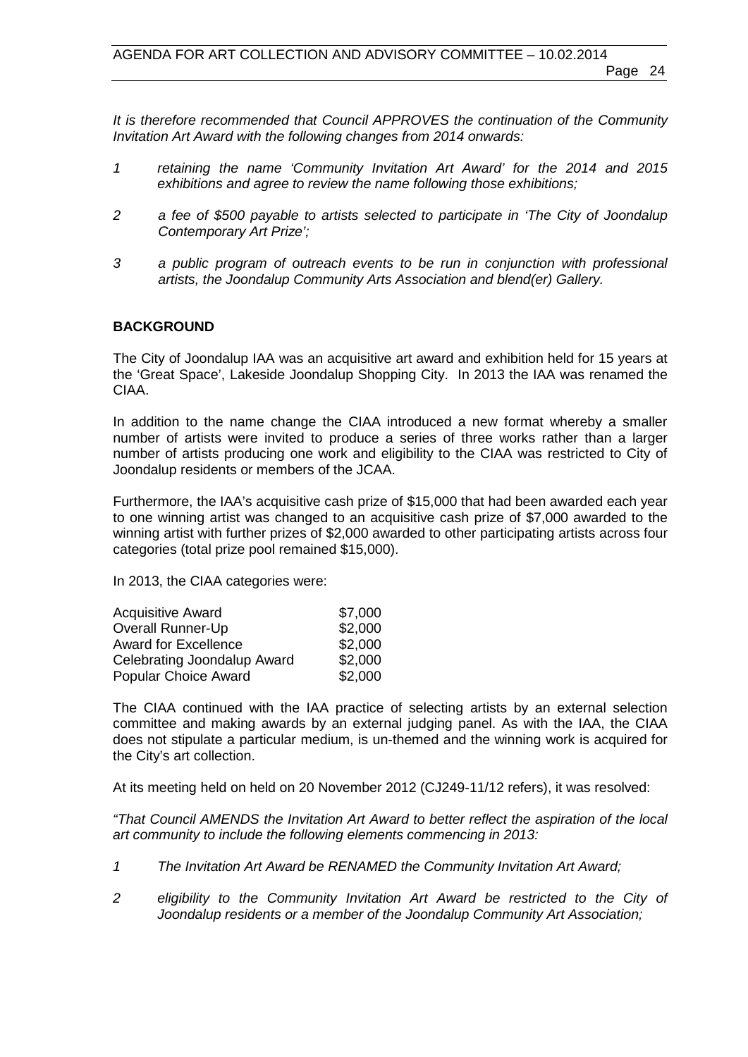*It is therefore recommended that Council APPROVES the continuation of the Community Invitation Art Award with the following changes from 2014 onwards:*

*1 retaining the name 'Community Invitation Art Award' for the 2014 and 2015 exhibitions and agree to review the name following those exhibitions;*

*2 a fee of $500 payable to artists selected to participate in 'The City of Joondalup Contemporary Art Prize';*

*3 a public program of outreach events to be run in conjunction with professional artists, the Joondalup Community Arts Association and blend(er) Gallery.*

## BACKGROUND

The City of Joondalup IAA was an acquisitive art award and exhibition held for 15 years at the 'Great Space', Lakeside Joondalup Shopping City. In 2013 the IAA was renamed the CIAA.

In addition to the name change the CIAA introduced a new format whereby a smaller number of artists were invited to produce a series of three works rather than a larger number of artists producing one work and eligibility to the CIAA was restricted to City of Joondalup residents or members of the JCAA.

Furthermore, the IAA's acquisitive cash prize of $15,000 that had been awarded each year to one winning artist was changed to an acquisitive cash prize of $7,000 awarded to the winning artist with further prizes of $2,000 awarded to other participating artists across four categories (total prize pool remained $15,000).

In 2013, the CIAA categories were:

| | |
|---|---|
| Acquisitive Award | $7,000 |
| Overall Runner-Up | $2,000 |
| Award for Excellence | $2,000 |
| Celebrating Joondalup Award | $2,000 |
| Popular Choice Award | $2,000 |

The CIAA continued with the IAA practice of selecting artists by an external selection committee and making awards by an external judging panel. As with the IAA, the CIAA does not stipulate a particular medium, is un-themed and the winning work is acquired for the City's art collection.

At its meeting held on held on 20 November 2012 (CJ249-11/12 refers), it was resolved:

*"That Council AMENDS the Invitation Art Award to better reflect the aspiration of the local art community to include the following elements commencing in 2013:*

*1 The Invitation Art Award be RENAMED the Community Invitation Art Award;*

*2 eligibility to the Community Invitation Art Award be restricted to the City of Joondalup residents or a member of the Joondalup Community Art Association;*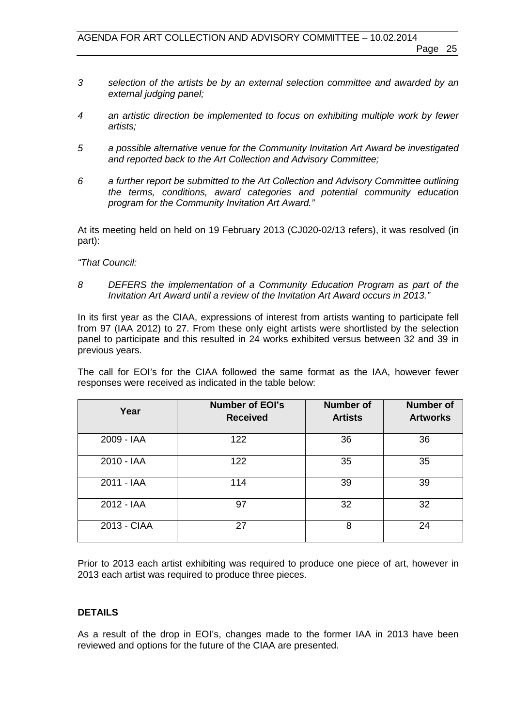3 *selection of the artists be by an external selection committee and awarded by an external judging panel;*

4 *an artistic direction be implemented to focus on exhibiting multiple work by fewer artists;*

5 *a possible alternative venue for the Community Invitation Art Award be investigated and reported back to the Art Collection and Advisory Committee;*

6 *a further report be submitted to the Art Collection and Advisory Committee outlining the terms, conditions, award categories and potential community education program for the Community Invitation Art Award."*

At its meeting held on held on 19 February 2013 (CJ020-02/13 refers), it was resolved (in part):

*"That Council:*

8 *DEFERS the implementation of a Community Education Program as part of the Invitation Art Award until a review of the Invitation Art Award occurs in 2013."*

In its first year as the CIAA, expressions of interest from artists wanting to participate fell from 97 (IAA 2012) to 27. From these only eight artists were shortlisted by the selection panel to participate and this resulted in 24 works exhibited versus between 32 and 39 in previous years.

The call for EOI's for the CIAA followed the same format as the IAA, however fewer responses were received as indicated in the table below:

| Year | Number of EOI's Received | Number of Artists | Number of Artworks |
|---|---|---|---|
| 2009 - IAA | 122 | 36 | 36 |
| 2010 - IAA | 122 | 35 | 35 |
| 2011 - IAA | 114 | 39 | 39 |
| 2012 - IAA | 97 | 32 | 32 |
| 2013 - CIAA | 27 | 8 | 24 |

Prior to 2013 each artist exhibiting was required to produce one piece of art, however in 2013 each artist was required to produce three pieces.

**DETAILS**

As a result of the drop in EOI's, changes made to the former IAA in 2013 have been reviewed and options for the future of the CIAA are presented.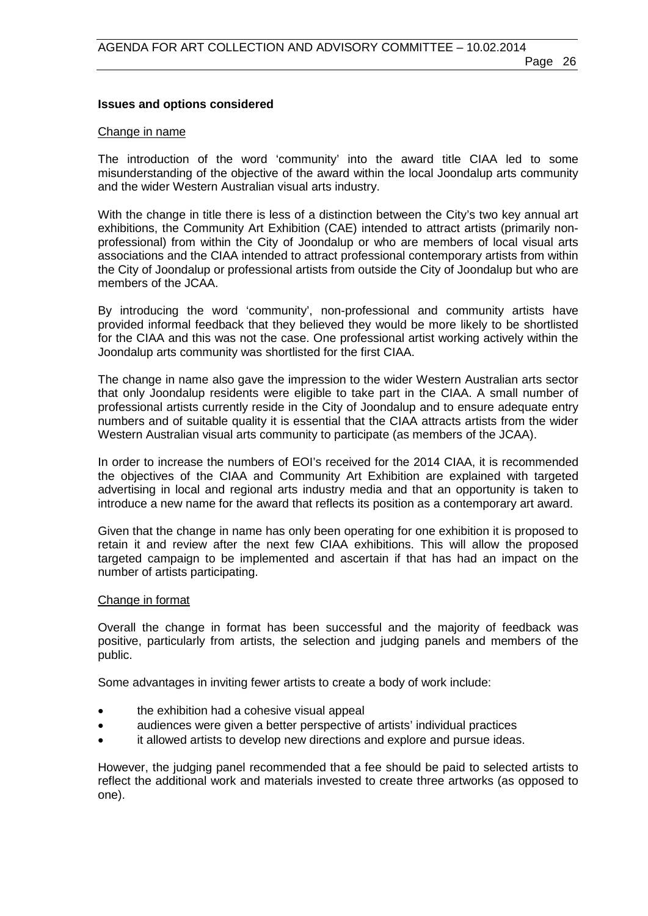**Issues and options considered**

Change in name

The introduction of the word 'community' into the award title CIAA led to some misunderstanding of the objective of the award within the local Joondalup arts community and the wider Western Australian visual arts industry.

With the change in title there is less of a distinction between the City's two key annual art exhibitions, the Community Art Exhibition (CAE) intended to attract artists (primarily non-professional) from within the City of Joondalup or who are members of local visual arts associations and the CIAA intended to attract professional contemporary artists from within the City of Joondalup or professional artists from outside the City of Joondalup but who are members of the JCAA.

By introducing the word 'community', non-professional and community artists have provided informal feedback that they believed they would be more likely to be shortlisted for the CIAA and this was not the case. One professional artist working actively within the Joondalup arts community was shortlisted for the first CIAA.

The change in name also gave the impression to the wider Western Australian arts sector that only Joondalup residents were eligible to take part in the CIAA. A small number of professional artists currently reside in the City of Joondalup and to ensure adequate entry numbers and of suitable quality it is essential that the CIAA attracts artists from the wider Western Australian visual arts community to participate (as members of the JCAA).

In order to increase the numbers of EOI's received for the 2014 CIAA, it is recommended the objectives of the CIAA and Community Art Exhibition are explained with targeted advertising in local and regional arts industry media and that an opportunity is taken to introduce a new name for the award that reflects its position as a contemporary art award.

Given that the change in name has only been operating for one exhibition it is proposed to retain it and review after the next few CIAA exhibitions. This will allow the proposed targeted campaign to be implemented and ascertain if that has had an impact on the number of artists participating.

Change in format

Overall the change in format has been successful and the majority of feedback was positive, particularly from artists, the selection and judging panels and members of the public.

Some advantages in inviting fewer artists to create a body of work include:

- the exhibition had a cohesive visual appeal
- audiences were given a better perspective of artists' individual practices
- it allowed artists to develop new directions and explore and pursue ideas.

However, the judging panel recommended that a fee should be paid to selected artists to reflect the additional work and materials invested to create three artworks (as opposed to one).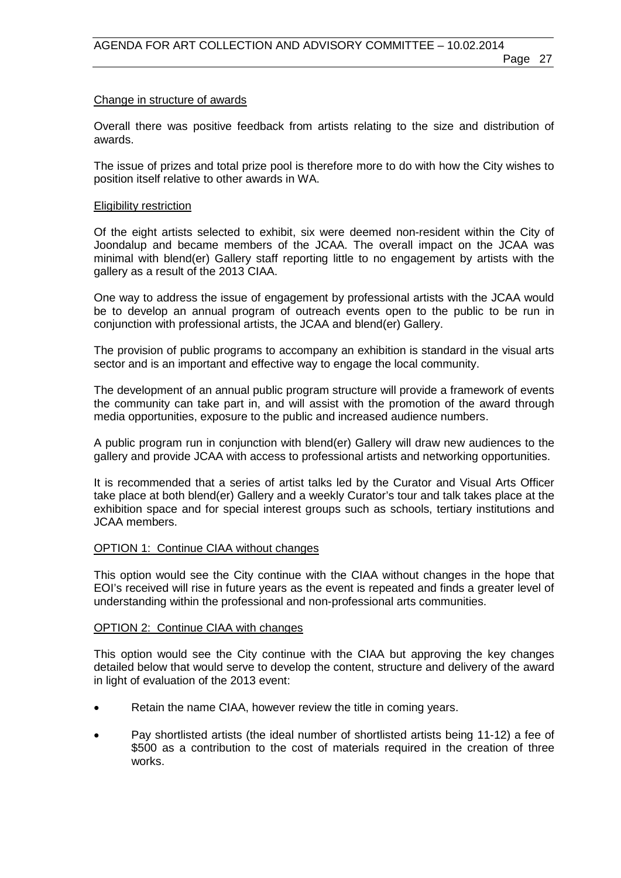Change in structure of awards

Overall there was positive feedback from artists relating to the size and distribution of awards.

The issue of prizes and total prize pool is therefore more to do with how the City wishes to position itself relative to other awards in WA.

Eligibility restriction

Of the eight artists selected to exhibit, six were deemed non-resident within the City of Joondalup and became members of the JCAA. The overall impact on the JCAA was minimal with blend(er) Gallery staff reporting little to no engagement by artists with the gallery as a result of the 2013 CIAA.

One way to address the issue of engagement by professional artists with the JCAA would be to develop an annual program of outreach events open to the public to be run in conjunction with professional artists, the JCAA and blend(er) Gallery.

The provision of public programs to accompany an exhibition is standard in the visual arts sector and is an important and effective way to engage the local community.

The development of an annual public program structure will provide a framework of events the community can take part in, and will assist with the promotion of the award through media opportunities, exposure to the public and increased audience numbers.

A public program run in conjunction with blend(er) Gallery will draw new audiences to the gallery and provide JCAA with access to professional artists and networking opportunities.

It is recommended that a series of artist talks led by the Curator and Visual Arts Officer take place at both blend(er) Gallery and a weekly Curator's tour and talk takes place at the exhibition space and for special interest groups such as schools, tertiary institutions and JCAA members.

OPTION 1: Continue CIAA without changes

This option would see the City continue with the CIAA without changes in the hope that EOI's received will rise in future years as the event is repeated and finds a greater level of understanding within the professional and non-professional arts communities.

OPTION 2: Continue CIAA with changes

This option would see the City continue with the CIAA but approving the key changes detailed below that would serve to develop the content, structure and delivery of the award in light of evaluation of the 2013 event:

- Retain the name CIAA, however review the title in coming years.
- Pay shortlisted artists (the ideal number of shortlisted artists being 11-12) a fee of $500 as a contribution to the cost of materials required in the creation of three works.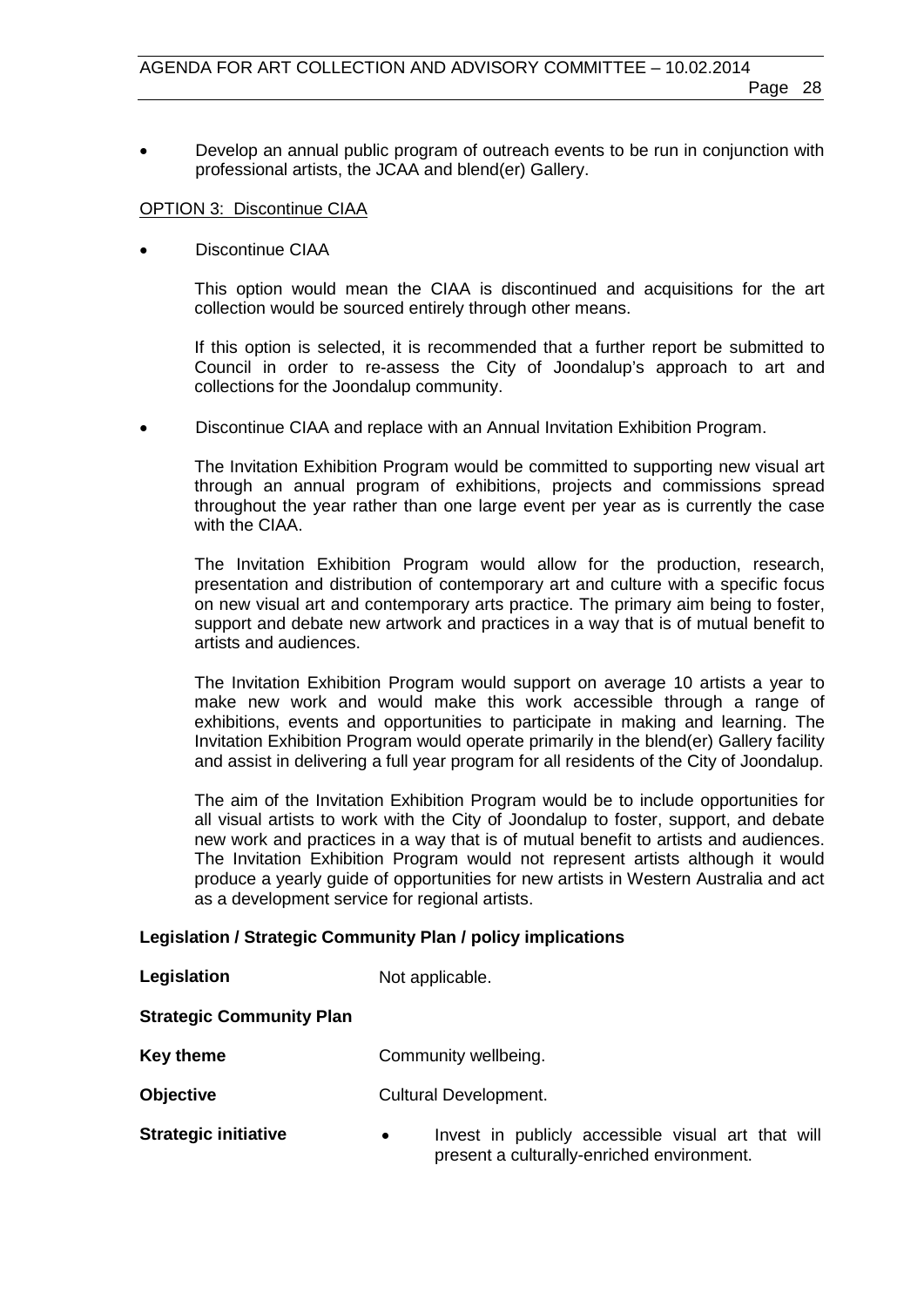- Develop an annual public program of outreach events to be run in conjunction with professional artists, the JCAA and blend(er) Gallery.

<u>OPTION 3: Discontinue CIAA</u>

- Discontinue CIAA

  This option would mean the CIAA is discontinued and acquisitions for the art collection would be sourced entirely through other means.

  If this option is selected, it is recommended that a further report be submitted to Council in order to re-assess the City of Joondalup's approach to art and collections for the Joondalup community.

- Discontinue CIAA and replace with an Annual Invitation Exhibition Program.

  The Invitation Exhibition Program would be committed to supporting new visual art through an annual program of exhibitions, projects and commissions spread throughout the year rather than one large event per year as is currently the case with the CIAA.

  The Invitation Exhibition Program would allow for the production, research, presentation and distribution of contemporary art and culture with a specific focus on new visual art and contemporary arts practice. The primary aim being to foster, support and debate new artwork and practices in a way that is of mutual benefit to artists and audiences.

  The Invitation Exhibition Program would support on average 10 artists a year to make new work and would make this work accessible through a range of exhibitions, events and opportunities to participate in making and learning. The Invitation Exhibition Program would operate primarily in the blend(er) Gallery facility and assist in delivering a full year program for all residents of the City of Joondalup.

  The aim of the Invitation Exhibition Program would be to include opportunities for all visual artists to work with the City of Joondalup to foster, support, and debate new work and practices in a way that is of mutual benefit to artists and audiences. The Invitation Exhibition Program would not represent artists although it would produce a yearly guide of opportunities for new artists in Western Australia and act as a development service for regional artists.

**Legislation / Strategic Community Plan / policy implications**

**Legislation** Not applicable.

**Strategic Community Plan**

**Key theme** Community wellbeing.

**Objective** Cultural Development.

**Strategic initiative**

- Invest in publicly accessible visual art that will present a culturally-enriched environment.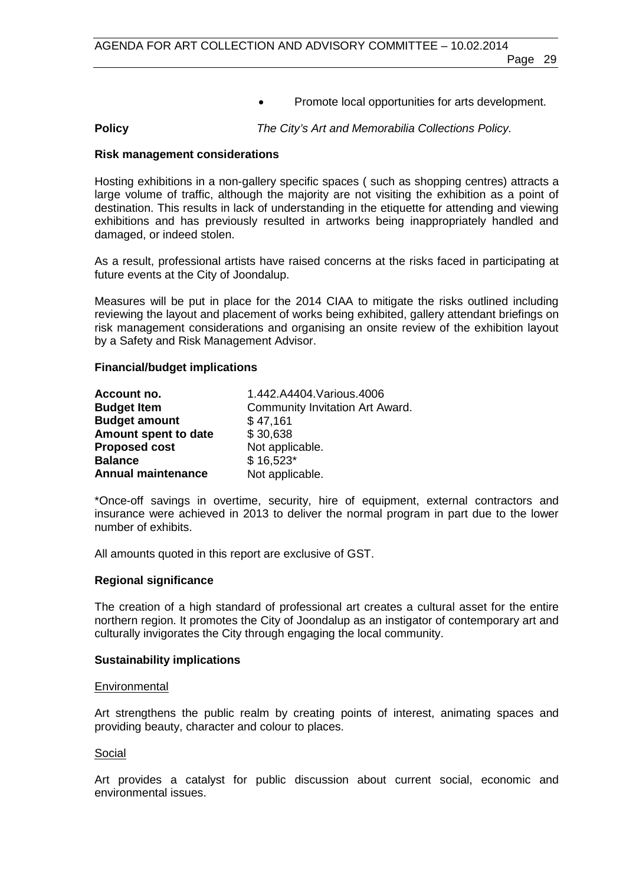- Promote local opportunities for arts development.

**Policy** *The City's Art and Memorabilia Collections Policy.*

**Risk management considerations**

Hosting exhibitions in a non-gallery specific spaces ( such as shopping centres) attracts a large volume of traffic, although the majority are not visiting the exhibition as a point of destination. This results in lack of understanding in the etiquette for attending and viewing exhibitions and has previously resulted in artworks being inappropriately handled and damaged, or indeed stolen.

As a result, professional artists have raised concerns at the risks faced in participating at future events at the City of Joondalup.

Measures will be put in place for the 2014 CIAA to mitigate the risks outlined including reviewing the layout and placement of works being exhibited, gallery attendant briefings on risk management considerations and organising an onsite review of the exhibition layout by a Safety and Risk Management Advisor.

**Financial/budget implications**

| | |
|---|---|
| **Account no.** | 1.442.A4404.Various.4006 |
| **Budget Item** | Community Invitation Art Award. |
| **Budget amount** | $ 47,161 |
| **Amount spent to date** | $ 30,638 |
| **Proposed cost** | Not applicable. |
| **Balance** | $ 16,523* |
| **Annual maintenance** | Not applicable. |

*Once-off savings in overtime, security, hire of equipment, external contractors and insurance were achieved in 2013 to deliver the normal program in part due to the lower number of exhibits.

All amounts quoted in this report are exclusive of GST.

**Regional significance**

The creation of a high standard of professional art creates a cultural asset for the entire northern region. It promotes the City of Joondalup as an instigator of contemporary art and culturally invigorates the City through engaging the local community.

**Sustainability implications**

Environmental

Art strengthens the public realm by creating points of interest, animating spaces and providing beauty, character and colour to places.

Social

Art provides a catalyst for public discussion about current social, economic and environmental issues.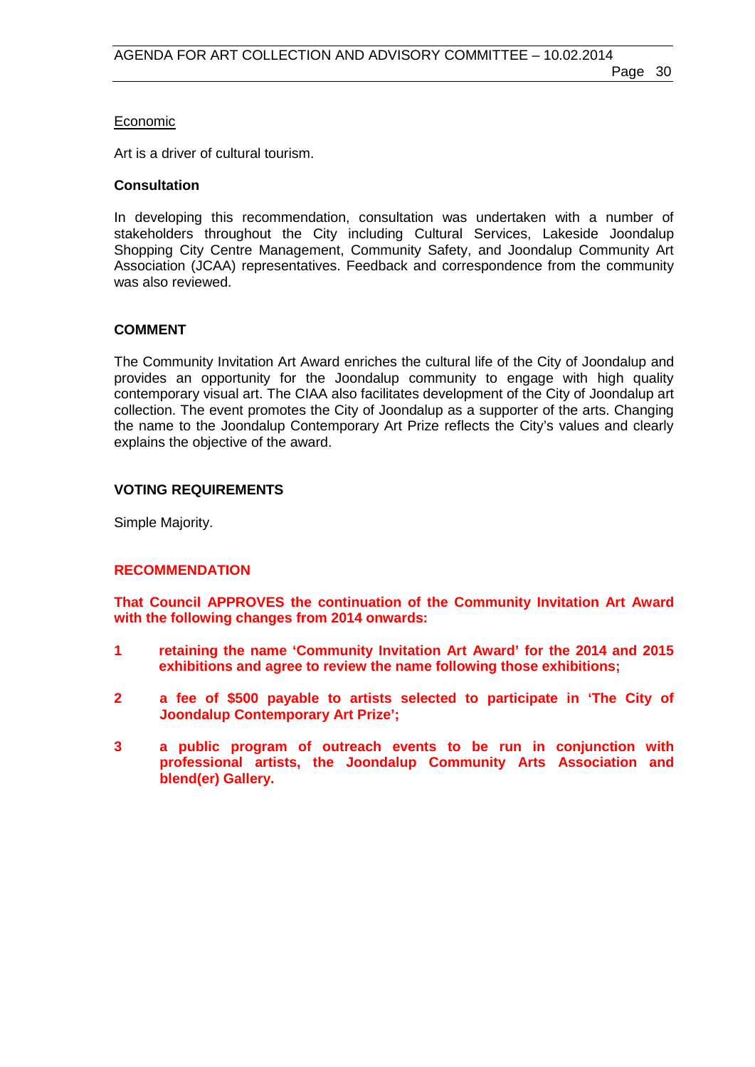Economic

Art is a driver of cultural tourism.

**Consultation**

In developing this recommendation, consultation was undertaken with a number of stakeholders throughout the City including Cultural Services, Lakeside Joondalup Shopping City Centre Management, Community Safety, and Joondalup Community Art Association (JCAA) representatives. Feedback and correspondence from the community was also reviewed.

**COMMENT**

The Community Invitation Art Award enriches the cultural life of the City of Joondalup and provides an opportunity for the Joondalup community to engage with high quality contemporary visual art. The CIAA also facilitates development of the City of Joondalup art collection. The event promotes the City of Joondalup as a supporter of the arts. Changing the name to the Joondalup Contemporary Art Prize reflects the City's values and clearly explains the objective of the award.

**VOTING REQUIREMENTS**

Simple Majority.

**RECOMMENDATION**

**That Council APPROVES the continuation of the Community Invitation Art Award with the following changes from 2014 onwards:**

**1 retaining the name 'Community Invitation Art Award' for the 2014 and 2015 exhibitions and agree to review the name following those exhibitions;**

**2 a fee of $500 payable to artists selected to participate in 'The City of Joondalup Contemporary Art Prize';**

**3 a public program of outreach events to be run in conjunction with professional artists, the Joondalup Community Arts Association and blend(er) Gallery.**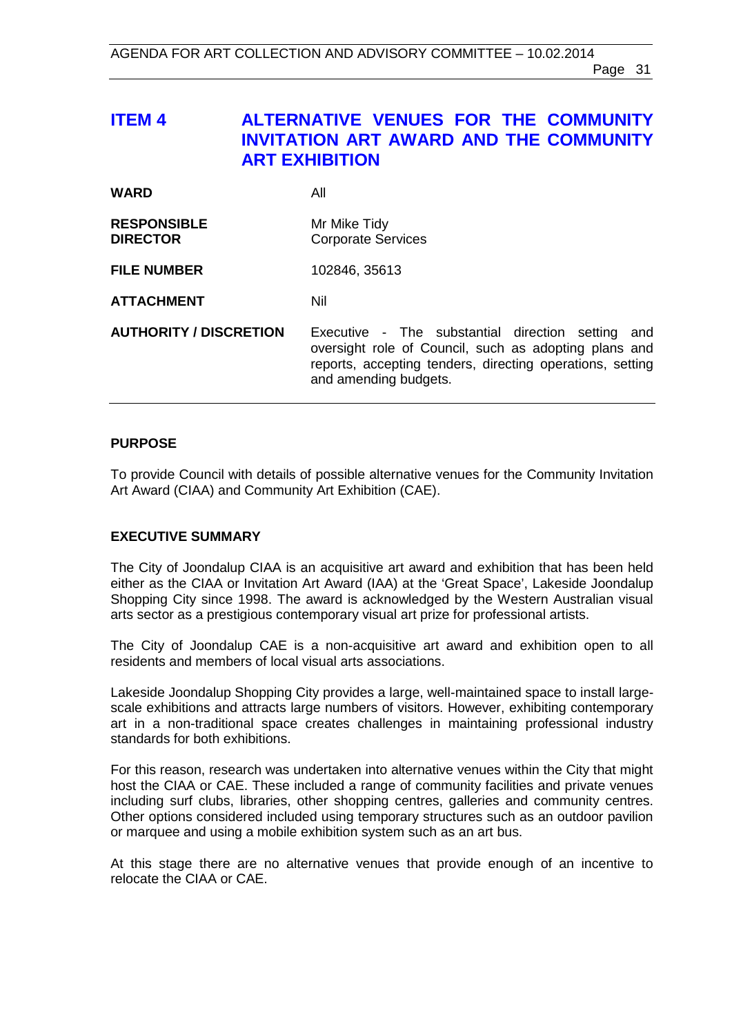# ITEM 4 ALTERNATIVE VENUES FOR THE COMMUNITY INVITATION ART AWARD AND THE COMMUNITY ART EXHIBITION

| | |
|---|---|
| **WARD** | All |
| **RESPONSIBLE DIRECTOR** | Mr Mike Tidy<br>Corporate Services |
| **FILE NUMBER** | 102846, 35613 |
| **ATTACHMENT** | Nil |
| **AUTHORITY / DISCRETION** | Executive - The substantial direction setting and oversight role of Council, such as adopting plans and reports, accepting tenders, directing operations, setting and amending budgets. |

## PURPOSE

To provide Council with details of possible alternative venues for the Community Invitation Art Award (CIAA) and Community Art Exhibition (CAE).

## EXECUTIVE SUMMARY

The City of Joondalup CIAA is an acquisitive art award and exhibition that has been held either as the CIAA or Invitation Art Award (IAA) at the 'Great Space', Lakeside Joondalup Shopping City since 1998. The award is acknowledged by the Western Australian visual arts sector as a prestigious contemporary visual art prize for professional artists.

The City of Joondalup CAE is a non-acquisitive art award and exhibition open to all residents and members of local visual arts associations.

Lakeside Joondalup Shopping City provides a large, well-maintained space to install large-scale exhibitions and attracts large numbers of visitors. However, exhibiting contemporary art in a non-traditional space creates challenges in maintaining professional industry standards for both exhibitions.

For this reason, research was undertaken into alternative venues within the City that might host the CIAA or CAE. These included a range of community facilities and private venues including surf clubs, libraries, other shopping centres, galleries and community centres. Other options considered included using temporary structures such as an outdoor pavilion or marquee and using a mobile exhibition system such as an art bus.

At this stage there are no alternative venues that provide enough of an incentive to relocate the CIAA or CAE.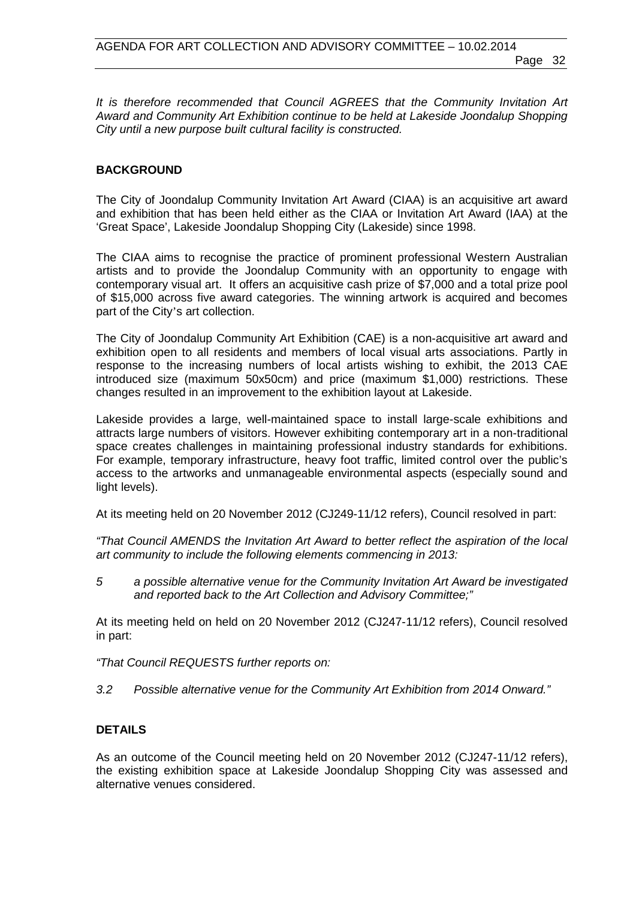*It is therefore recommended that Council AGREES that the Community Invitation Art Award and Community Art Exhibition continue to be held at Lakeside Joondalup Shopping City until a new purpose built cultural facility is constructed.*

**BACKGROUND**

The City of Joondalup Community Invitation Art Award (CIAA) is an acquisitive art award and exhibition that has been held either as the CIAA or Invitation Art Award (IAA) at the 'Great Space', Lakeside Joondalup Shopping City (Lakeside) since 1998.

The CIAA aims to recognise the practice of prominent professional Western Australian artists and to provide the Joondalup Community with an opportunity to engage with contemporary visual art. It offers an acquisitive cash prize of $7,000 and a total prize pool of $15,000 across five award categories. The winning artwork is acquired and becomes part of the City's art collection.

The City of Joondalup Community Art Exhibition (CAE) is a non-acquisitive art award and exhibition open to all residents and members of local visual arts associations. Partly in response to the increasing numbers of local artists wishing to exhibit, the 2013 CAE introduced size (maximum 50x50cm) and price (maximum $1,000) restrictions. These changes resulted in an improvement to the exhibition layout at Lakeside.

Lakeside provides a large, well-maintained space to install large-scale exhibitions and attracts large numbers of visitors. However exhibiting contemporary art in a non-traditional space creates challenges in maintaining professional industry standards for exhibitions. For example, temporary infrastructure, heavy foot traffic, limited control over the public's access to the artworks and unmanageable environmental aspects (especially sound and light levels).

At its meeting held on 20 November 2012 (CJ249-11/12 refers), Council resolved in part:

*"That Council AMENDS the Invitation Art Award to better reflect the aspiration of the local art community to include the following elements commencing in 2013:*

*5 a possible alternative venue for the Community Invitation Art Award be investigated and reported back to the Art Collection and Advisory Committee;"*

At its meeting held on held on 20 November 2012 (CJ247-11/12 refers), Council resolved in part:

*"That Council REQUESTS further reports on:*

*3.2 Possible alternative venue for the Community Art Exhibition from 2014 Onward."*

**DETAILS**

As an outcome of the Council meeting held on 20 November 2012 (CJ247-11/12 refers), the existing exhibition space at Lakeside Joondalup Shopping City was assessed and alternative venues considered.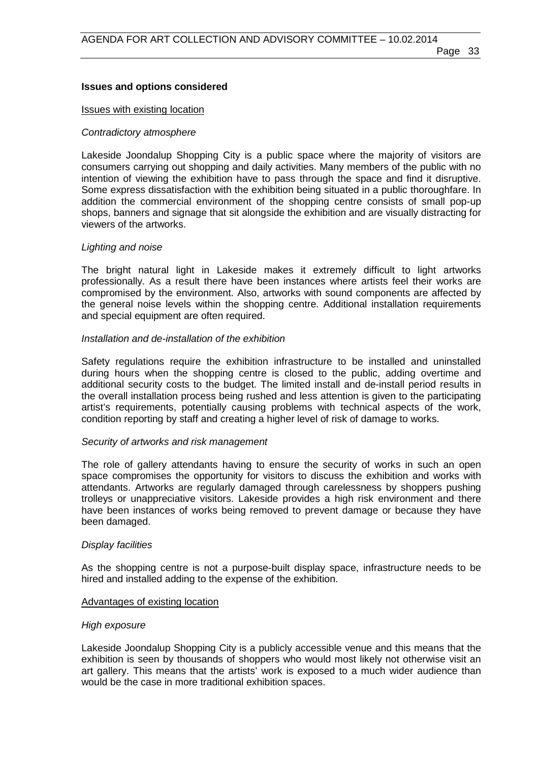**Issues and options considered**

<u>Issues with existing location</u>

*Contradictory atmosphere*

Lakeside Joondalup Shopping City is a public space where the majority of visitors are consumers carrying out shopping and daily activities. Many members of the public with no intention of viewing the exhibition have to pass through the space and find it disruptive. Some express dissatisfaction with the exhibition being situated in a public thoroughfare. In addition the commercial environment of the shopping centre consists of small pop-up shops, banners and signage that sit alongside the exhibition and are visually distracting for viewers of the artworks.

*Lighting and noise*

The bright natural light in Lakeside makes it extremely difficult to light artworks professionally. As a result there have been instances where artists feel their works are compromised by the environment. Also, artworks with sound components are affected by the general noise levels within the shopping centre. Additional installation requirements and special equipment are often required.

*Installation and de-installation of the exhibition*

Safety regulations require the exhibition infrastructure to be installed and uninstalled during hours when the shopping centre is closed to the public, adding overtime and additional security costs to the budget. The limited install and de-install period results in the overall installation process being rushed and less attention is given to the participating artist's requirements, potentially causing problems with technical aspects of the work, condition reporting by staff and creating a higher level of risk of damage to works.

*Security of artworks and risk management*

The role of gallery attendants having to ensure the security of works in such an open space compromises the opportunity for visitors to discuss the exhibition and works with attendants. Artworks are regularly damaged through carelessness by shoppers pushing trolleys or unappreciative visitors. Lakeside provides a high risk environment and there have been instances of works being removed to prevent damage or because they have been damaged.

*Display facilities*

As the shopping centre is not a purpose-built display space, infrastructure needs to be hired and installed adding to the expense of the exhibition.

<u>Advantages of existing location</u>

*High exposure*

Lakeside Joondalup Shopping City is a publicly accessible venue and this means that the exhibition is seen by thousands of shoppers who would most likely not otherwise visit an art gallery. This means that the artists' work is exposed to a much wider audience than would be the case in more traditional exhibition spaces.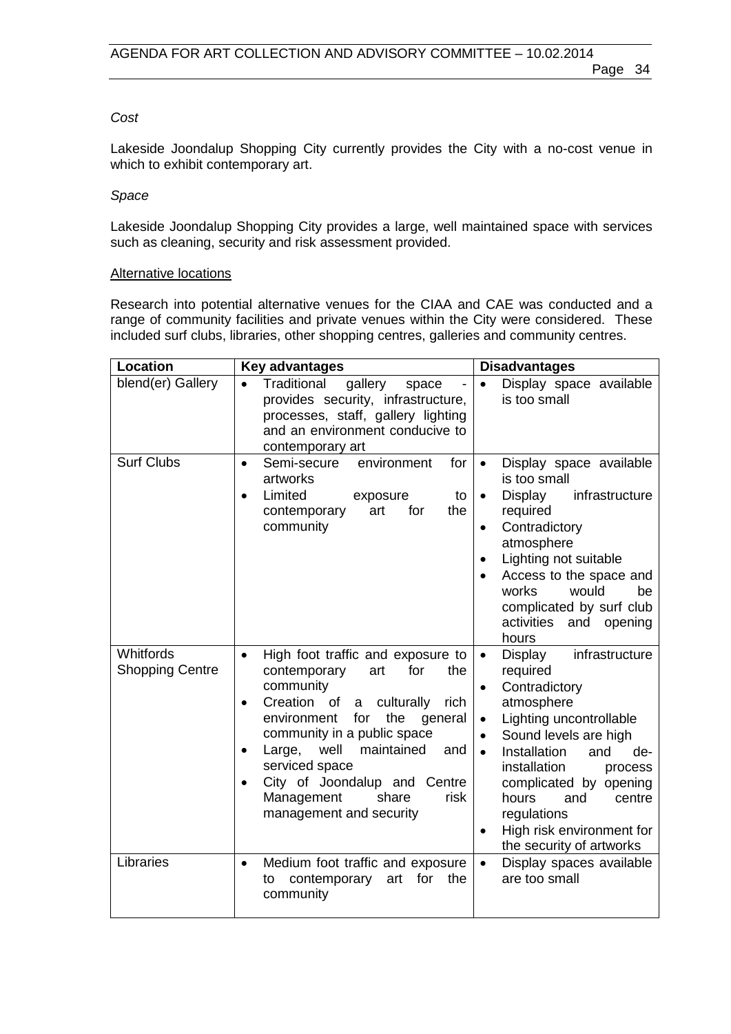*Cost*

Lakeside Joondalup Shopping City currently provides the City with a no-cost venue in which to exhibit contemporary art.

*Space*

Lakeside Joondalup Shopping City provides a large, well maintained space with services such as cleaning, security and risk assessment provided.

Alternative locations

Research into potential alternative venues for the CIAA and CAE was conducted and a range of community facilities and private venues within the City were considered. These included surf clubs, libraries, other shopping centres, galleries and community centres.

| Location | Key advantages | Disadvantages |
|---|---|---|
| blend(er) Gallery | • Traditional gallery space - provides security, infrastructure, processes, staff, gallery lighting and an environment conducive to contemporary art | • Display space available is too small |
| Surf Clubs | • Semi-secure environment for artworks<br>• Limited exposure to contemporary art for the community | • Display space available is too small<br>• Display infrastructure required<br>• Contradictory atmosphere<br>• Lighting not suitable<br>• Access to the space and works would be complicated by surf club activities and opening hours |
| Whitfords Shopping Centre | • High foot traffic and exposure to contemporary art for the community<br>• Creation of a culturally rich environment for the general community in a public space<br>• Large, well maintained and serviced space<br>• City of Joondalup and Centre Management share risk management and security | • Display infrastructure required<br>• Contradictory atmosphere<br>• Lighting uncontrollable<br>• Sound levels are high<br>• Installation and de-installation process complicated by opening hours and centre regulations<br>• High risk environment for the security of artworks |
| Libraries | • Medium foot traffic and exposure to contemporary art for the community | • Display spaces available are too small |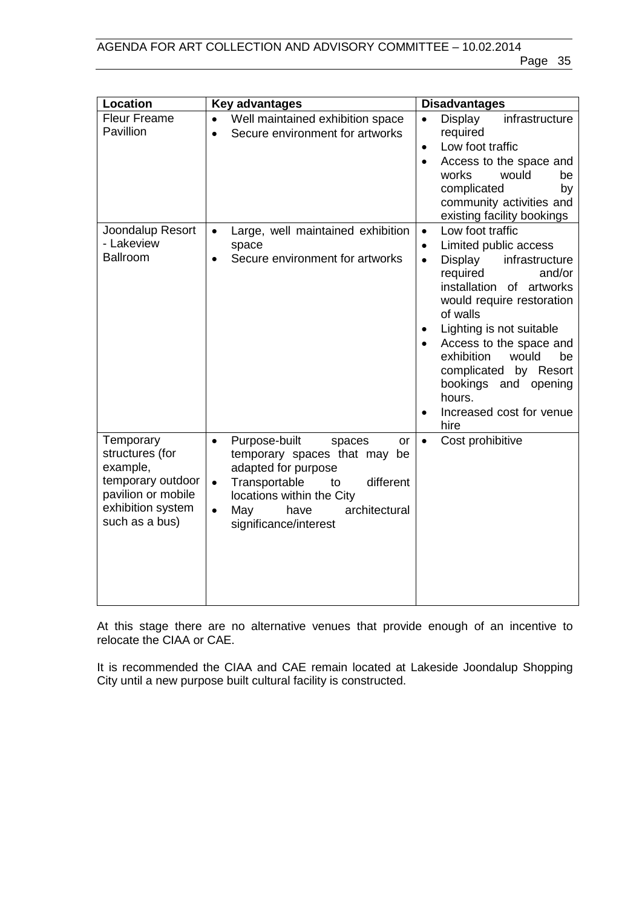| Location | Key advantages | Disadvantages |
|---|---|---|
| Fleur Freame Pavillion | • Well maintained exhibition space<br>• Secure environment for artworks | • Display infrastructure required<br>• Low foot traffic<br>• Access to the space and works would be complicated by community activities and existing facility bookings |
| Joondalup Resort - Lakeview Ballroom | • Large, well maintained exhibition space<br>• Secure environment for artworks | • Low foot traffic<br>• Limited public access<br>• Display infrastructure required and/or installation of artworks would require restoration of walls<br>• Lighting is not suitable<br>• Access to the space and exhibition would be complicated by Resort bookings and opening hours.<br>• Increased cost for venue hire |
| Temporary structures (for example, temporary outdoor pavilion or mobile exhibition system such as a bus) | • Purpose-built spaces or temporary spaces that may be adapted for purpose<br>• Transportable to different locations within the City<br>• May have architectural significance/interest | • Cost prohibitive |

At this stage there are no alternative venues that provide enough of an incentive to relocate the CIAA or CAE.

It is recommended the CIAA and CAE remain located at Lakeside Joondalup Shopping City until a new purpose built cultural facility is constructed.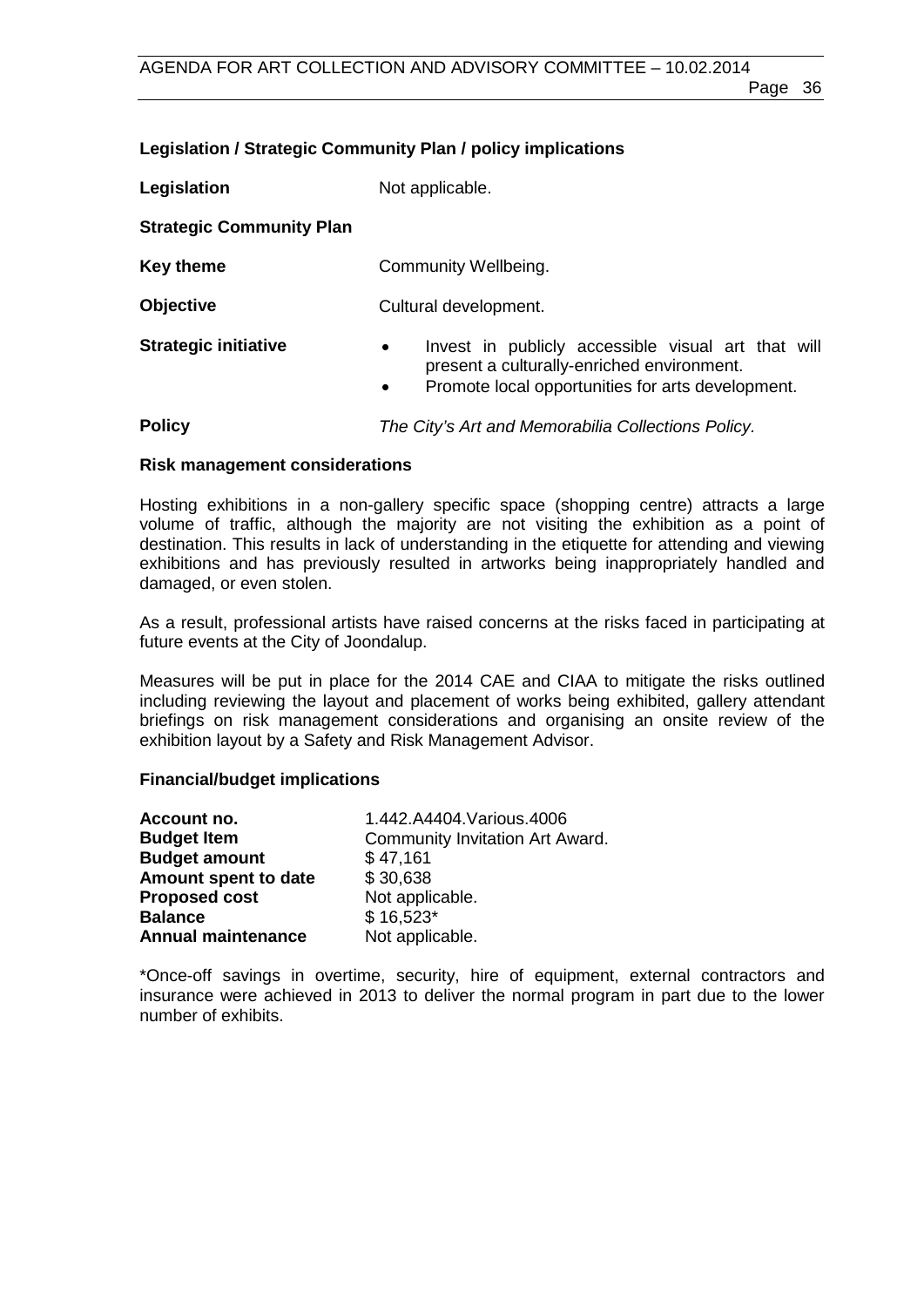**Legislation / Strategic Community Plan / policy implications**

| | |
|---|---|
| **Legislation** | Not applicable. |
| **Strategic Community Plan** | |
| **Key theme** | Community Wellbeing. |
| **Objective** | Cultural development. |
| **Strategic initiative** | • Invest in publicly accessible visual art that will present a culturally-enriched environment.<br>• Promote local opportunities for arts development. |
| **Policy** | *The City's Art and Memorabilia Collections Policy.* |

**Risk management considerations**

Hosting exhibitions in a non-gallery specific space (shopping centre) attracts a large volume of traffic, although the majority are not visiting the exhibition as a point of destination. This results in lack of understanding in the etiquette for attending and viewing exhibitions and has previously resulted in artworks being inappropriately handled and damaged, or even stolen.

As a result, professional artists have raised concerns at the risks faced in participating at future events at the City of Joondalup.

Measures will be put in place for the 2014 CAE and CIAA to mitigate the risks outlined including reviewing the layout and placement of works being exhibited, gallery attendant briefings on risk management considerations and organising an onsite review of the exhibition layout by a Safety and Risk Management Advisor.

**Financial/budget implications**

| | |
|---|---|
| **Account no.** | 1.442.A4404.Various.4006 |
| **Budget Item** | Community Invitation Art Award. |
| **Budget amount** | $ 47,161 |
| **Amount spent to date** | $ 30,638 |
| **Proposed cost** | Not applicable. |
| **Balance** | $ 16,523* |
| **Annual maintenance** | Not applicable. |

*Once-off savings in overtime, security, hire of equipment, external contractors and insurance were achieved in 2013 to deliver the normal program in part due to the lower number of exhibits.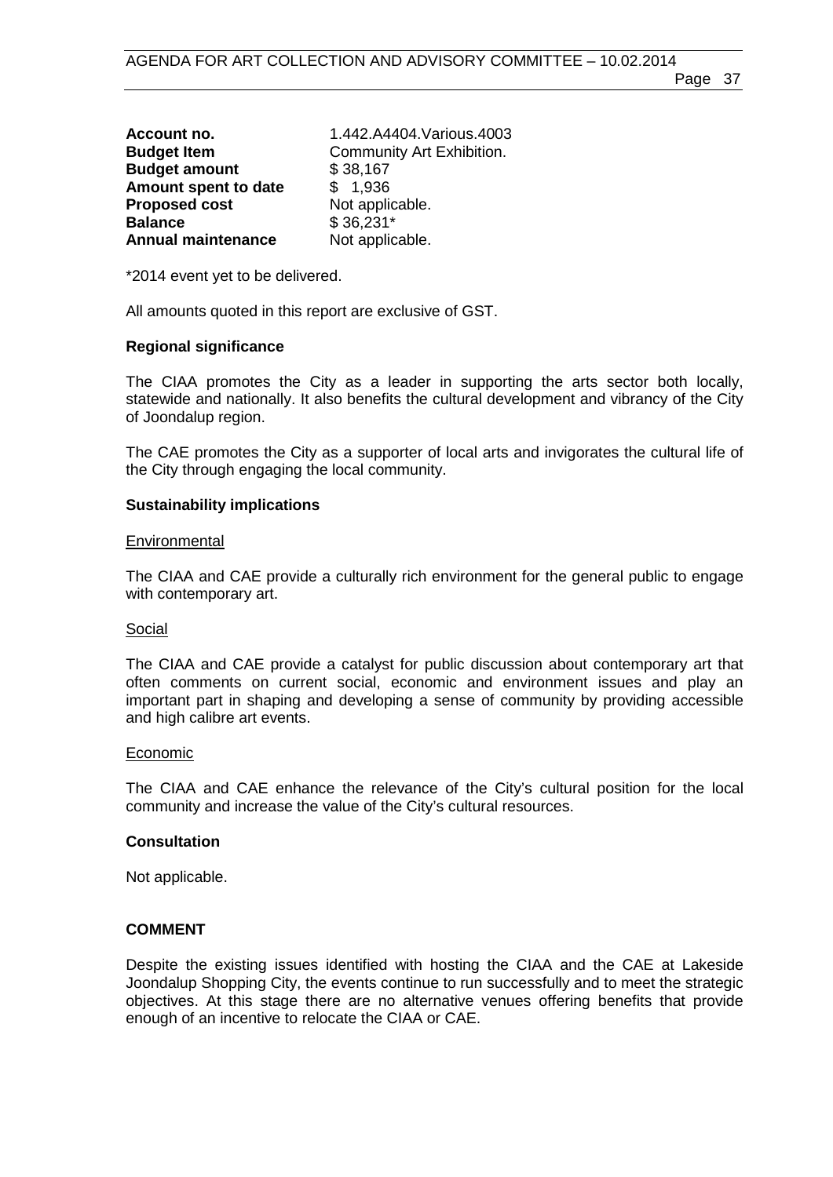| | |
|---|---|
| **Account no.** | 1.442.A4404.Various.4003 |
| **Budget Item** | Community Art Exhibition. |
| **Budget amount** | $ 38,167 |
| **Amount spent to date** | $ 1,936 |
| **Proposed cost** | Not applicable. |
| **Balance** | $ 36,231* |
| **Annual maintenance** | Not applicable. |

*2014 event yet to be delivered.

All amounts quoted in this report are exclusive of GST.

**Regional significance**

The CIAA promotes the City as a leader in supporting the arts sector both locally, statewide and nationally. It also benefits the cultural development and vibrancy of the City of Joondalup region.

The CAE promotes the City as a supporter of local arts and invigorates the cultural life of the City through engaging the local community.

**Sustainability implications**

Environmental

The CIAA and CAE provide a culturally rich environment for the general public to engage with contemporary art.

Social

The CIAA and CAE provide a catalyst for public discussion about contemporary art that often comments on current social, economic and environment issues and play an important part in shaping and developing a sense of community by providing accessible and high calibre art events.

Economic

The CIAA and CAE enhance the relevance of the City's cultural position for the local community and increase the value of the City's cultural resources.

**Consultation**

Not applicable.

**COMMENT**

Despite the existing issues identified with hosting the CIAA and the CAE at Lakeside Joondalup Shopping City, the events continue to run successfully and to meet the strategic objectives. At this stage there are no alternative venues offering benefits that provide enough of an incentive to relocate the CIAA or CAE.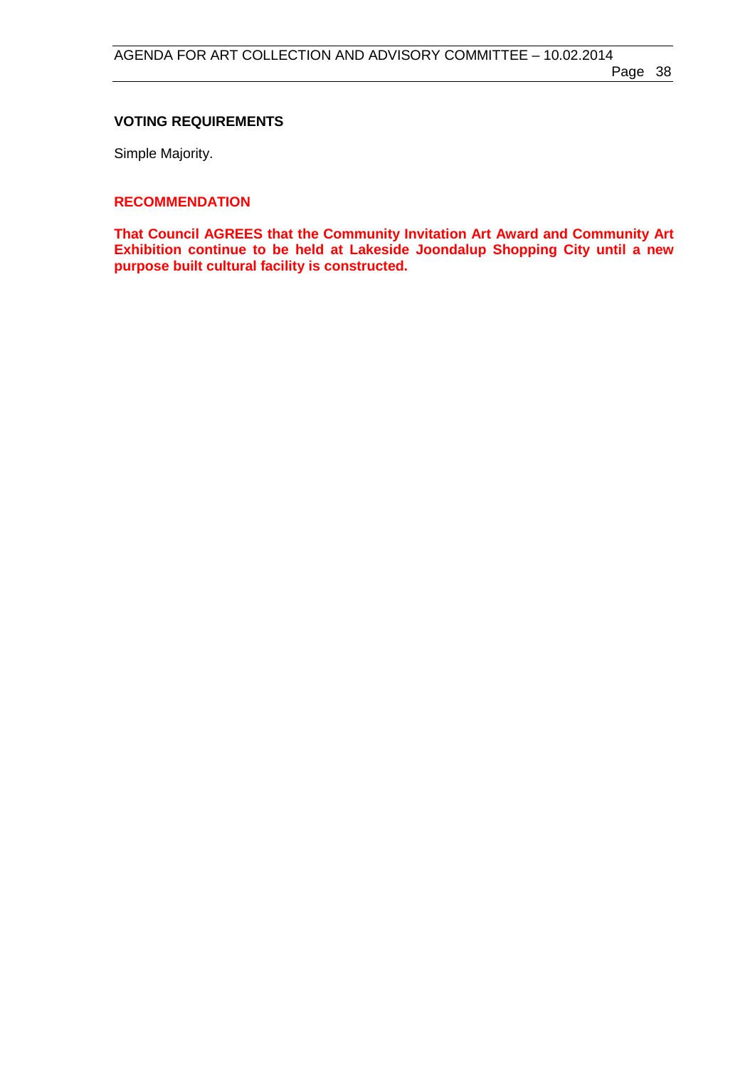**VOTING REQUIREMENTS**

Simple Majority.

**RECOMMENDATION**

**That Council AGREES that the Community Invitation Art Award and Community Art Exhibition continue to be held at Lakeside Joondalup Shopping City until a new purpose built cultural facility is constructed.**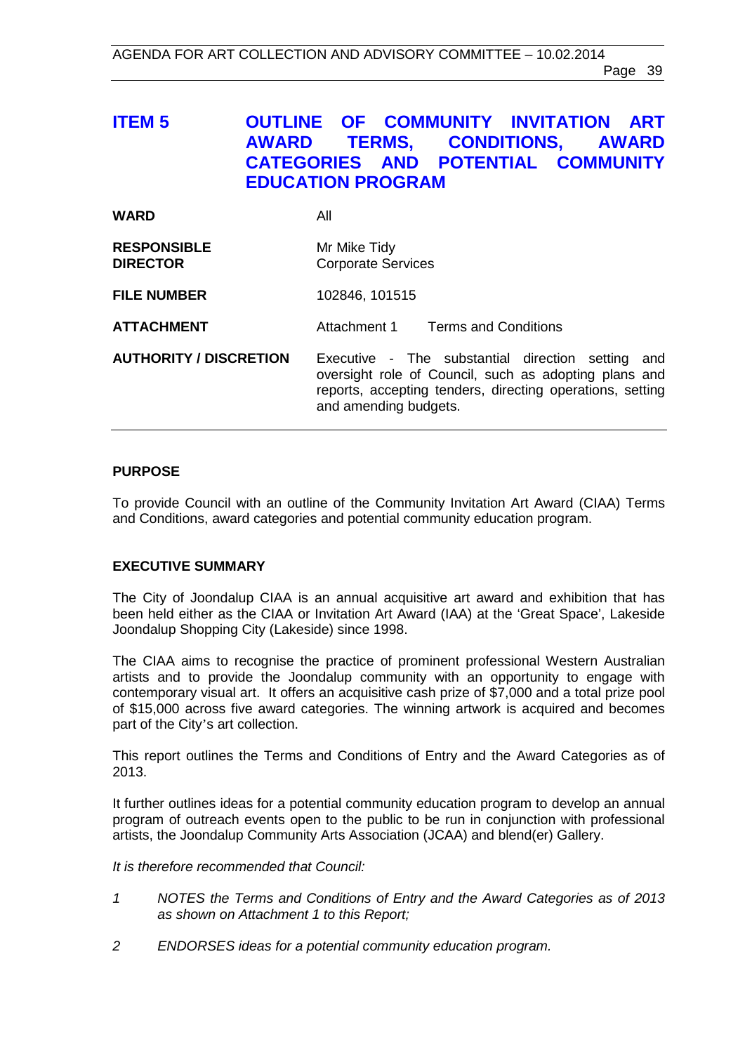# ITEM 5 OUTLINE OF COMMUNITY INVITATION ART AWARD TERMS, CONDITIONS, AWARD CATEGORIES AND POTENTIAL COMMUNITY EDUCATION PROGRAM

| | |
|---|---|
| **WARD** | All |
| **RESPONSIBLE DIRECTOR** | Mr Mike Tidy<br>Corporate Services |
| **FILE NUMBER** | 102846, 101515 |
| **ATTACHMENT** | Attachment 1 Terms and Conditions |
| **AUTHORITY / DISCRETION** | Executive - The substantial direction setting and oversight role of Council, such as adopting plans and reports, accepting tenders, directing operations, setting and amending budgets. |

**PURPOSE**

To provide Council with an outline of the Community Invitation Art Award (CIAA) Terms and Conditions, award categories and potential community education program.

**EXECUTIVE SUMMARY**

The City of Joondalup CIAA is an annual acquisitive art award and exhibition that has been held either as the CIAA or Invitation Art Award (IAA) at the 'Great Space', Lakeside Joondalup Shopping City (Lakeside) since 1998.

The CIAA aims to recognise the practice of prominent professional Western Australian artists and to provide the Joondalup community with an opportunity to engage with contemporary visual art. It offers an acquisitive cash prize of $7,000 and a total prize pool of $15,000 across five award categories. The winning artwork is acquired and becomes part of the City's art collection.

This report outlines the Terms and Conditions of Entry and the Award Categories as of 2013.

It further outlines ideas for a potential community education program to develop an annual program of outreach events open to the public to be run in conjunction with professional artists, the Joondalup Community Arts Association (JCAA) and blend(er) Gallery.

*It is therefore recommended that Council:*

*1 NOTES the Terms and Conditions of Entry and the Award Categories as of 2013 as shown on Attachment 1 to this Report;*

*2 ENDORSES ideas for a potential community education program.*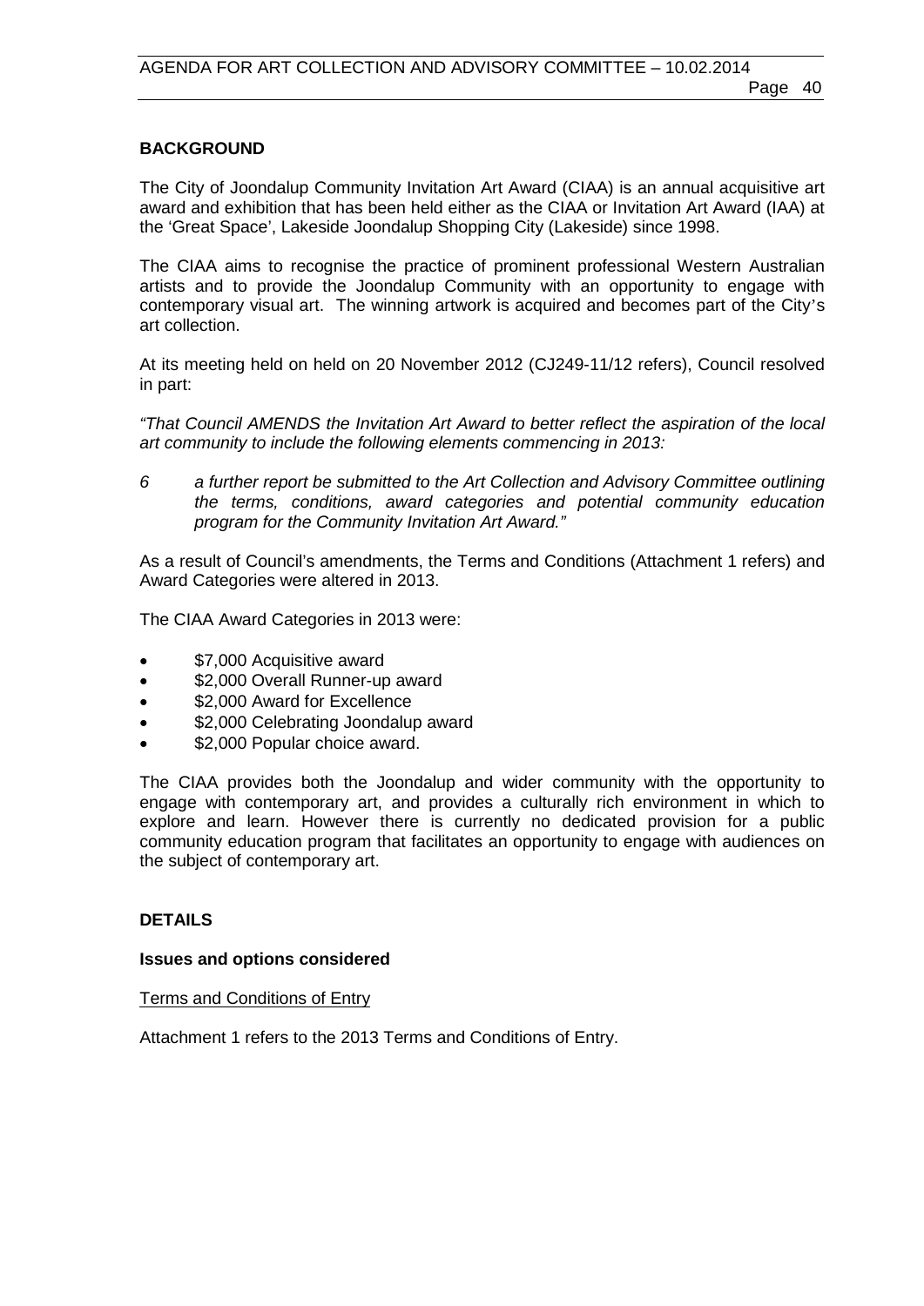## BACKGROUND

The City of Joondalup Community Invitation Art Award (CIAA) is an annual acquisitive art award and exhibition that has been held either as the CIAA or Invitation Art Award (IAA) at the 'Great Space', Lakeside Joondalup Shopping City (Lakeside) since 1998.

The CIAA aims to recognise the practice of prominent professional Western Australian artists and to provide the Joondalup Community with an opportunity to engage with contemporary visual art. The winning artwork is acquired and becomes part of the City's art collection.

At its meeting held on held on 20 November 2012 (CJ249-11/12 refers), Council resolved in part:

*"That Council AMENDS the Invitation Art Award to better reflect the aspiration of the local art community to include the following elements commencing in 2013:*

*6 a further report be submitted to the Art Collection and Advisory Committee outlining the terms, conditions, award categories and potential community education program for the Community Invitation Art Award."*

As a result of Council's amendments, the Terms and Conditions (Attachment 1 refers) and Award Categories were altered in 2013.

The CIAA Award Categories in 2013 were:

- $7,000 Acquisitive award
- $2,000 Overall Runner-up award
- $2,000 Award for Excellence
- $2,000 Celebrating Joondalup award
- $2,000 Popular choice award.

The CIAA provides both the Joondalup and wider community with the opportunity to engage with contemporary art, and provides a culturally rich environment in which to explore and learn. However there is currently no dedicated provision for a public community education program that facilitates an opportunity to engage with audiences on the subject of contemporary art.

## DETAILS

### Issues and options considered

<u>Terms and Conditions of Entry</u>

Attachment 1 refers to the 2013 Terms and Conditions of Entry.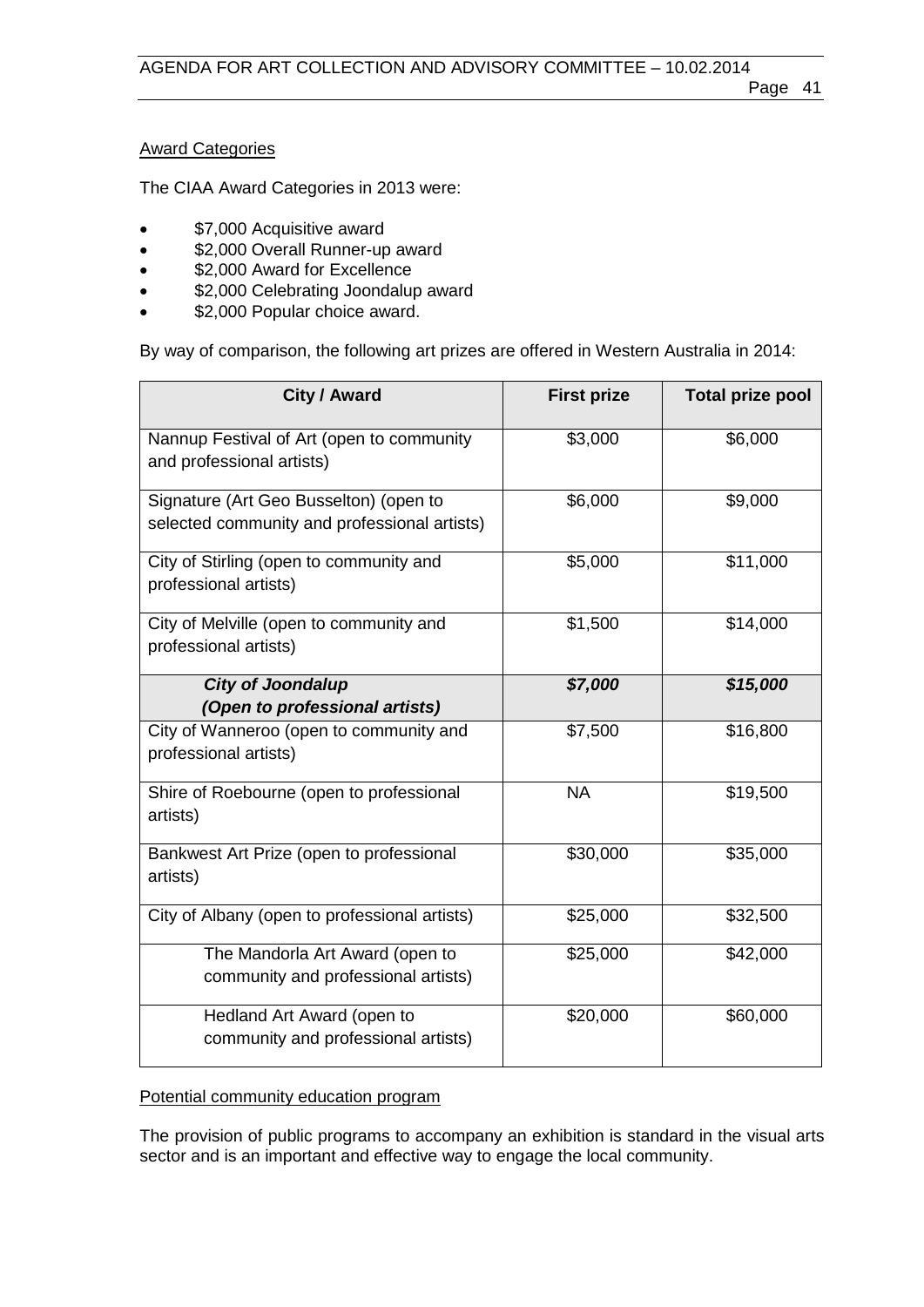Award Categories

The CIAA Award Categories in 2013 were:

- $7,000 Acquisitive award
- $2,000 Overall Runner-up award
- $2,000 Award for Excellence
- $2,000 Celebrating Joondalup award
- $2,000 Popular choice award.

By way of comparison, the following art prizes are offered in Western Australia in 2014:

| City / Award | First prize | Total prize pool |
|---|---|---|
| Nannup Festival of Art (open to community and professional artists) | $3,000 | $6,000 |
| Signature (Art Geo Busselton) (open to selected community and professional artists) | $6,000 | $9,000 |
| City of Stirling (open to community and professional artists) | $5,000 | $11,000 |
| City of Melville (open to community and professional artists) | $1,500 | $14,000 |
| ***City of Joondalup (Open to professional artists)*** | ***$7,000*** | ***$15,000*** |
| City of Wanneroo (open to community and professional artists) | $7,500 | $16,800 |
| Shire of Roebourne (open to professional artists) | NA | $19,500 |
| Bankwest Art Prize (open to professional artists) | $30,000 | $35,000 |
| City of Albany (open to professional artists) | $25,000 | $32,500 |
| The Mandorla Art Award (open to community and professional artists) | $25,000 | $42,000 |
| Hedland Art Award (open to community and professional artists) | $20,000 | $60,000 |

Potential community education program

The provision of public programs to accompany an exhibition is standard in the visual arts sector and is an important and effective way to engage the local community.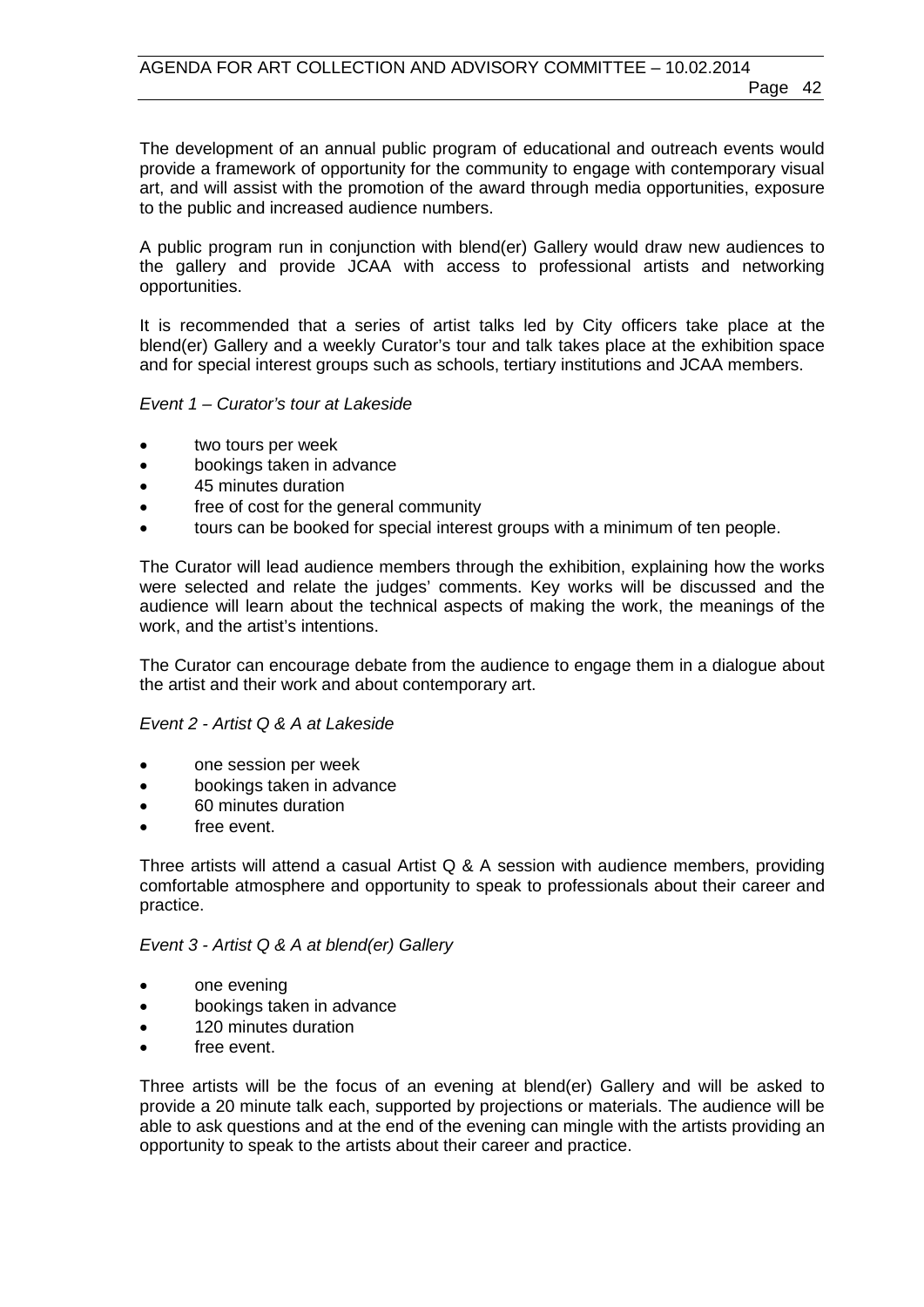The development of an annual public program of educational and outreach events would provide a framework of opportunity for the community to engage with contemporary visual art, and will assist with the promotion of the award through media opportunities, exposure to the public and increased audience numbers.

A public program run in conjunction with blend(er) Gallery would draw new audiences to the gallery and provide JCAA with access to professional artists and networking opportunities.

It is recommended that a series of artist talks led by City officers take place at the blend(er) Gallery and a weekly Curator's tour and talk takes place at the exhibition space and for special interest groups such as schools, tertiary institutions and JCAA members.

*Event 1 – Curator's tour at Lakeside*

- two tours per week
- bookings taken in advance
- 45 minutes duration
- free of cost for the general community
- tours can be booked for special interest groups with a minimum of ten people.

The Curator will lead audience members through the exhibition, explaining how the works were selected and relate the judges' comments. Key works will be discussed and the audience will learn about the technical aspects of making the work, the meanings of the work, and the artist's intentions.

The Curator can encourage debate from the audience to engage them in a dialogue about the artist and their work and about contemporary art.

*Event 2 - Artist Q & A at Lakeside*

- one session per week
- bookings taken in advance
- 60 minutes duration
- free event.

Three artists will attend a casual Artist Q & A session with audience members, providing comfortable atmosphere and opportunity to speak to professionals about their career and practice.

*Event 3 - Artist Q & A at blend(er) Gallery*

- one evening
- bookings taken in advance
- 120 minutes duration
- free event.

Three artists will be the focus of an evening at blend(er) Gallery and will be asked to provide a 20 minute talk each, supported by projections or materials. The audience will be able to ask questions and at the end of the evening can mingle with the artists providing an opportunity to speak to the artists about their career and practice.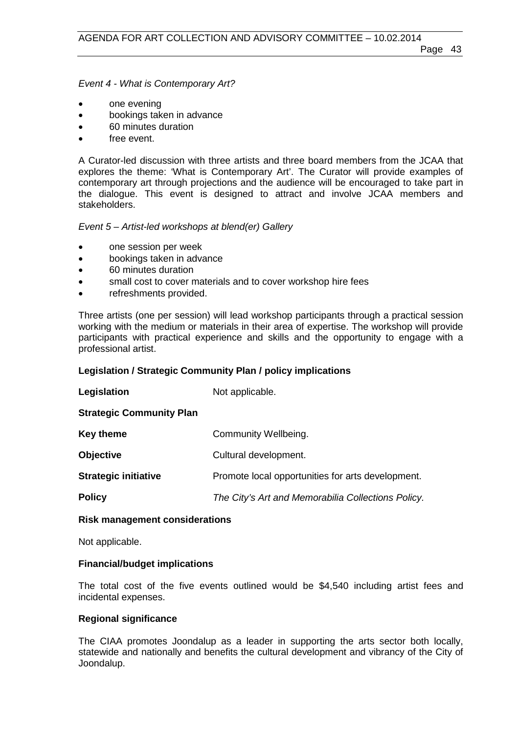*Event 4 - What is Contemporary Art?*

- one evening
- bookings taken in advance
- 60 minutes duration
- free event.

A Curator-led discussion with three artists and three board members from the JCAA that explores the theme: 'What is Contemporary Art'. The Curator will provide examples of contemporary art through projections and the audience will be encouraged to take part in the dialogue. This event is designed to attract and involve JCAA members and stakeholders.

*Event 5 – Artist-led workshops at blend(er) Gallery*

- one session per week
- bookings taken in advance
- 60 minutes duration
- small cost to cover materials and to cover workshop hire fees
- refreshments provided.

Three artists (one per session) will lead workshop participants through a practical session working with the medium or materials in their area of expertise. The workshop will provide participants with practical experience and skills and the opportunity to engage with a professional artist.

**Legislation / Strategic Community Plan / policy implications**

**Legislation** Not applicable.

**Strategic Community Plan**

**Key theme** Community Wellbeing.

**Objective** Cultural development.

**Strategic initiative** Promote local opportunities for arts development.

**Policy** *The City's Art and Memorabilia Collections Policy.*

**Risk management considerations**

Not applicable.

**Financial/budget implications**

The total cost of the five events outlined would be $4,540 including artist fees and incidental expenses.

**Regional significance**

The CIAA promotes Joondalup as a leader in supporting the arts sector both locally, statewide and nationally and benefits the cultural development and vibrancy of the City of Joondalup.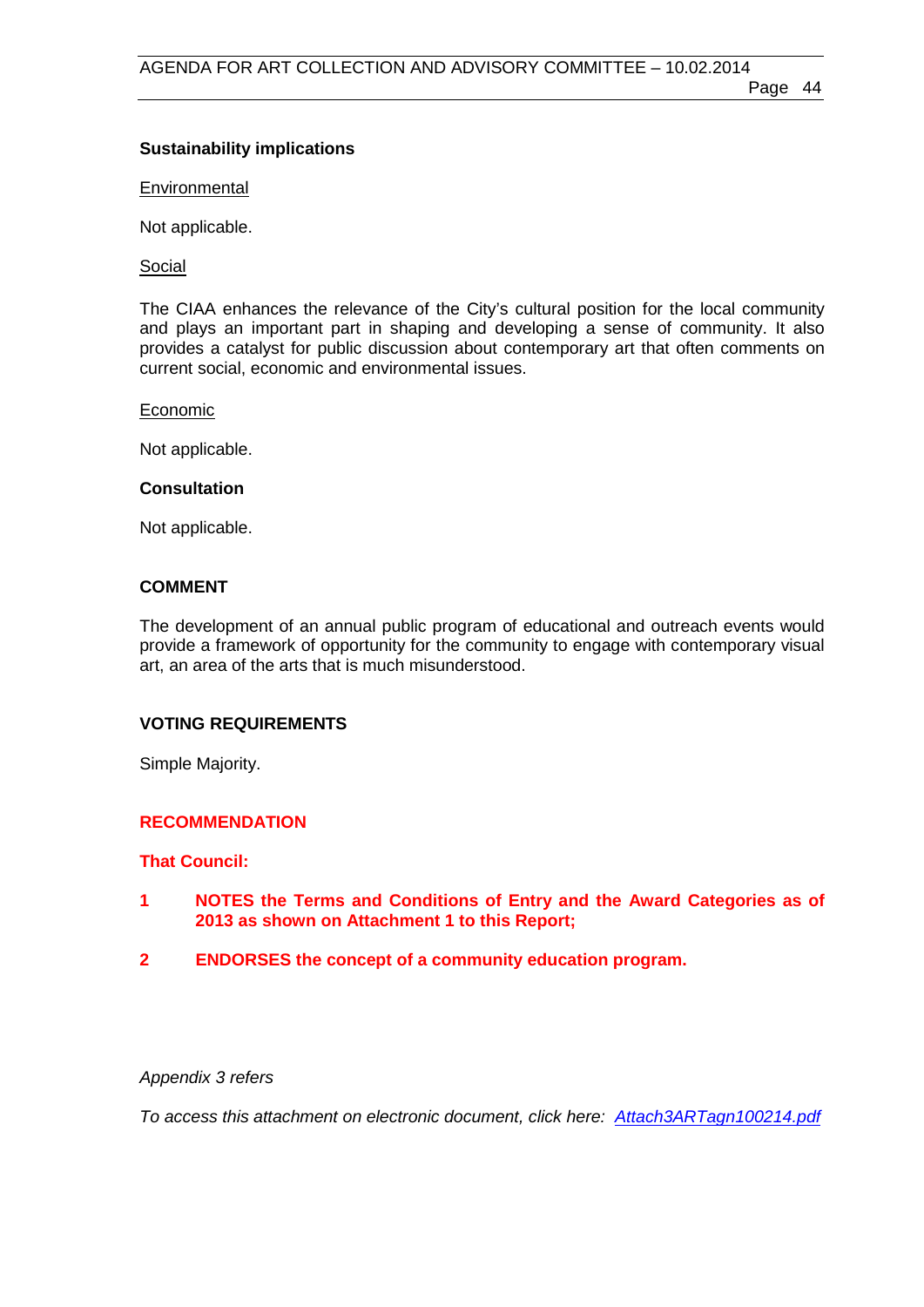**Sustainability implications**

Environmental

Not applicable.

Social

The CIAA enhances the relevance of the City's cultural position for the local community and plays an important part in shaping and developing a sense of community. It also provides a catalyst for public discussion about contemporary art that often comments on current social, economic and environmental issues.

Economic

Not applicable.

**Consultation**

Not applicable.

## COMMENT

The development of an annual public program of educational and outreach events would provide a framework of opportunity for the community to engage with contemporary visual art, an area of the arts that is much misunderstood.

## VOTING REQUIREMENTS

Simple Majority.

## RECOMMENDATION

**That Council:**

**1 NOTES the Terms and Conditions of Entry and the Award Categories as of 2013 as shown on Attachment 1 to this Report;**

**2 ENDORSES the concept of a community education program.**

*Appendix 3 refers*

*To access this attachment on electronic document, click here: Attach3ARTagn100214.pdf*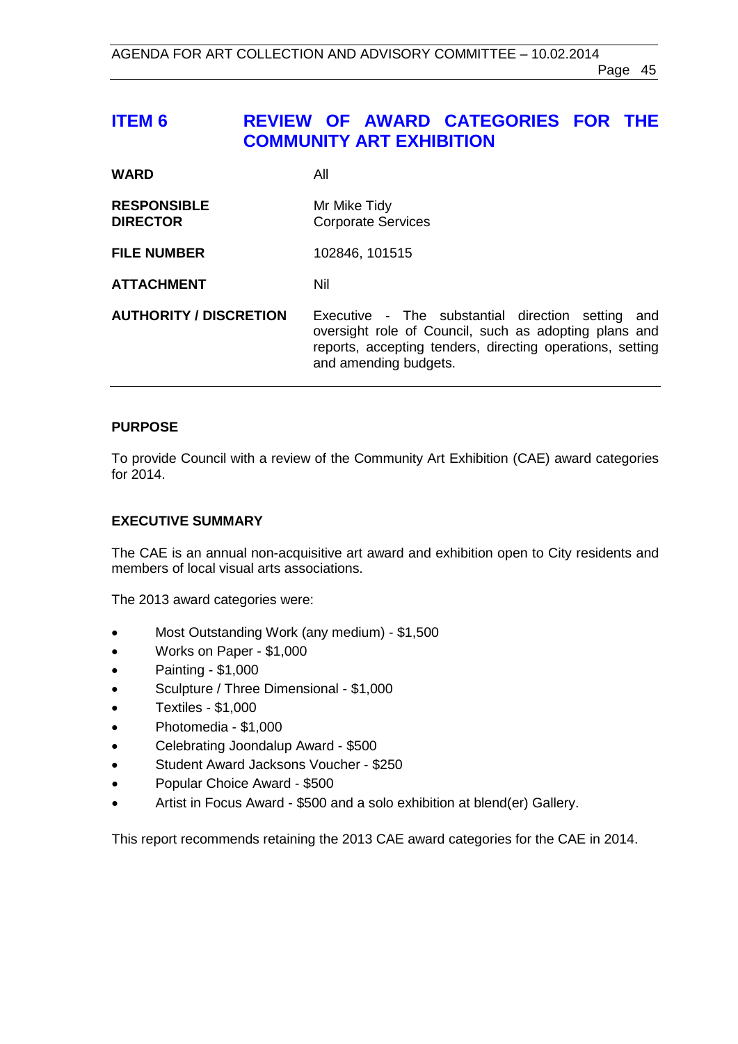## ITEM 6 REVIEW OF AWARD CATEGORIES FOR THE COMMUNITY ART EXHIBITION

| | |
|---|---|
| **WARD** | All |
| **RESPONSIBLE DIRECTOR** | Mr Mike Tidy<br>Corporate Services |
| **FILE NUMBER** | 102846, 101515 |
| **ATTACHMENT** | Nil |
| **AUTHORITY / DISCRETION** | Executive - The substantial direction setting and oversight role of Council, such as adopting plans and reports, accepting tenders, directing operations, setting and amending budgets. |

### PURPOSE

To provide Council with a review of the Community Art Exhibition (CAE) award categories for 2014.

### EXECUTIVE SUMMARY

The CAE is an annual non-acquisitive art award and exhibition open to City residents and members of local visual arts associations.

The 2013 award categories were:

- Most Outstanding Work (any medium) - $1,500
- Works on Paper - $1,000
- Painting - $1,000
- Sculpture / Three Dimensional - $1,000
- Textiles - $1,000
- Photomedia - $1,000
- Celebrating Joondalup Award - $500
- Student Award Jacksons Voucher - $250
- Popular Choice Award - $500
- Artist in Focus Award - $500 and a solo exhibition at blend(er) Gallery.

This report recommends retaining the 2013 CAE award categories for the CAE in 2014.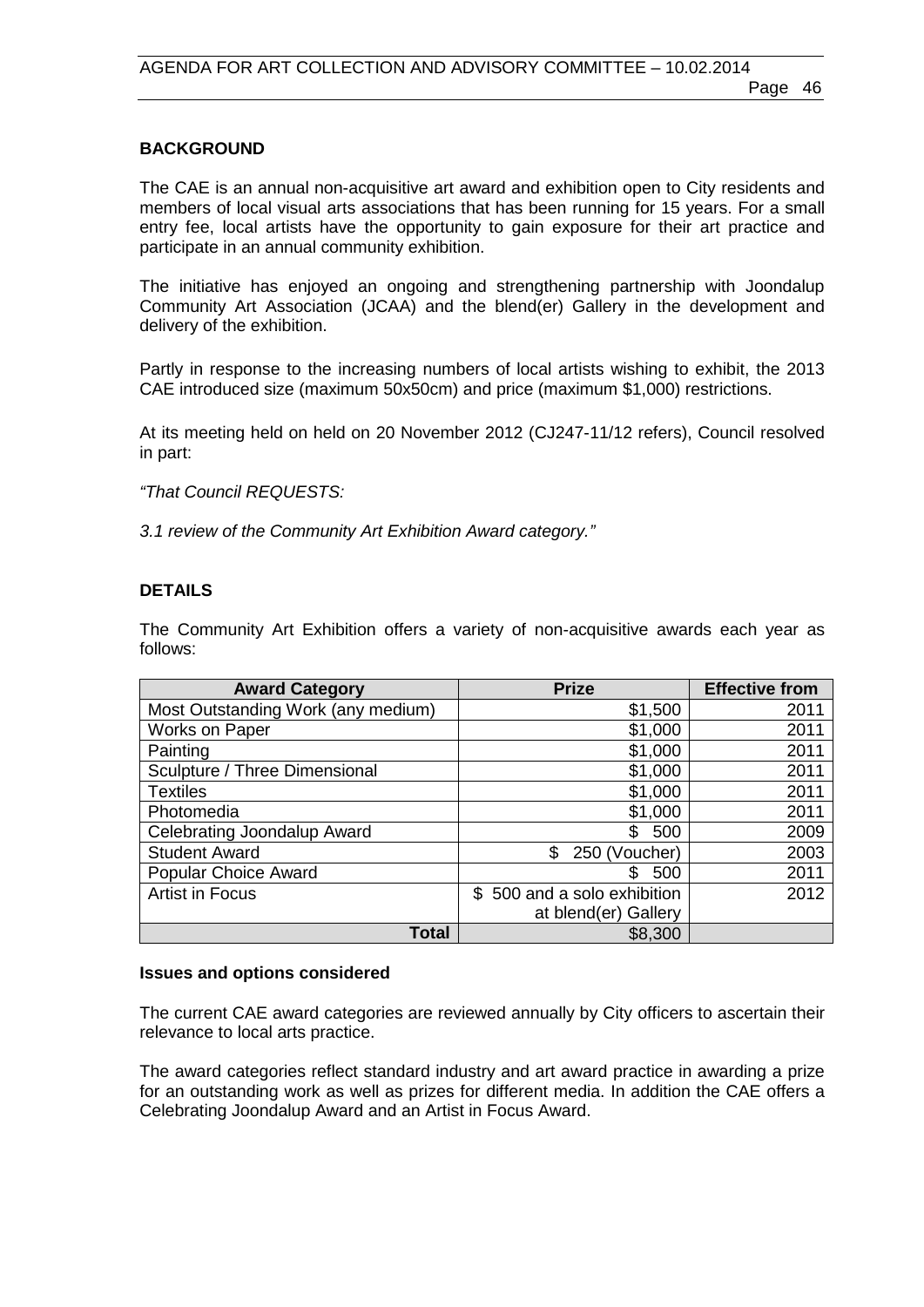## BACKGROUND

The CAE is an annual non-acquisitive art award and exhibition open to City residents and members of local visual arts associations that has been running for 15 years. For a small entry fee, local artists have the opportunity to gain exposure for their art practice and participate in an annual community exhibition.

The initiative has enjoyed an ongoing and strengthening partnership with Joondalup Community Art Association (JCAA) and the blend(er) Gallery in the development and delivery of the exhibition.

Partly in response to the increasing numbers of local artists wishing to exhibit, the 2013 CAE introduced size (maximum 50x50cm) and price (maximum $1,000) restrictions.

At its meeting held on held on 20 November 2012 (CJ247-11/12 refers), Council resolved in part:

*"That Council REQUESTS:*

*3.1 review of the Community Art Exhibition Award category."*

## DETAILS

The Community Art Exhibition offers a variety of non-acquisitive awards each year as follows:

| Award Category | Prize | Effective from |
|---|---|---|
| Most Outstanding Work (any medium) | $1,500 | 2011 |
| Works on Paper | $1,000 | 2011 |
| Painting | $1,000 | 2011 |
| Sculpture / Three Dimensional | $1,000 | 2011 |
| Textiles | $1,000 | 2011 |
| Photomedia | $1,000 | 2011 |
| Celebrating Joondalup Award | $ 500 | 2009 |
| Student Award | $ 250 (Voucher) | 2003 |
| Popular Choice Award | $ 500 | 2011 |
| Artist in Focus | $ 500 and a solo exhibition at blend(er) Gallery | 2012 |
| **Total** | $8,300 | |

### Issues and options considered

The current CAE award categories are reviewed annually by City officers to ascertain their relevance to local arts practice.

The award categories reflect standard industry and art award practice in awarding a prize for an outstanding work as well as prizes for different media. In addition the CAE offers a Celebrating Joondalup Award and an Artist in Focus Award.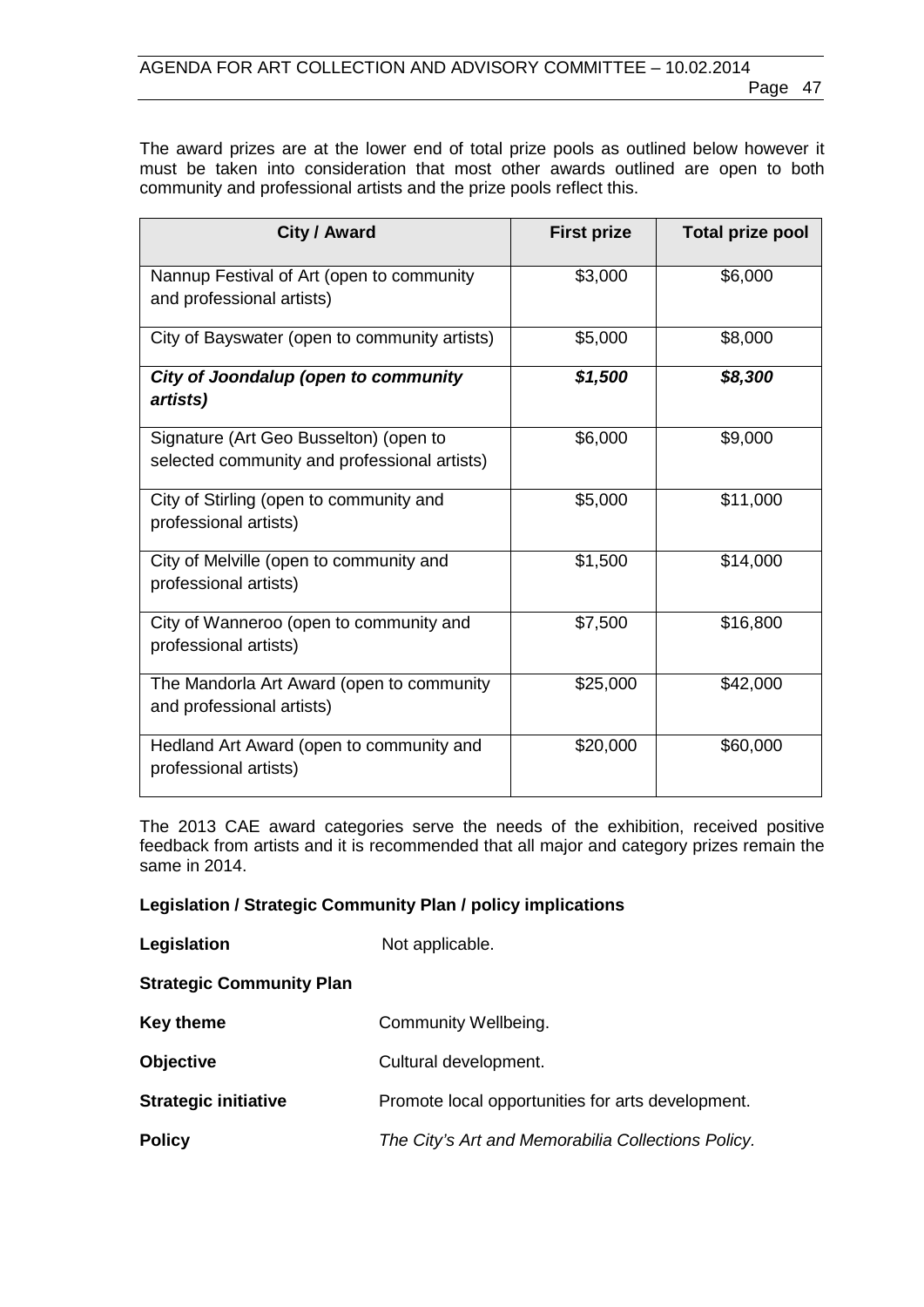The award prizes are at the lower end of total prize pools as outlined below however it must be taken into consideration that most other awards outlined are open to both community and professional artists and the prize pools reflect this.

| City / Award | First prize | Total prize pool |
|---|---|---|
| Nannup Festival of Art (open to community and professional artists) | $3,000 | $6,000 |
| City of Bayswater (open to community artists) | $5,000 | $8,000 |
| ***City of Joondalup (open to community artists)*** | ***$1,500*** | ***$8,300*** |
| Signature (Art Geo Busselton) (open to selected community and professional artists) | $6,000 | $9,000 |
| City of Stirling (open to community and professional artists) | $5,000 | $11,000 |
| City of Melville (open to community and professional artists) | $1,500 | $14,000 |
| City of Wanneroo (open to community and professional artists) | $7,500 | $16,800 |
| The Mandorla Art Award (open to community and professional artists) | $25,000 | $42,000 |
| Hedland Art Award (open to community and professional artists) | $20,000 | $60,000 |

The 2013 CAE award categories serve the needs of the exhibition, received positive feedback from artists and it is recommended that all major and category prizes remain the same in 2014.

**Legislation / Strategic Community Plan / policy implications**

**Legislation** Not applicable.

**Strategic Community Plan**

**Key theme** Community Wellbeing.

**Objective** Cultural development.

**Strategic initiative** Promote local opportunities for arts development.

**Policy** *The City's Art and Memorabilia Collections Policy.*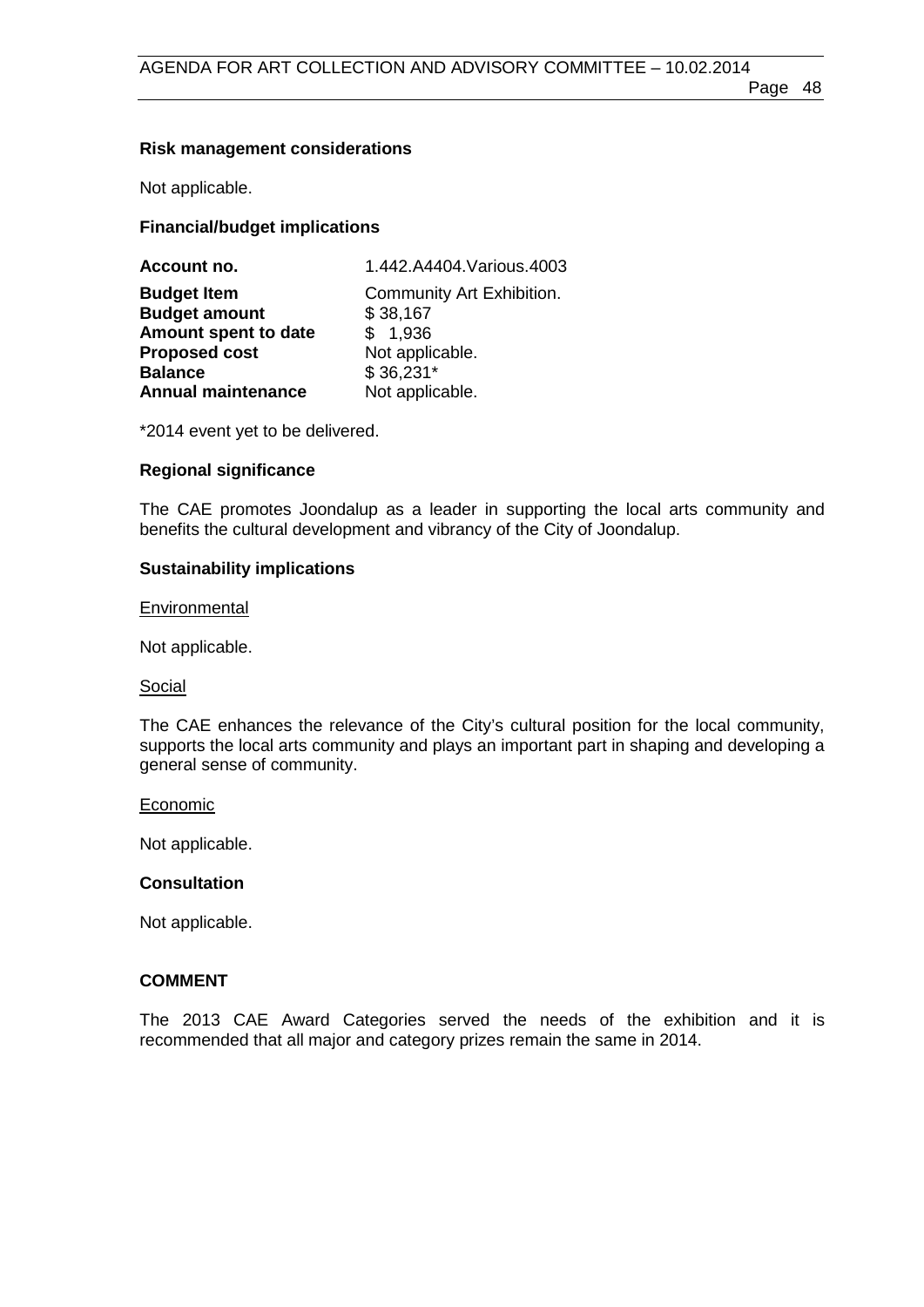### Risk management considerations

Not applicable.

### Financial/budget implications

| | |
|---|---|
| **Account no.** | 1.442.A4404.Various.4003 |
| **Budget Item** | Community Art Exhibition. |
| **Budget amount** | $ 38,167 |
| **Amount spent to date** | $ 1,936 |
| **Proposed cost** | Not applicable. |
| **Balance** | $ 36,231* |
| **Annual maintenance** | Not applicable. |

*2014 event yet to be delivered.

### Regional significance

The CAE promotes Joondalup as a leader in supporting the local arts community and benefits the cultural development and vibrancy of the City of Joondalup.

### Sustainability implications

<u>Environmental</u>

Not applicable.

<u>Social</u>

The CAE enhances the relevance of the City's cultural position for the local community, supports the local arts community and plays an important part in shaping and developing a general sense of community.

<u>Economic</u>

Not applicable.

### Consultation

Not applicable.

## COMMENT

The 2013 CAE Award Categories served the needs of the exhibition and it is recommended that all major and category prizes remain the same in 2014.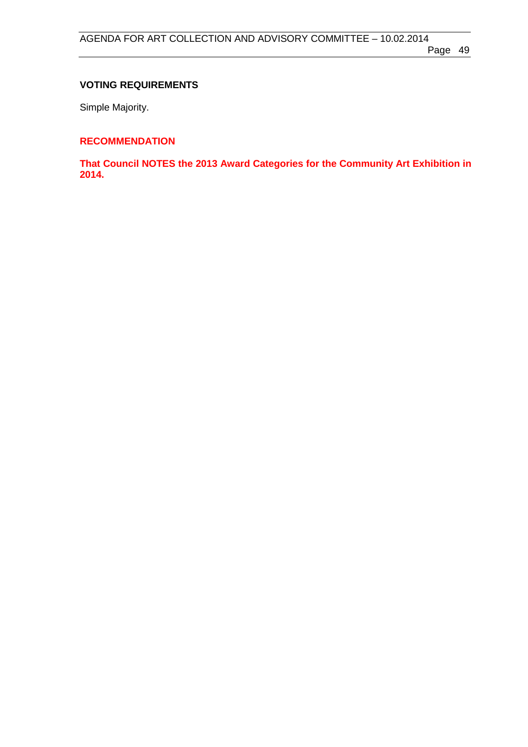**VOTING REQUIREMENTS**

Simple Majority.

**RECOMMENDATION**

**That Council NOTES the 2013 Award Categories for the Community Art Exhibition in 2014.**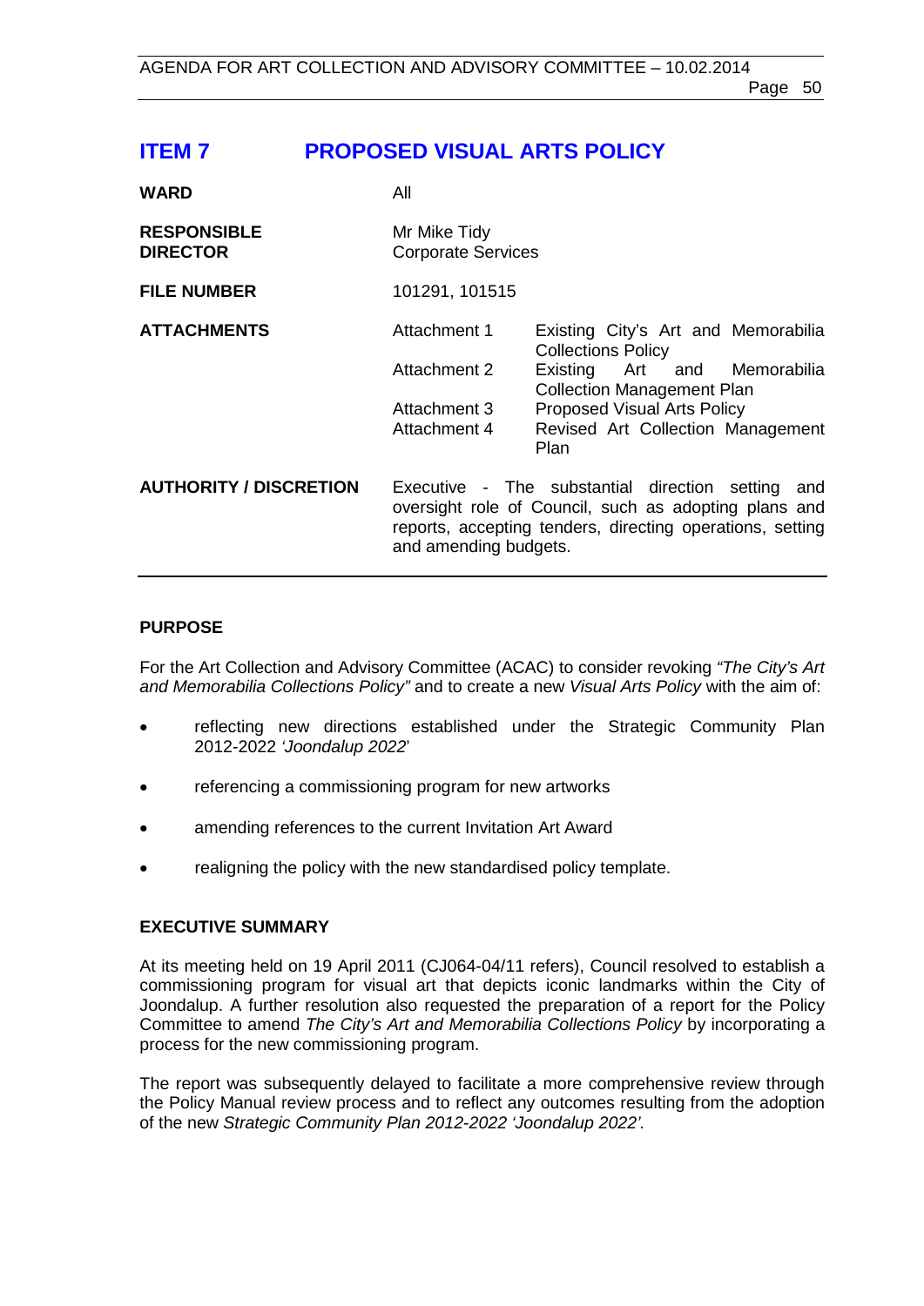## ITEM 7 PROPOSED VISUAL ARTS POLICY

| | | |
|---|---|---|
| **WARD** | All | |
| **RESPONSIBLE DIRECTOR** | Mr Mike Tidy<br>Corporate Services | |
| **FILE NUMBER** | 101291, 101515 | |
| **ATTACHMENTS** | Attachment 1 | Existing City's Art and Memorabilia Collections Policy |
| | Attachment 2 | Existing Art and Memorabilia Collection Management Plan |
| | Attachment 3 | Proposed Visual Arts Policy |
| | Attachment 4 | Revised Art Collection Management Plan |
| **AUTHORITY / DISCRETION** | Executive - The substantial direction setting and oversight role of Council, such as adopting plans and reports, accepting tenders, directing operations, setting and amending budgets. | |

**PURPOSE**

For the Art Collection and Advisory Committee (ACAC) to consider revoking *"The City's Art and Memorabilia Collections Policy"* and to create a new *Visual Arts Policy* with the aim of:

- reflecting new directions established under the Strategic Community Plan 2012-2022 *'Joondalup 2022'*
- referencing a commissioning program for new artworks
- amending references to the current Invitation Art Award
- realigning the policy with the new standardised policy template.

**EXECUTIVE SUMMARY**

At its meeting held on 19 April 2011 (CJ064-04/11 refers), Council resolved to establish a commissioning program for visual art that depicts iconic landmarks within the City of Joondalup. A further resolution also requested the preparation of a report for the Policy Committee to amend *The City's Art and Memorabilia Collections Policy* by incorporating a process for the new commissioning program.

The report was subsequently delayed to facilitate a more comprehensive review through the Policy Manual review process and to reflect any outcomes resulting from the adoption of the new *Strategic Community Plan 2012-2022 'Joondalup 2022'.*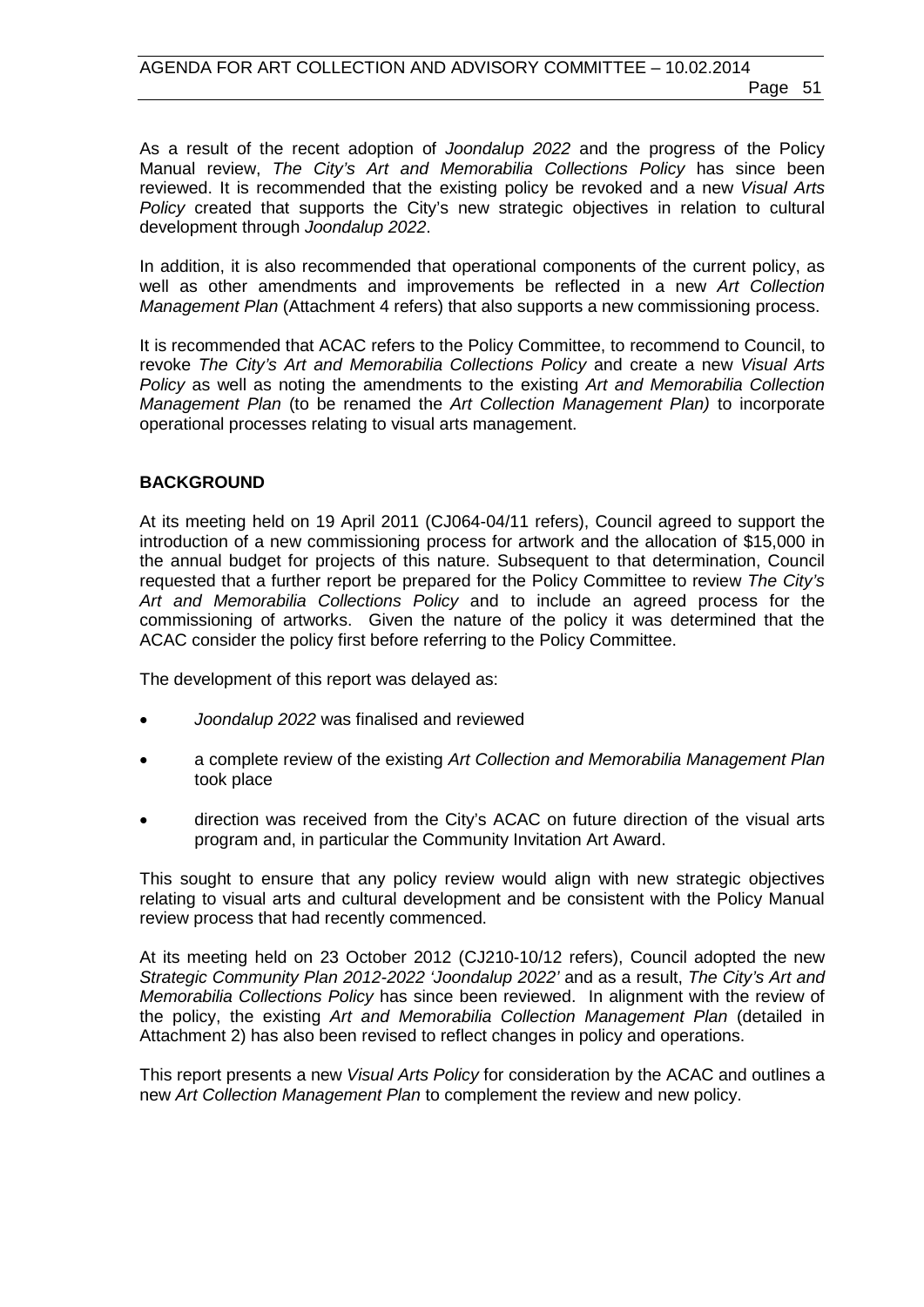As a result of the recent adoption of *Joondalup 2022* and the progress of the Policy Manual review, *The City's Art and Memorabilia Collections Policy* has since been reviewed. It is recommended that the existing policy be revoked and a new *Visual Arts Policy* created that supports the City's new strategic objectives in relation to cultural development through *Joondalup 2022*.

In addition, it is also recommended that operational components of the current policy, as well as other amendments and improvements be reflected in a new *Art Collection Management Plan* (Attachment 4 refers) that also supports a new commissioning process.

It is recommended that ACAC refers to the Policy Committee, to recommend to Council, to revoke *The City's Art and Memorabilia Collections Policy* and create a new *Visual Arts Policy* as well as noting the amendments to the existing *Art and Memorabilia Collection Management Plan* (to be renamed the *Art Collection Management Plan)* to incorporate operational processes relating to visual arts management.

## BACKGROUND

At its meeting held on 19 April 2011 (CJ064-04/11 refers), Council agreed to support the introduction of a new commissioning process for artwork and the allocation of $15,000 in the annual budget for projects of this nature. Subsequent to that determination, Council requested that a further report be prepared for the Policy Committee to review *The City's Art and Memorabilia Collections Policy* and to include an agreed process for the commissioning of artworks. Given the nature of the policy it was determined that the ACAC consider the policy first before referring to the Policy Committee.

The development of this report was delayed as:

- *Joondalup 2022* was finalised and reviewed
- a complete review of the existing *Art Collection and Memorabilia Management Plan* took place
- direction was received from the City's ACAC on future direction of the visual arts program and, in particular the Community Invitation Art Award.

This sought to ensure that any policy review would align with new strategic objectives relating to visual arts and cultural development and be consistent with the Policy Manual review process that had recently commenced.

At its meeting held on 23 October 2012 (CJ210-10/12 refers), Council adopted the new *Strategic Community Plan 2012-2022 'Joondalup 2022'* and as a result, *The City's Art and Memorabilia Collections Policy* has since been reviewed. In alignment with the review of the policy, the existing *Art and Memorabilia Collection Management Plan* (detailed in Attachment 2) has also been revised to reflect changes in policy and operations.

This report presents a new *Visual Arts Policy* for consideration by the ACAC and outlines a new *Art Collection Management Plan* to complement the review and new policy.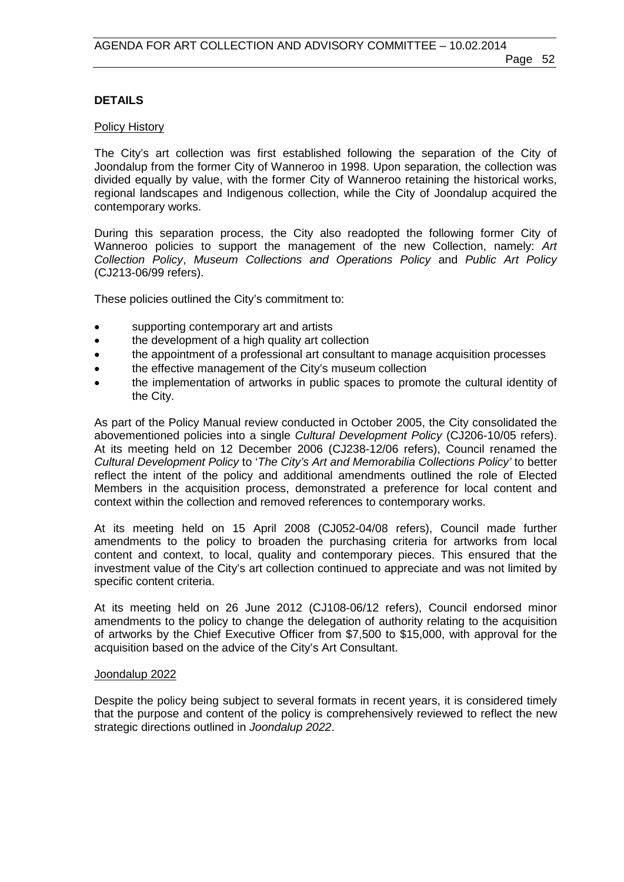**DETAILS**

Policy History

The City's art collection was first established following the separation of the City of Joondalup from the former City of Wanneroo in 1998. Upon separation, the collection was divided equally by value, with the former City of Wanneroo retaining the historical works, regional landscapes and Indigenous collection, while the City of Joondalup acquired the contemporary works.

During this separation process, the City also readopted the following former City of Wanneroo policies to support the management of the new Collection, namely: *Art Collection Policy*, *Museum Collections and Operations Policy* and *Public Art Policy* (CJ213-06/99 refers).

These policies outlined the City's commitment to:

- supporting contemporary art and artists
- the development of a high quality art collection
- the appointment of a professional art consultant to manage acquisition processes
- the effective management of the City's museum collection
- the implementation of artworks in public spaces to promote the cultural identity of the City.

As part of the Policy Manual review conducted in October 2005, the City consolidated the abovementioned policies into a single *Cultural Development Policy* (CJ206-10/05 refers). At its meeting held on 12 December 2006 (CJ238-12/06 refers), Council renamed the *Cultural Development Policy* to '*The City's Art and Memorabilia Collections Policy'* to better reflect the intent of the policy and additional amendments outlined the role of Elected Members in the acquisition process, demonstrated a preference for local content and context within the collection and removed references to contemporary works.

At its meeting held on 15 April 2008 (CJ052-04/08 refers), Council made further amendments to the policy to broaden the purchasing criteria for artworks from local content and context, to local, quality and contemporary pieces. This ensured that the investment value of the City's art collection continued to appreciate and was not limited by specific content criteria.

At its meeting held on 26 June 2012 (CJ108-06/12 refers), Council endorsed minor amendments to the policy to change the delegation of authority relating to the acquisition of artworks by the Chief Executive Officer from $7,500 to $15,000, with approval for the acquisition based on the advice of the City's Art Consultant.

Joondalup 2022

Despite the policy being subject to several formats in recent years, it is considered timely that the purpose and content of the policy is comprehensively reviewed to reflect the new strategic directions outlined in *Joondalup 2022*.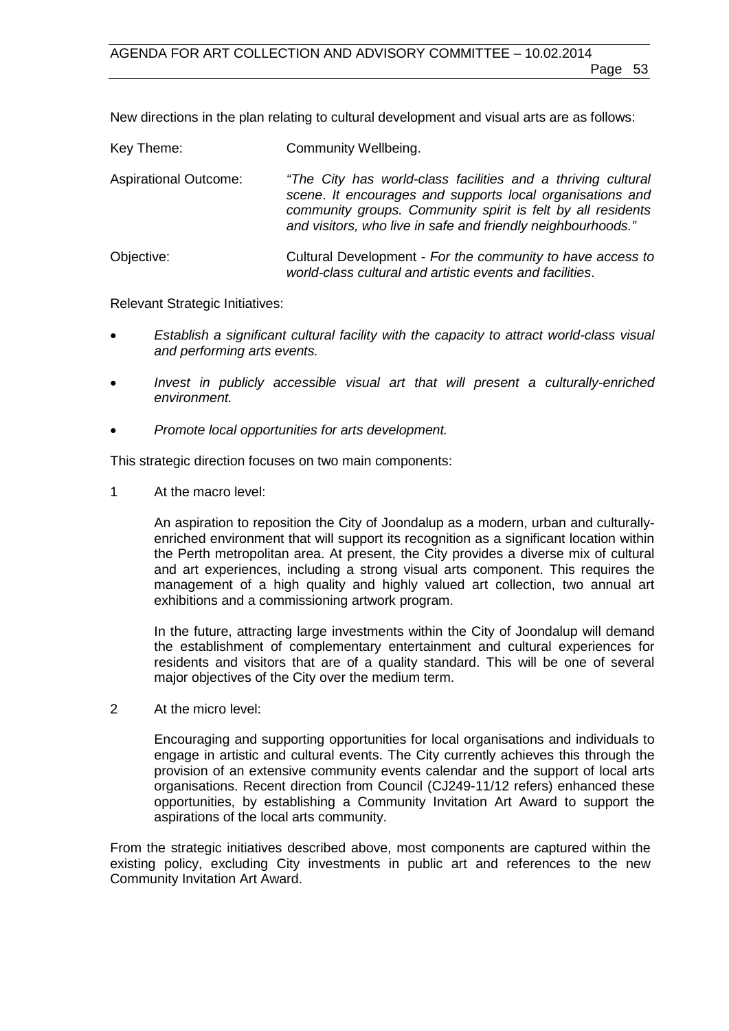New directions in the plan relating to cultural development and visual arts are as follows:

Key Theme: Community Wellbeing.

Aspirational Outcome: *"The City has world-class facilities and a thriving cultural scene. It encourages and supports local organisations and community groups. Community spirit is felt by all residents and visitors, who live in safe and friendly neighbourhoods."*

Objective: Cultural Development - *For the community to have access to world-class cultural and artistic events and facilities.*

Relevant Strategic Initiatives:

- *Establish a significant cultural facility with the capacity to attract world-class visual and performing arts events.*
- *Invest in publicly accessible visual art that will present a culturally-enriched environment.*
- *Promote local opportunities for arts development.*

This strategic direction focuses on two main components:

1 At the macro level:

 An aspiration to reposition the City of Joondalup as a modern, urban and culturally-enriched environment that will support its recognition as a significant location within the Perth metropolitan area. At present, the City provides a diverse mix of cultural and art experiences, including a strong visual arts component. This requires the management of a high quality and highly valued art collection, two annual art exhibitions and a commissioning artwork program.

 In the future, attracting large investments within the City of Joondalup will demand the establishment of complementary entertainment and cultural experiences for residents and visitors that are of a quality standard. This will be one of several major objectives of the City over the medium term.

2 At the micro level:

 Encouraging and supporting opportunities for local organisations and individuals to engage in artistic and cultural events. The City currently achieves this through the provision of an extensive community events calendar and the support of local arts organisations. Recent direction from Council (CJ249-11/12 refers) enhanced these opportunities, by establishing a Community Invitation Art Award to support the aspirations of the local arts community.

From the strategic initiatives described above, most components are captured within the existing policy, excluding City investments in public art and references to the new Community Invitation Art Award.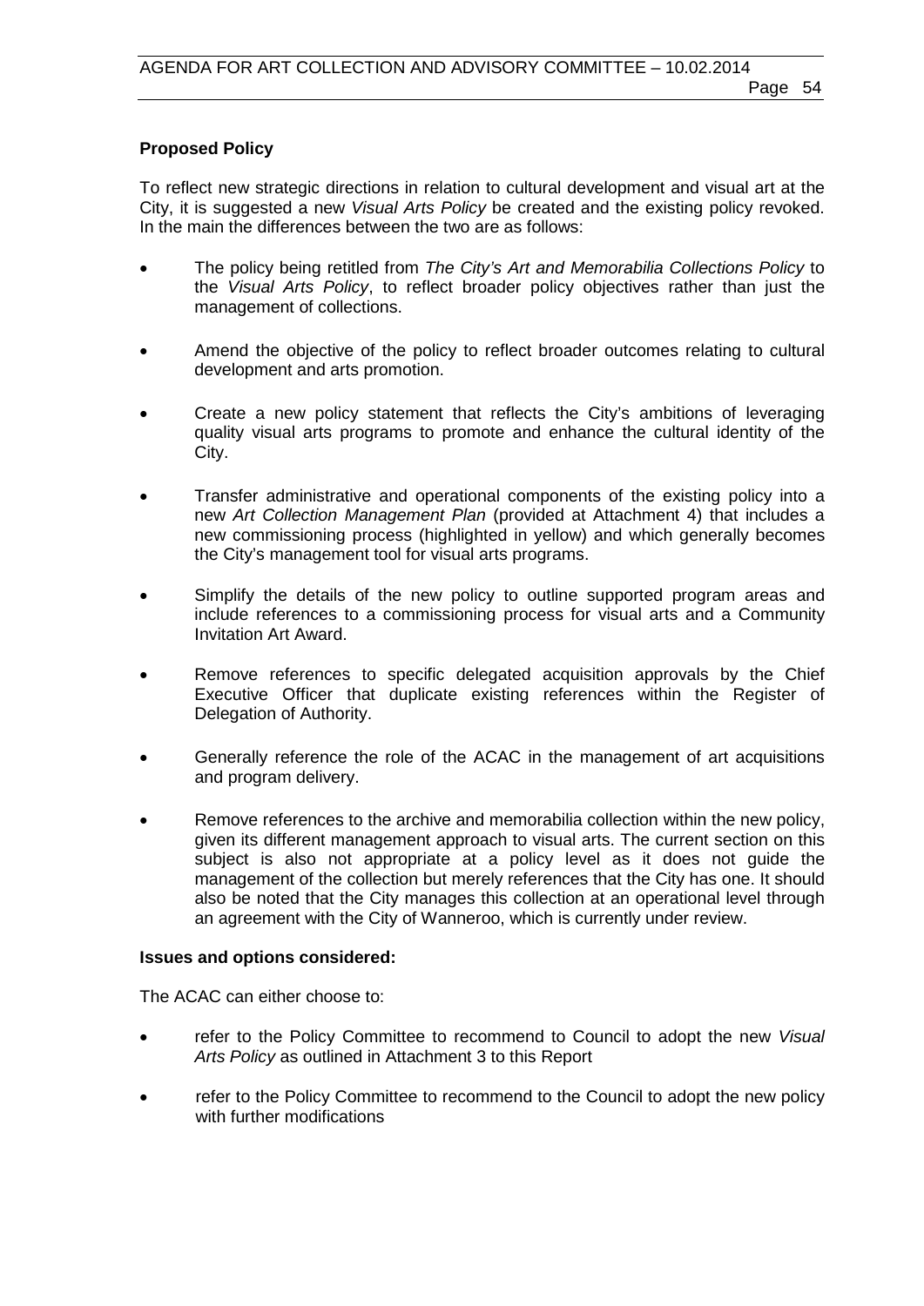**Proposed Policy**

To reflect new strategic directions in relation to cultural development and visual art at the City, it is suggested a new *Visual Arts Policy* be created and the existing policy revoked. In the main the differences between the two are as follows:

- The policy being retitled from *The City's Art and Memorabilia Collections Policy* to the *Visual Arts Policy*, to reflect broader policy objectives rather than just the management of collections.
- Amend the objective of the policy to reflect broader outcomes relating to cultural development and arts promotion.
- Create a new policy statement that reflects the City's ambitions of leveraging quality visual arts programs to promote and enhance the cultural identity of the City.
- Transfer administrative and operational components of the existing policy into a new *Art Collection Management Plan* (provided at Attachment 4) that includes a new commissioning process (highlighted in yellow) and which generally becomes the City's management tool for visual arts programs.
- Simplify the details of the new policy to outline supported program areas and include references to a commissioning process for visual arts and a Community Invitation Art Award.
- Remove references to specific delegated acquisition approvals by the Chief Executive Officer that duplicate existing references within the Register of Delegation of Authority.
- Generally reference the role of the ACAC in the management of art acquisitions and program delivery.
- Remove references to the archive and memorabilia collection within the new policy, given its different management approach to visual arts. The current section on this subject is also not appropriate at a policy level as it does not guide the management of the collection but merely references that the City has one. It should also be noted that the City manages this collection at an operational level through an agreement with the City of Wanneroo, which is currently under review.

**Issues and options considered:**

The ACAC can either choose to:

- refer to the Policy Committee to recommend to Council to adopt the new *Visual Arts Policy* as outlined in Attachment 3 to this Report
- refer to the Policy Committee to recommend to the Council to adopt the new policy with further modifications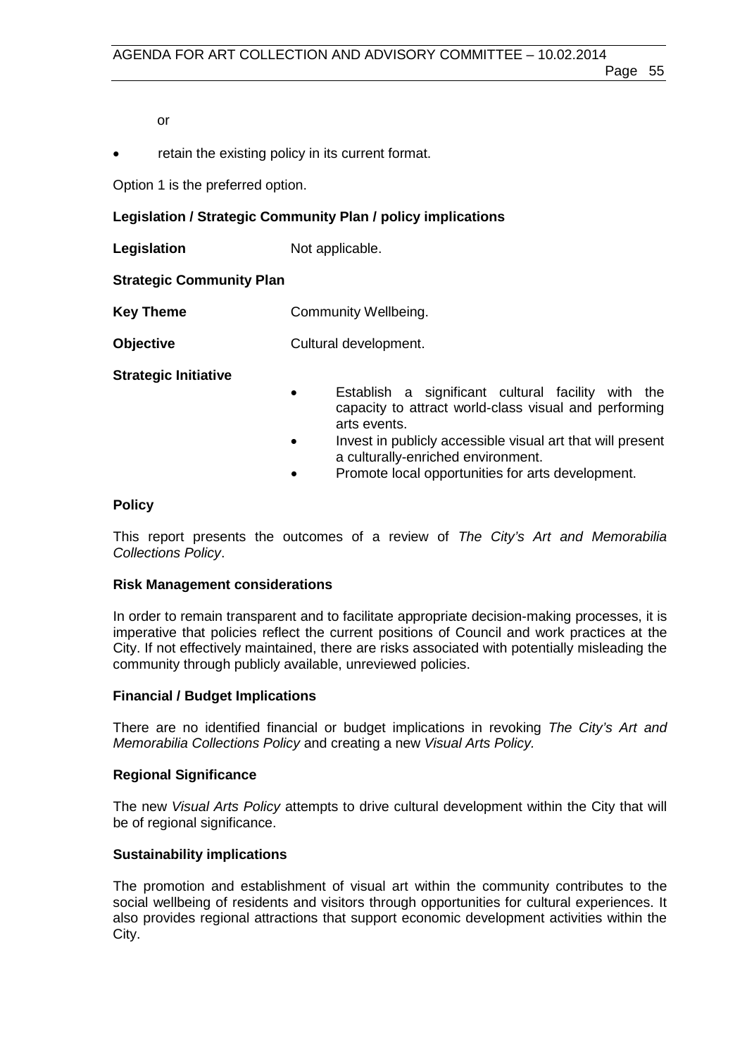or

- retain the existing policy in its current format.

Option 1 is the preferred option.

**Legislation / Strategic Community Plan / policy implications**

**Legislation** Not applicable.

**Strategic Community Plan**

**Key Theme** Community Wellbeing.

**Objective** Cultural development.

**Strategic Initiative**

- Establish a significant cultural facility with the capacity to attract world-class visual and performing arts events.
- Invest in publicly accessible visual art that will present a culturally-enriched environment.
- Promote local opportunities for arts development.

**Policy**

This report presents the outcomes of a review of *The City's Art and Memorabilia Collections Policy*.

**Risk Management considerations**

In order to remain transparent and to facilitate appropriate decision-making processes, it is imperative that policies reflect the current positions of Council and work practices at the City. If not effectively maintained, there are risks associated with potentially misleading the community through publicly available, unreviewed policies.

**Financial / Budget Implications**

There are no identified financial or budget implications in revoking *The City's Art and Memorabilia Collections Policy* and creating a new *Visual Arts Policy.*

**Regional Significance**

The new *Visual Arts Policy* attempts to drive cultural development within the City that will be of regional significance.

**Sustainability implications**

The promotion and establishment of visual art within the community contributes to the social wellbeing of residents and visitors through opportunities for cultural experiences. It also provides regional attractions that support economic development activities within the City.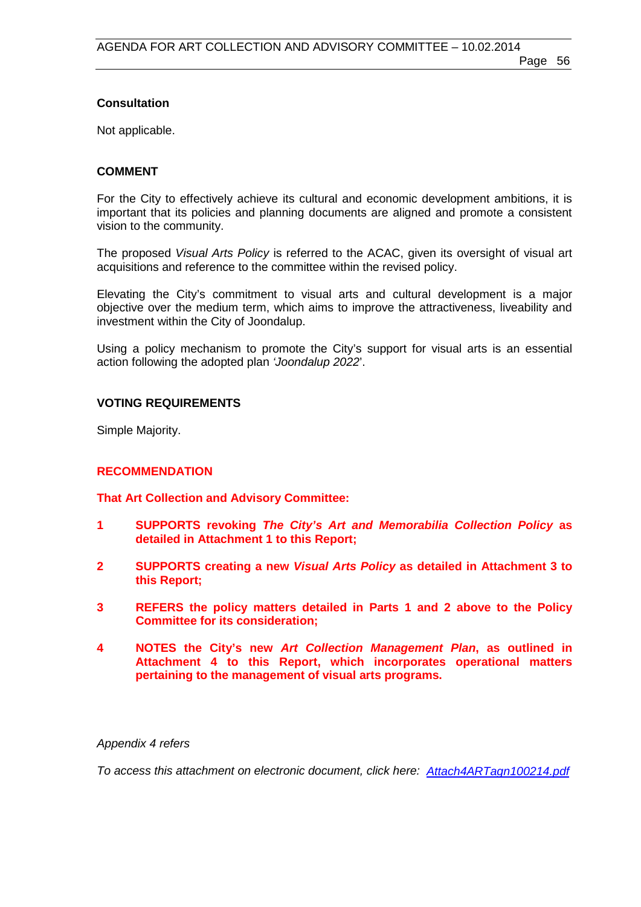**Consultation**

Not applicable.

**COMMENT**

For the City to effectively achieve its cultural and economic development ambitions, it is important that its policies and planning documents are aligned and promote a consistent vision to the community.

The proposed *Visual Arts Policy* is referred to the ACAC, given its oversight of visual art acquisitions and reference to the committee within the revised policy.

Elevating the City's commitment to visual arts and cultural development is a major objective over the medium term, which aims to improve the attractiveness, liveability and investment within the City of Joondalup.

Using a policy mechanism to promote the City's support for visual arts is an essential action following the adopted plan '*Joondalup 2022*'.

**VOTING REQUIREMENTS**

Simple Majority.

**RECOMMENDATION**

**That Art Collection and Advisory Committee:**

**1 SUPPORTS revoking *The City's Art and Memorabilia Collection Policy* as detailed in Attachment 1 to this Report;**

**2 SUPPORTS creating a new *Visual Arts Policy* as detailed in Attachment 3 to this Report;**

**3 REFERS the policy matters detailed in Parts 1 and 2 above to the Policy Committee for its consideration;**

**4 NOTES the City's new *Art Collection Management Plan*, as outlined in Attachment 4 to this Report, which incorporates operational matters pertaining to the management of visual arts programs.**

*Appendix 4 refers*

*To access this attachment on electronic document, click here: Attach4ARTagn100214.pdf*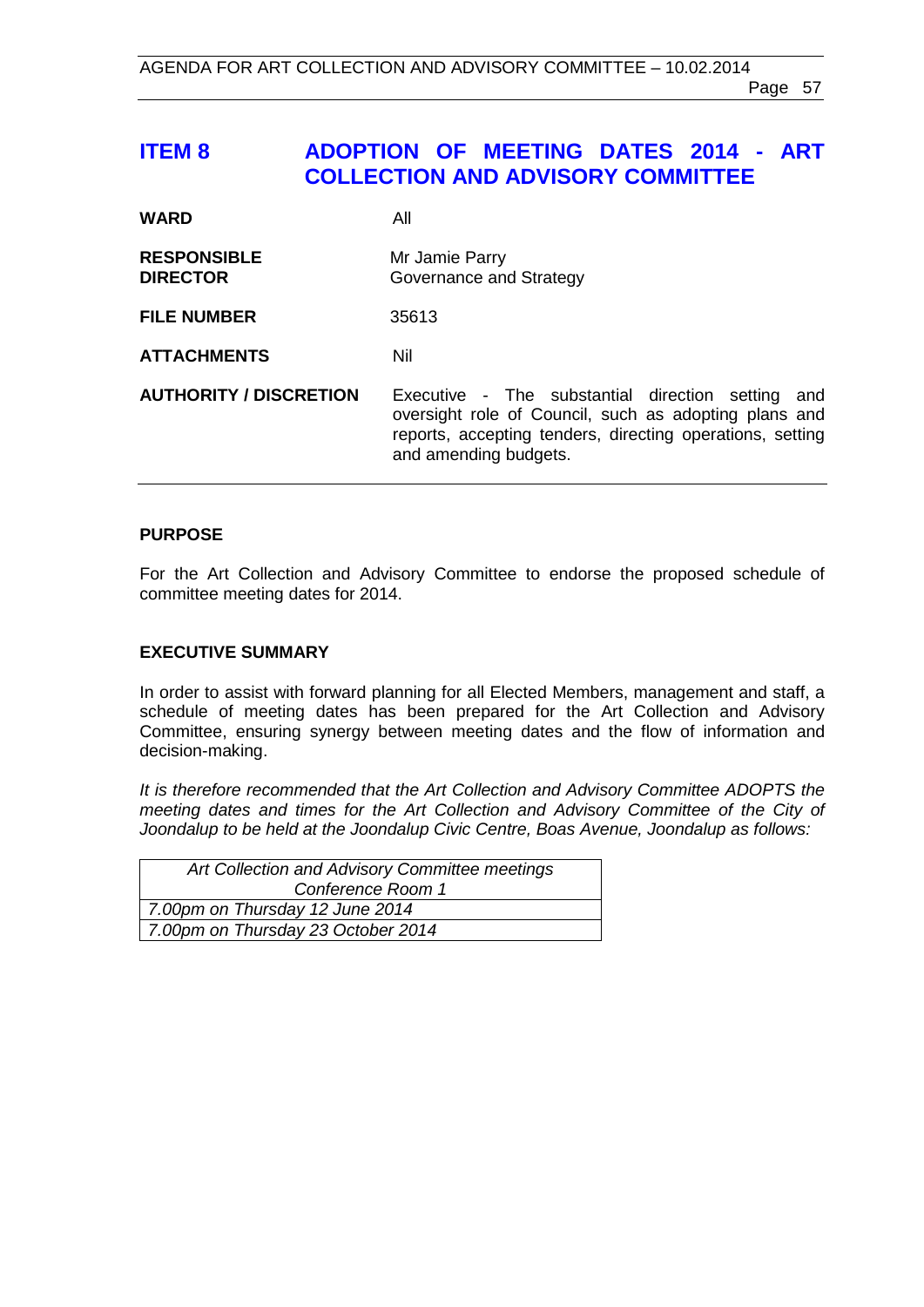# ITEM 8 ADOPTION OF MEETING DATES 2014 - ART COLLECTION AND ADVISORY COMMITTEE

| | |
|---|---|
| **WARD** | All |
| **RESPONSIBLE DIRECTOR** | Mr Jamie Parry<br>Governance and Strategy |
| **FILE NUMBER** | 35613 |
| **ATTACHMENTS** | Nil |
| **AUTHORITY / DISCRETION** | Executive - The substantial direction setting and oversight role of Council, such as adopting plans and reports, accepting tenders, directing operations, setting and amending budgets. |

## PURPOSE

For the Art Collection and Advisory Committee to endorse the proposed schedule of committee meeting dates for 2014.

## EXECUTIVE SUMMARY

In order to assist with forward planning for all Elected Members, management and staff, a schedule of meeting dates has been prepared for the Art Collection and Advisory Committee, ensuring synergy between meeting dates and the flow of information and decision-making.

*It is therefore recommended that the Art Collection and Advisory Committee ADOPTS the meeting dates and times for the Art Collection and Advisory Committee of the City of Joondalup to be held at the Joondalup Civic Centre, Boas Avenue, Joondalup as follows:*

| *Art Collection and Advisory Committee meetings Conference Room 1* |
|---|
| *7.00pm on Thursday 12 June 2014* |
| *7.00pm on Thursday 23 October 2014* |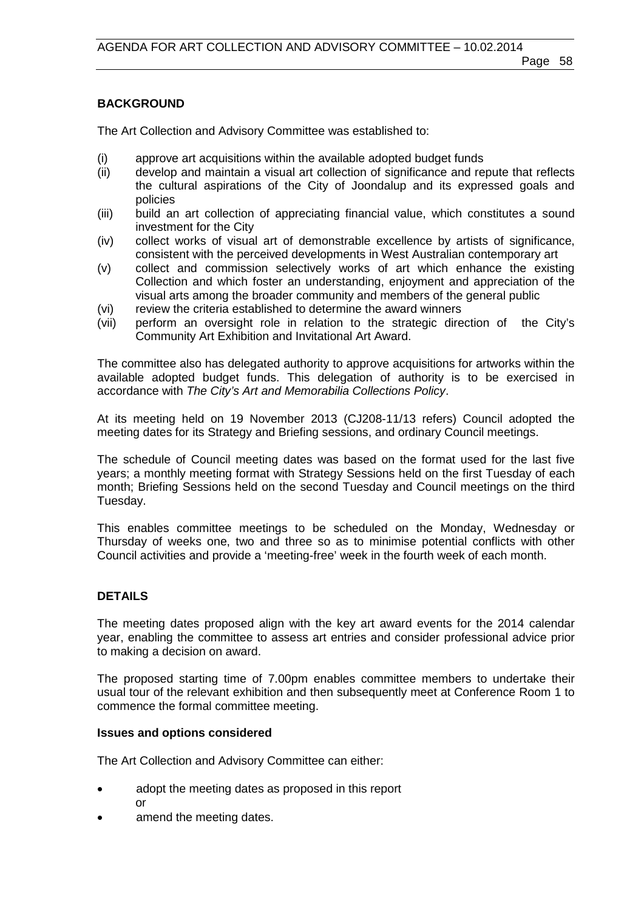## BACKGROUND

The Art Collection and Advisory Committee was established to:

(i) approve art acquisitions within the available adopted budget funds
(ii) develop and maintain a visual art collection of significance and repute that reflects the cultural aspirations of the City of Joondalup and its expressed goals and policies
(iii) build an art collection of appreciating financial value, which constitutes a sound investment for the City
(iv) collect works of visual art of demonstrable excellence by artists of significance, consistent with the perceived developments in West Australian contemporary art
(v) collect and commission selectively works of art which enhance the existing Collection and which foster an understanding, enjoyment and appreciation of the visual arts among the broader community and members of the general public
(vi) review the criteria established to determine the award winners
(vii) perform an oversight role in relation to the strategic direction of the City's Community Art Exhibition and Invitational Art Award.

The committee also has delegated authority to approve acquisitions for artworks within the available adopted budget funds. This delegation of authority is to be exercised in accordance with *The City's Art and Memorabilia Collections Policy*.

At its meeting held on 19 November 2013 (CJ208-11/13 refers) Council adopted the meeting dates for its Strategy and Briefing sessions, and ordinary Council meetings.

The schedule of Council meeting dates was based on the format used for the last five years; a monthly meeting format with Strategy Sessions held on the first Tuesday of each month; Briefing Sessions held on the second Tuesday and Council meetings on the third Tuesday.

This enables committee meetings to be scheduled on the Monday, Wednesday or Thursday of weeks one, two and three so as to minimise potential conflicts with other Council activities and provide a 'meeting-free' week in the fourth week of each month.

## DETAILS

The meeting dates proposed align with the key art award events for the 2014 calendar year, enabling the committee to assess art entries and consider professional advice prior to making a decision on award.

The proposed starting time of 7.00pm enables committee members to undertake their usual tour of the relevant exhibition and then subsequently meet at Conference Room 1 to commence the formal committee meeting.

### Issues and options considered

The Art Collection and Advisory Committee can either:

- adopt the meeting dates as proposed in this report
  or
- amend the meeting dates.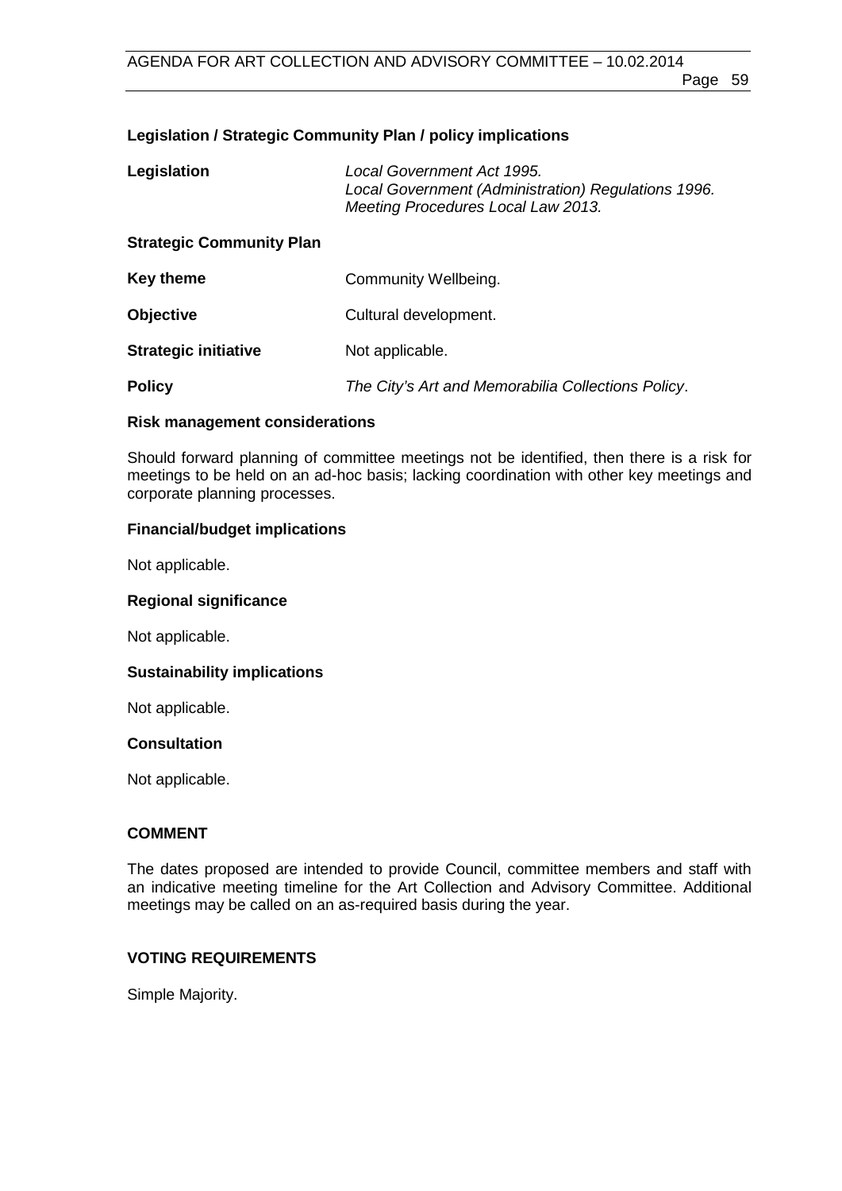**Legislation / Strategic Community Plan / policy implications**

| | |
|---|---|
| **Legislation** | *Local Government Act 1995.*<br>*Local Government (Administration) Regulations 1996.*<br>*Meeting Procedures Local Law 2013.* |

**Strategic Community Plan**

| | |
|---|---|
| **Key theme** | Community Wellbeing. |
| **Objective** | Cultural development. |
| **Strategic initiative** | Not applicable. |
| **Policy** | *The City's Art and Memorabilia Collections Policy*. |

**Risk management considerations**

Should forward planning of committee meetings not be identified, then there is a risk for meetings to be held on an ad-hoc basis; lacking coordination with other key meetings and corporate planning processes.

**Financial/budget implications**

Not applicable.

**Regional significance**

Not applicable.

**Sustainability implications**

Not applicable.

**Consultation**

Not applicable.

**COMMENT**

The dates proposed are intended to provide Council, committee members and staff with an indicative meeting timeline for the Art Collection and Advisory Committee. Additional meetings may be called on an as-required basis during the year.

**VOTING REQUIREMENTS**

Simple Majority.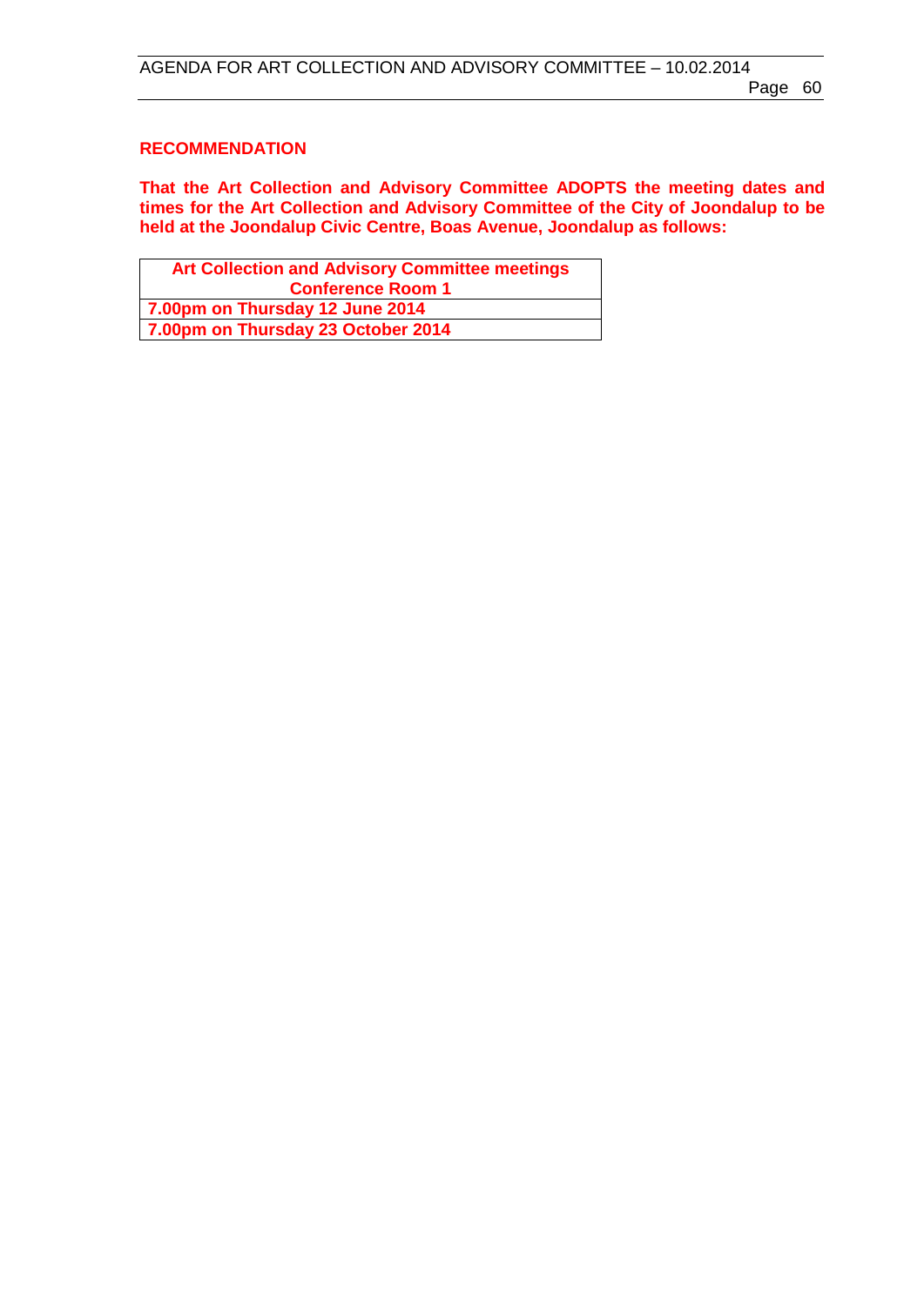**RECOMMENDATION**

**That the Art Collection and Advisory Committee ADOPTS the meeting dates and times for the Art Collection and Advisory Committee of the City of Joondalup to be held at the Joondalup Civic Centre, Boas Avenue, Joondalup as follows:**

| **Art Collection and Advisory Committee meetings Conference Room 1** |
|---|
| **7.00pm on Thursday 12 June 2014** |
| **7.00pm on Thursday 23 October 2014** |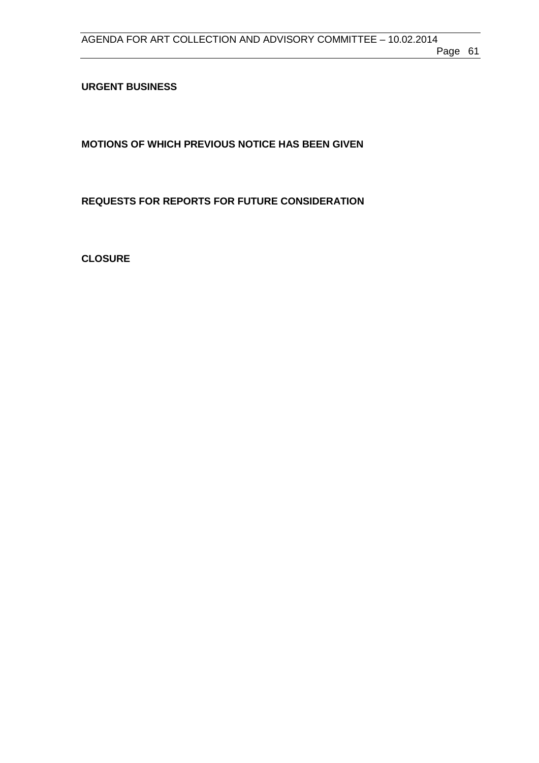**URGENT BUSINESS**

**MOTIONS OF WHICH PREVIOUS NOTICE HAS BEEN GIVEN**

**REQUESTS FOR REPORTS FOR FUTURE CONSIDERATION**

**CLOSURE**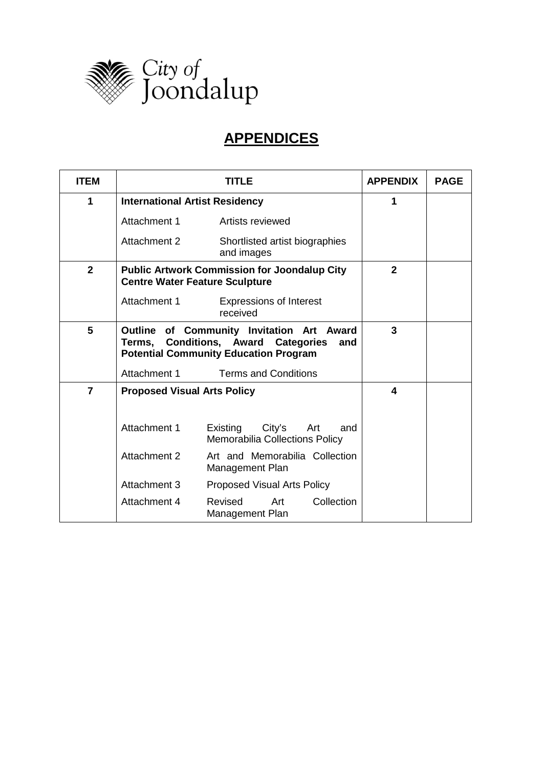City of Joondalup

# APPENDICES

| ITEM | TITLE | | APPENDIX | PAGE |
|---|---|---|---|---|
| 1 | **International Artist Residency** | | 1 | |
| | Attachment 1 | Artists reviewed | | |
| | Attachment 2 | Shortlisted artist biographies and images | | |
| 2 | **Public Artwork Commission for Joondalup City Centre Water Feature Sculpture** | | 2 | |
| | Attachment 1 | Expressions of Interest received | | |
| 5 | **Outline of Community Invitation Art Award Terms, Conditions, Award Categories and Potential Community Education Program** | | 3 | |
| | Attachment 1 | Terms and Conditions | | |
| 7 | **Proposed Visual Arts Policy** | | 4 | |
| | Attachment 1 | Existing City's Art and Memorabilia Collections Policy | | |
| | Attachment 2 | Art and Memorabilia Collection Management Plan | | |
| | Attachment 3 | Proposed Visual Arts Policy | | |
| | Attachment 4 | Revised Art Collection Management Plan | | |